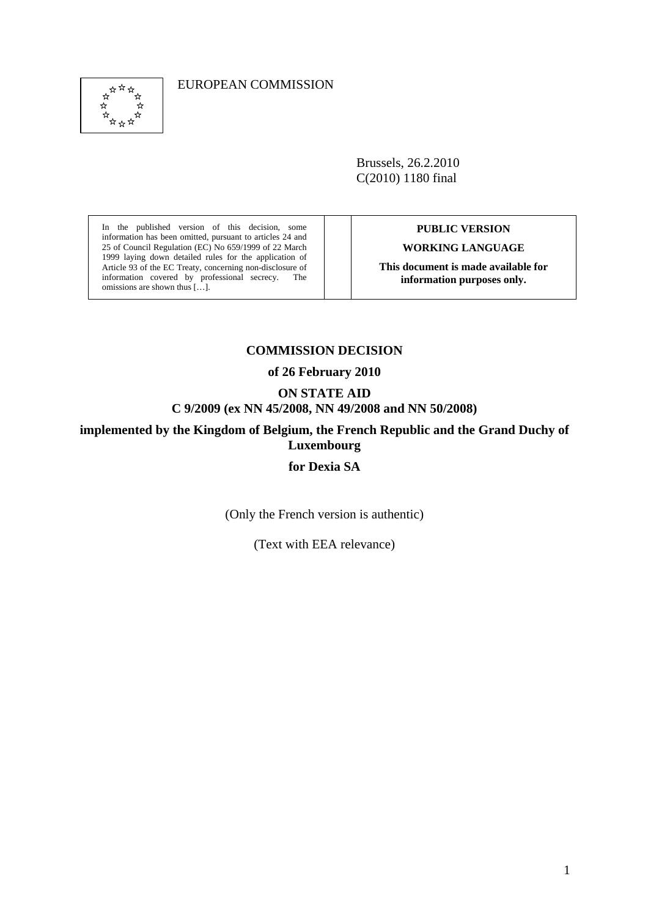EUROPEAN COMMISSION

Brussels, 26.2.2010
C(2010) 1180 final

In the published version of this decision, some information has been omitted, pursuant to articles 24 and 25 of Council Regulation (EC) No 659/1999 of 22 March 1999 laying down detailed rules for the application of Article 93 of the EC Treaty, concerning non-disclosure of information covered by professional secrecy. The omissions are shown thus […].

**PUBLIC VERSION**

**WORKING LANGUAGE**

**This document is made available for information purposes only.**

# COMMISSION DECISION

**of 26 February 2010**

**ON STATE AID**
**C 9/2009 (ex NN 45/2008, NN 49/2008 and NN 50/2008)**

**implemented by the Kingdom of Belgium, the French Republic and the Grand Duchy of Luxembourg**

**for Dexia SA**

(Only the French version is authentic)

(Text with EEA relevance)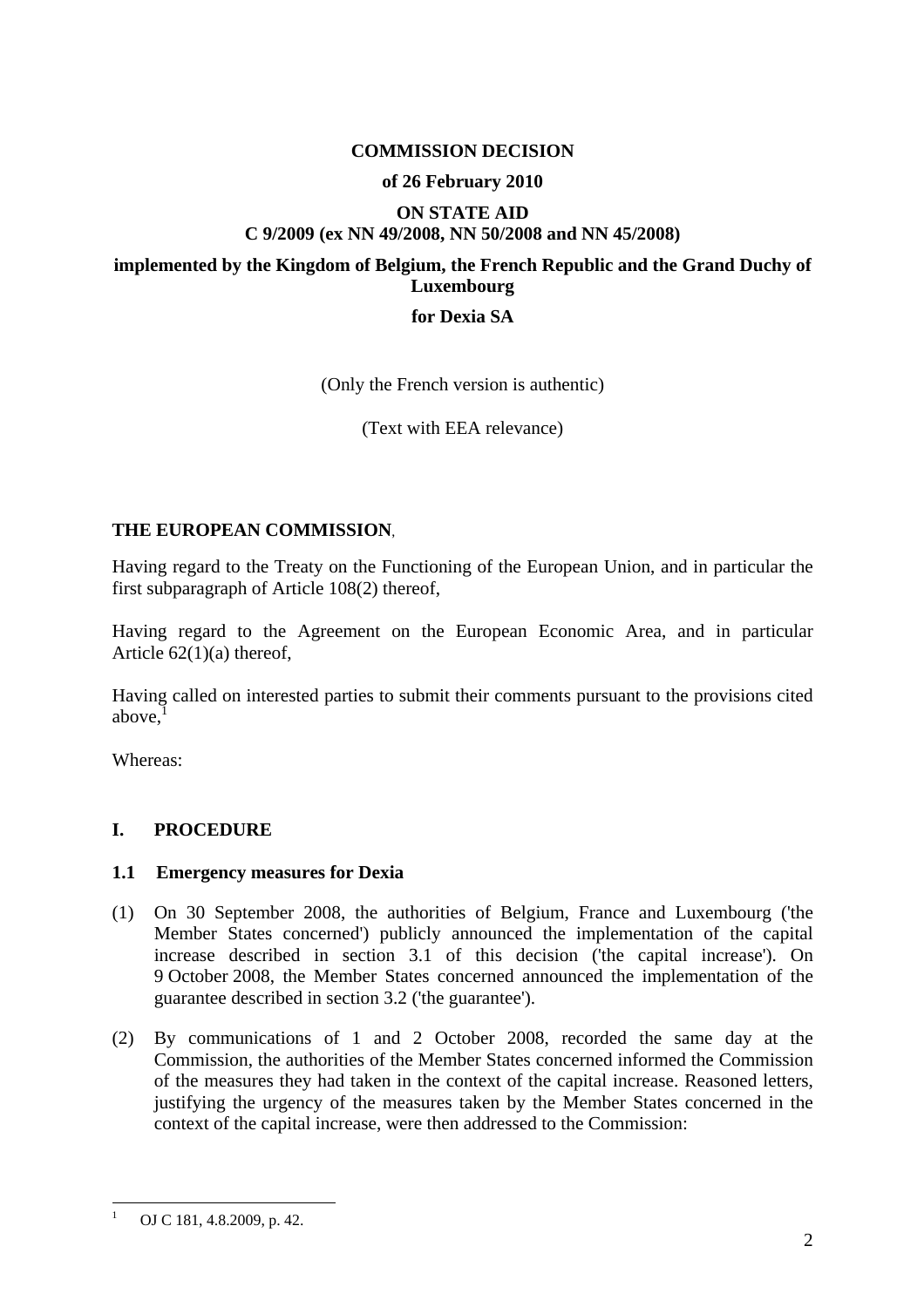**COMMISSION DECISION**

**of 26 February 2010**

**ON STATE AID**
**C 9/2009 (ex NN 49/2008, NN 50/2008 and NN 45/2008)**

**implemented by the Kingdom of Belgium, the French Republic and the Grand Duchy of Luxembourg**

**for Dexia SA**

(Only the French version is authentic)

(Text with EEA relevance)

**THE EUROPEAN COMMISSION**,

Having regard to the Treaty on the Functioning of the European Union, and in particular the first subparagraph of Article 108(2) thereof,

Having regard to the Agreement on the European Economic Area, and in particular Article 62(1)(a) thereof,

Having called on interested parties to submit their comments pursuant to the provisions cited above,[1]

Whereas:

## I. PROCEDURE

### 1.1 Emergency measures for Dexia

(1) On 30 September 2008, the authorities of Belgium, France and Luxembourg ('the Member States concerned') publicly announced the implementation of the capital increase described in section 3.1 of this decision ('the capital increase'). On 9 October 2008, the Member States concerned announced the implementation of the guarantee described in section 3.2 ('the guarantee').

(2) By communications of 1 and 2 October 2008, recorded the same day at the Commission, the authorities of the Member States concerned informed the Commission of the measures they had taken in the context of the capital increase. Reasoned letters, justifying the urgency of the measures taken by the Member States concerned in the context of the capital increase, were then addressed to the Commission:

---

[1] OJ C 181, 4.8.2009, p. 42.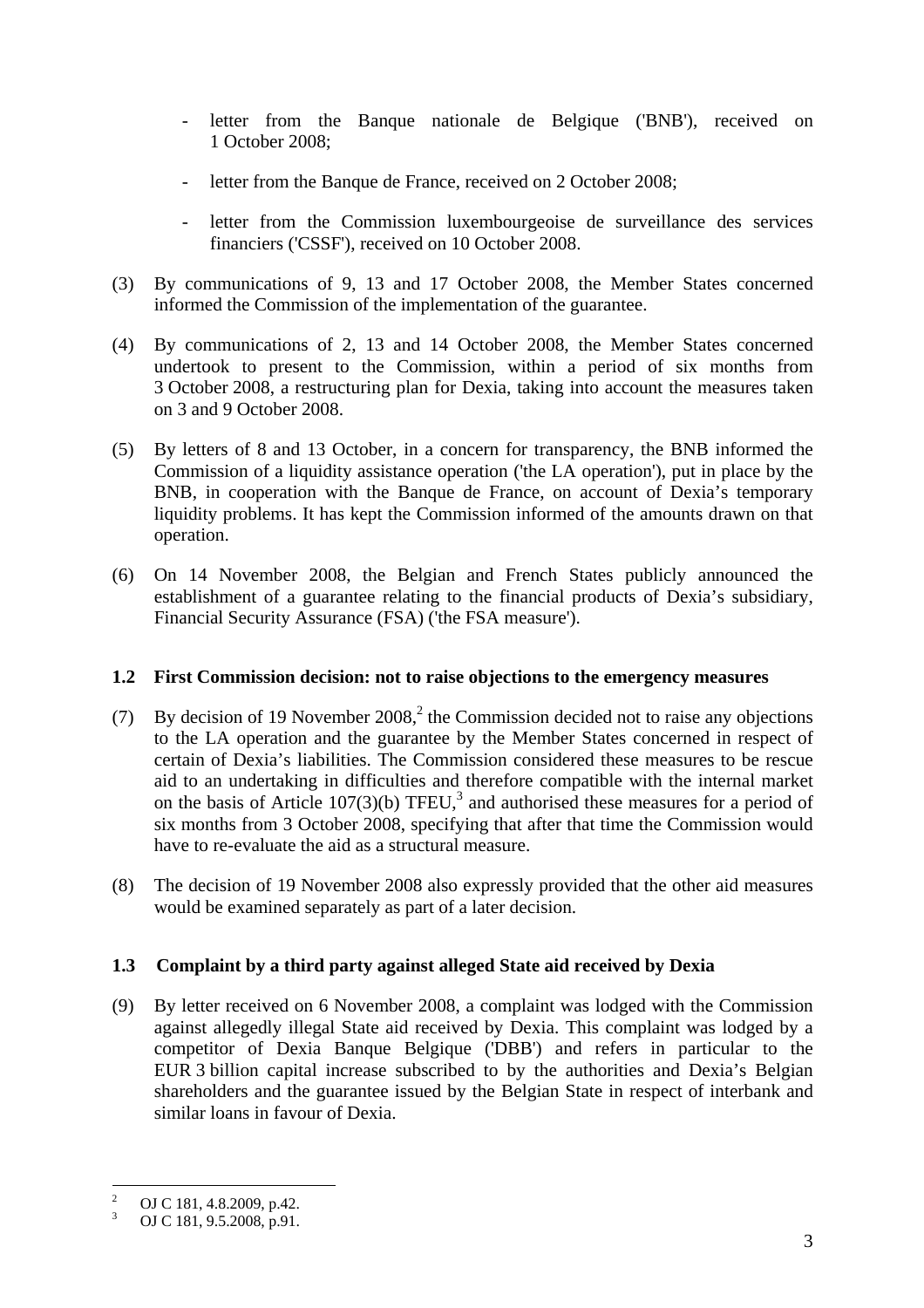- letter from the Banque nationale de Belgique ('BNB'), received on 1 October 2008;
- letter from the Banque de France, received on 2 October 2008;
- letter from the Commission luxembourgeoise de surveillance des services financiers ('CSSF'), received on 10 October 2008.

(3) By communications of 9, 13 and 17 October 2008, the Member States concerned informed the Commission of the implementation of the guarantee.

(4) By communications of 2, 13 and 14 October 2008, the Member States concerned undertook to present to the Commission, within a period of six months from 3 October 2008, a restructuring plan for Dexia, taking into account the measures taken on 3 and 9 October 2008.

(5) By letters of 8 and 13 October, in a concern for transparency, the BNB informed the Commission of a liquidity assistance operation ('the LA operation'), put in place by the BNB, in cooperation with the Banque de France, on account of Dexia's temporary liquidity problems. It has kept the Commission informed of the amounts drawn on that operation.

(6) On 14 November 2008, the Belgian and French States publicly announced the establishment of a guarantee relating to the financial products of Dexia's subsidiary, Financial Security Assurance (FSA) ('the FSA measure').

### 1.2 First Commission decision: not to raise objections to the emergency measures

(7) By decision of 19 November 2008,[2] the Commission decided not to raise any objections to the LA operation and the guarantee by the Member States concerned in respect of certain of Dexia's liabilities. The Commission considered these measures to be rescue aid to an undertaking in difficulties and therefore compatible with the internal market on the basis of Article 107(3)(b) TFEU,[3] and authorised these measures for a period of six months from 3 October 2008, specifying that after that time the Commission would have to re-evaluate the aid as a structural measure.

(8) The decision of 19 November 2008 also expressly provided that the other aid measures would be examined separately as part of a later decision.

### 1.3 Complaint by a third party against alleged State aid received by Dexia

(9) By letter received on 6 November 2008, a complaint was lodged with the Commission against allegedly illegal State aid received by Dexia. This complaint was lodged by a competitor of Dexia Banque Belgique ('DBB') and refers in particular to the EUR 3 billion capital increase subscribed to by the authorities and Dexia's Belgian shareholders and the guarantee issued by the Belgian State in respect of interbank and similar loans in favour of Dexia.

---

[2] OJ C 181, 4.8.2009, p.42.

[3] OJ C 181, 9.5.2008, p.91.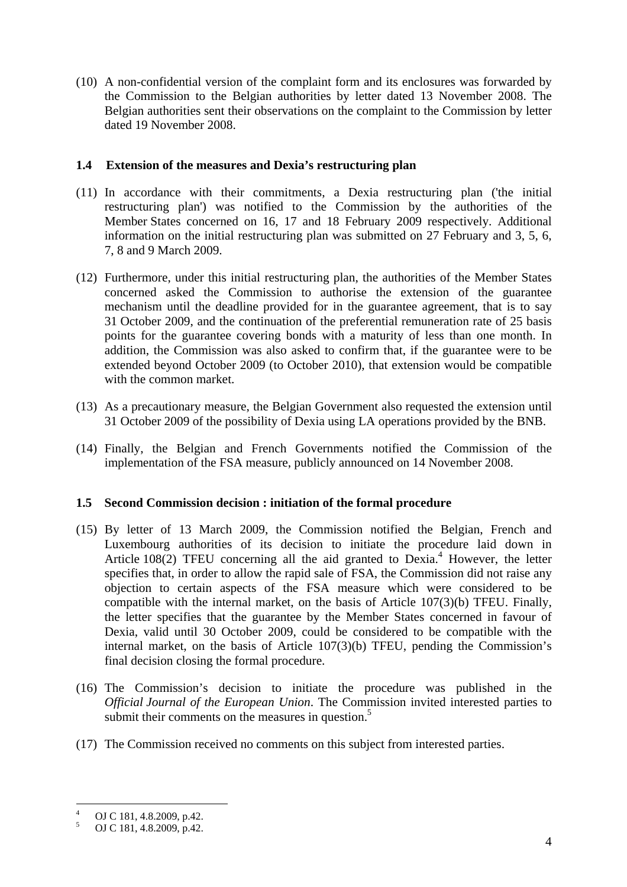(10) A non-confidential version of the complaint form and its enclosures was forwarded by the Commission to the Belgian authorities by letter dated 13 November 2008. The Belgian authorities sent their observations on the complaint to the Commission by letter dated 19 November 2008.

### 1.4 Extension of the measures and Dexia's restructuring plan

(11) In accordance with their commitments, a Dexia restructuring plan ('the initial restructuring plan') was notified to the Commission by the authorities of the Member States concerned on 16, 17 and 18 February 2009 respectively. Additional information on the initial restructuring plan was submitted on 27 February and 3, 5, 6, 7, 8 and 9 March 2009.

(12) Furthermore, under this initial restructuring plan, the authorities of the Member States concerned asked the Commission to authorise the extension of the guarantee mechanism until the deadline provided for in the guarantee agreement, that is to say 31 October 2009, and the continuation of the preferential remuneration rate of 25 basis points for the guarantee covering bonds with a maturity of less than one month. In addition, the Commission was also asked to confirm that, if the guarantee were to be extended beyond October 2009 (to October 2010), that extension would be compatible with the common market.

(13) As a precautionary measure, the Belgian Government also requested the extension until 31 October 2009 of the possibility of Dexia using LA operations provided by the BNB.

(14) Finally, the Belgian and French Governments notified the Commission of the implementation of the FSA measure, publicly announced on 14 November 2008.

### 1.5 Second Commission decision : initiation of the formal procedure

(15) By letter of 13 March 2009, the Commission notified the Belgian, French and Luxembourg authorities of its decision to initiate the procedure laid down in Article 108(2) TFEU concerning all the aid granted to Dexia.[4] However, the letter specifies that, in order to allow the rapid sale of FSA, the Commission did not raise any objection to certain aspects of the FSA measure which were considered to be compatible with the internal market, on the basis of Article 107(3)(b) TFEU. Finally, the letter specifies that the guarantee by the Member States concerned in favour of Dexia, valid until 30 October 2009, could be considered to be compatible with the internal market, on the basis of Article 107(3)(b) TFEU, pending the Commission's final decision closing the formal procedure.

(16) The Commission's decision to initiate the procedure was published in the *Official Journal of the European Union*. The Commission invited interested parties to submit their comments on the measures in question.[5]

(17) The Commission received no comments on this subject from interested parties.

---

[4] OJ C 181, 4.8.2009, p.42.

[5] OJ C 181, 4.8.2009, p.42.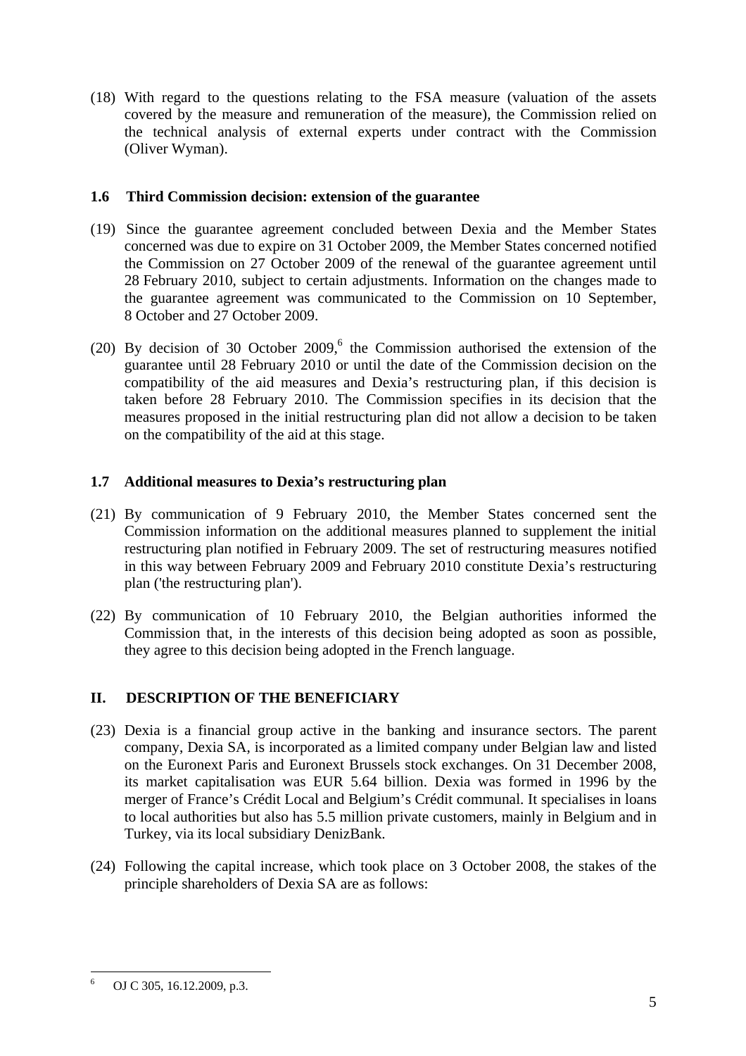(18) With regard to the questions relating to the FSA measure (valuation of the assets covered by the measure and remuneration of the measure), the Commission relied on the technical analysis of external experts under contract with the Commission (Oliver Wyman).

### 1.6 Third Commission decision: extension of the guarantee

(19) Since the guarantee agreement concluded between Dexia and the Member States concerned was due to expire on 31 October 2009, the Member States concerned notified the Commission on 27 October 2009 of the renewal of the guarantee agreement until 28 February 2010, subject to certain adjustments. Information on the changes made to the guarantee agreement was communicated to the Commission on 10 September, 8 October and 27 October 2009.

(20) By decision of 30 October 2009,[6] the Commission authorised the extension of the guarantee until 28 February 2010 or until the date of the Commission decision on the compatibility of the aid measures and Dexia's restructuring plan, if this decision is taken before 28 February 2010. The Commission specifies in its decision that the measures proposed in the initial restructuring plan did not allow a decision to be taken on the compatibility of the aid at this stage.

### 1.7 Additional measures to Dexia's restructuring plan

(21) By communication of 9 February 2010, the Member States concerned sent the Commission information on the additional measures planned to supplement the initial restructuring plan notified in February 2009. The set of restructuring measures notified in this way between February 2009 and February 2010 constitute Dexia's restructuring plan ('the restructuring plan').

(22) By communication of 10 February 2010, the Belgian authorities informed the Commission that, in the interests of this decision being adopted as soon as possible, they agree to this decision being adopted in the French language.

## II. DESCRIPTION OF THE BENEFICIARY

(23) Dexia is a financial group active in the banking and insurance sectors. The parent company, Dexia SA, is incorporated as a limited company under Belgian law and listed on the Euronext Paris and Euronext Brussels stock exchanges. On 31 December 2008, its market capitalisation was EUR 5.64 billion. Dexia was formed in 1996 by the merger of France's Crédit Local and Belgium's Crédit communal. It specialises in loans to local authorities but also has 5.5 million private customers, mainly in Belgium and in Turkey, via its local subsidiary DenizBank.

(24) Following the capital increase, which took place on 3 October 2008, the stakes of the principle shareholders of Dexia SA are as follows:

---

[6] OJ C 305, 16.12.2009, p.3.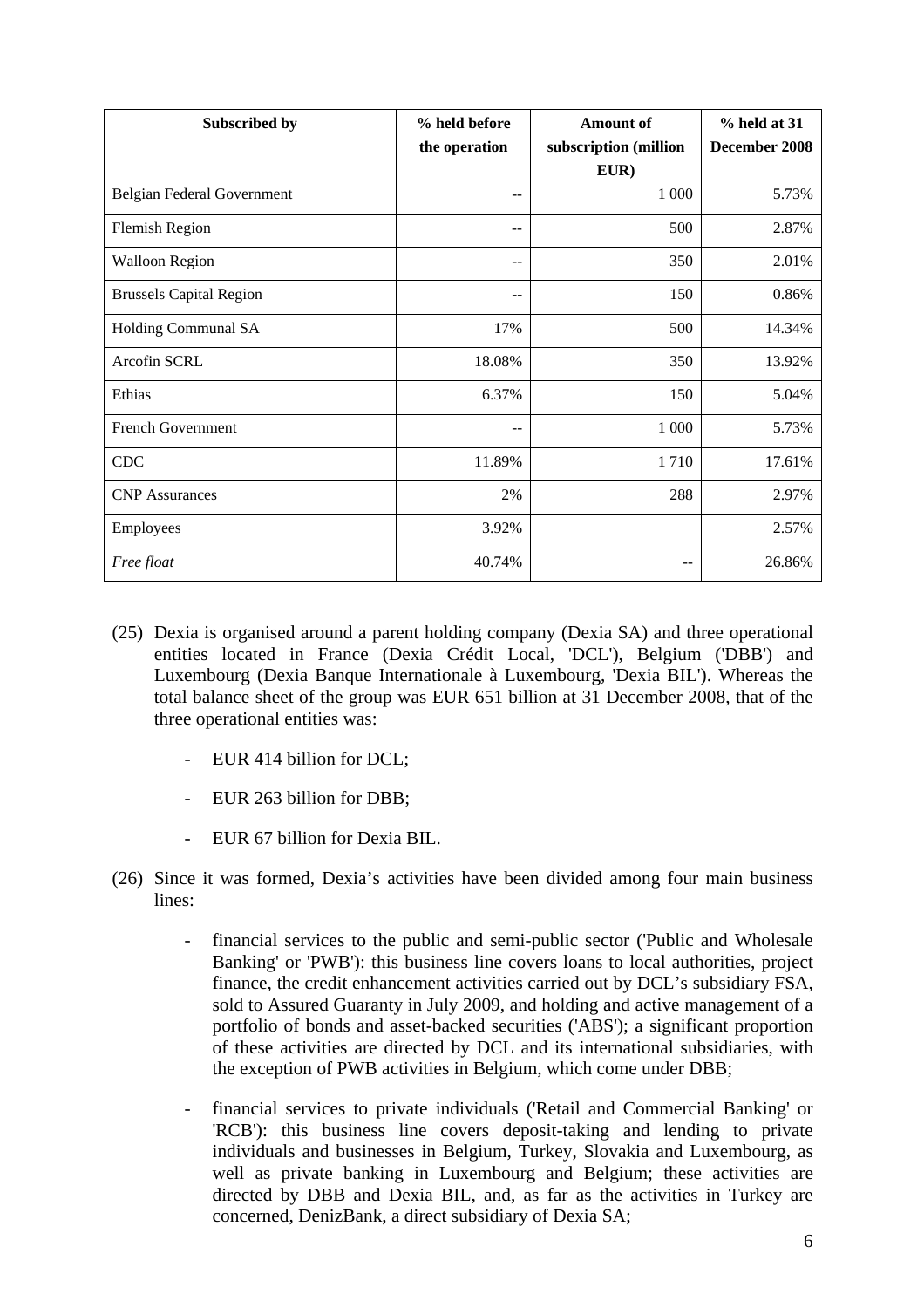| Subscribed by | % held before the operation | Amount of subscription (million EUR) | % held at 31 December 2008 |
|---|---|---|---|
| Belgian Federal Government | -- | 1 000 | 5.73% |
| Flemish Region | -- | 500 | 2.87% |
| Walloon Region | -- | 350 | 2.01% |
| Brussels Capital Region | -- | 150 | 0.86% |
| Holding Communal SA | 17% | 500 | 14.34% |
| Arcofin SCRL | 18.08% | 350 | 13.92% |
| Ethias | 6.37% | 150 | 5.04% |
| French Government | -- | 1 000 | 5.73% |
| CDC | 11.89% | 1 710 | 17.61% |
| CNP Assurances | 2% | 288 | 2.97% |
| Employees | 3.92% | | 2.57% |
| *Free float* | 40.74% | -- | 26.86% |

(25) Dexia is organised around a parent holding company (Dexia SA) and three operational entities located in France (Dexia Crédit Local, 'DCL'), Belgium ('DBB') and Luxembourg (Dexia Banque Internationale à Luxembourg, 'Dexia BIL'). Whereas the total balance sheet of the group was EUR 651 billion at 31 December 2008, that of the three operational entities was:

- EUR 414 billion for DCL;
- EUR 263 billion for DBB;
- EUR 67 billion for Dexia BIL.

(26) Since it was formed, Dexia's activities have been divided among four main business lines:

- financial services to the public and semi-public sector ('Public and Wholesale Banking' or 'PWB'): this business line covers loans to local authorities, project finance, the credit enhancement activities carried out by DCL's subsidiary FSA, sold to Assured Guaranty in July 2009, and holding and active management of a portfolio of bonds and asset-backed securities ('ABS'); a significant proportion of these activities are directed by DCL and its international subsidiaries, with the exception of PWB activities in Belgium, which come under DBB;
- financial services to private individuals ('Retail and Commercial Banking' or 'RCB'): this business line covers deposit-taking and lending to private individuals and businesses in Belgium, Turkey, Slovakia and Luxembourg, as well as private banking in Luxembourg and Belgium; these activities are directed by DBB and Dexia BIL, and, as far as the activities in Turkey are concerned, DenizBank, a direct subsidiary of Dexia SA;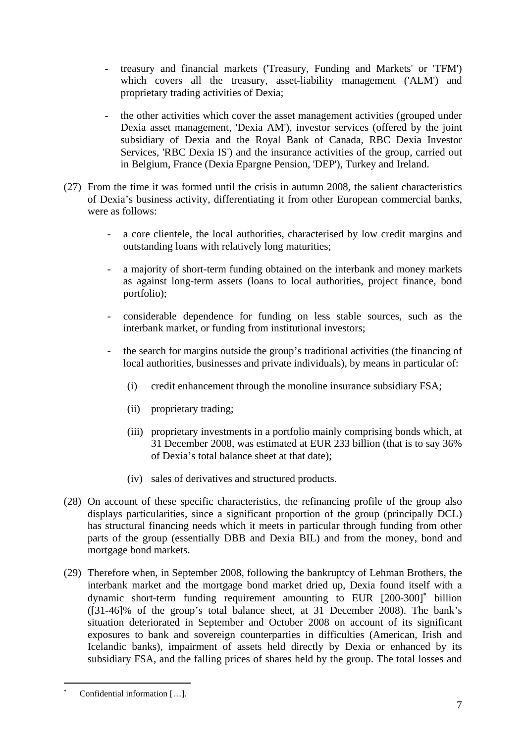- treasury and financial markets ('Treasury, Funding and Markets' or 'TFM') which covers all the treasury, asset-liability management ('ALM') and proprietary trading activities of Dexia;

- the other activities which cover the asset management activities (grouped under Dexia asset management, 'Dexia AM'), investor services (offered by the joint subsidiary of Dexia and the Royal Bank of Canada, RBC Dexia Investor Services, 'RBC Dexia IS') and the insurance activities of the group, carried out in Belgium, France (Dexia Epargne Pension, 'DEP'), Turkey and Ireland.

(27) From the time it was formed until the crisis in autumn 2008, the salient characteristics of Dexia's business activity, differentiating it from other European commercial banks, were as follows:

- a core clientele, the local authorities, characterised by low credit margins and outstanding loans with relatively long maturities;

- a majority of short-term funding obtained on the interbank and money markets as against long-term assets (loans to local authorities, project finance, bond portfolio);

- considerable dependence for funding on less stable sources, such as the interbank market, or funding from institutional investors;

- the search for margins outside the group's traditional activities (the financing of local authorities, businesses and private individuals), by means in particular of:

  (i) credit enhancement through the monoline insurance subsidiary FSA;

  (ii) proprietary trading;

  (iii) proprietary investments in a portfolio mainly comprising bonds which, at 31 December 2008, was estimated at EUR 233 billion (that is to say 36% of Dexia's total balance sheet at that date);

  (iv) sales of derivatives and structured products.

(28) On account of these specific characteristics, the refinancing profile of the group also displays particularities, since a significant proportion of the group (principally DCL) has structural financing needs which it meets in particular through funding from other parts of the group (essentially DBB and Dexia BIL) and from the money, bond and mortgage bond markets.

(29) Therefore when, in September 2008, following the bankruptcy of Lehman Brothers, the interbank market and the mortgage bond market dried up, Dexia found itself with a dynamic short-term funding requirement amounting to EUR [200-300][*] billion ([31-46]% of the group's total balance sheet, at 31 December 2008). The bank's situation deteriorated in September and October 2008 on account of its significant exposures to bank and sovereign counterparties in difficulties (American, Irish and Icelandic banks), impairment of assets held directly by Dexia or enhanced by its subsidiary FSA, and the falling prices of shares held by the group. The total losses and

---

[*] Confidential information […].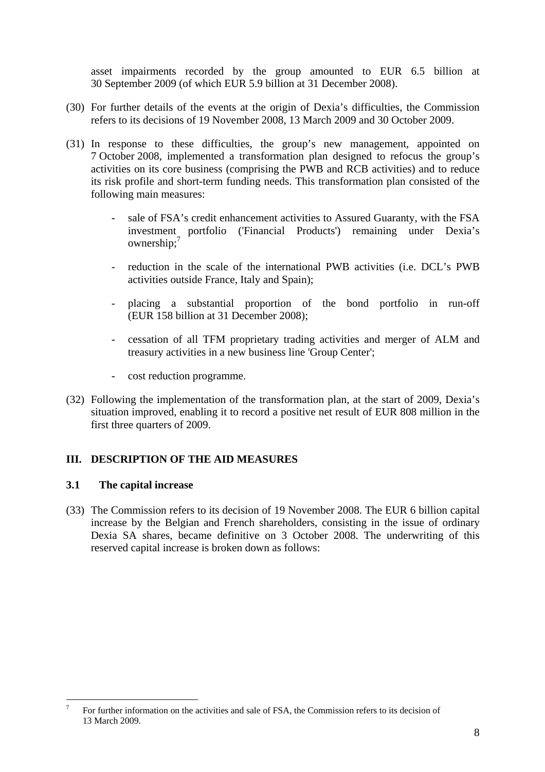asset impairments recorded by the group amounted to EUR 6.5 billion at 30 September 2009 (of which EUR 5.9 billion at 31 December 2008).

(30) For further details of the events at the origin of Dexia's difficulties, the Commission refers to its decisions of 19 November 2008, 13 March 2009 and 30 October 2009.

(31) In response to these difficulties, the group's new management, appointed on 7 October 2008, implemented a transformation plan designed to refocus the group's activities on its core business (comprising the PWB and RCB activities) and to reduce its risk profile and short-term funding needs. This transformation plan consisted of the following main measures:

- sale of FSA's credit enhancement activities to Assured Guaranty, with the FSA investment portfolio ('Financial Products') remaining under Dexia's ownership;[7]

- reduction in the scale of the international PWB activities (i.e. DCL's PWB activities outside France, Italy and Spain);

- placing a substantial proportion of the bond portfolio in run-off (EUR 158 billion at 31 December 2008);

- cessation of all TFM proprietary trading activities and merger of ALM and treasury activities in a new business line 'Group Center';

- cost reduction programme.

(32) Following the implementation of the transformation plan, at the start of 2009, Dexia's situation improved, enabling it to record a positive net result of EUR 808 million in the first three quarters of 2009.

## III. DESCRIPTION OF THE AID MEASURES

### 3.1 The capital increase

(33) The Commission refers to its decision of 19 November 2008. The EUR 6 billion capital increase by the Belgian and French shareholders, consisting in the issue of ordinary Dexia SA shares, became definitive on 3 October 2008. The underwriting of this reserved capital increase is broken down as follows:

---

[7] For further information on the activities and sale of FSA, the Commission refers to its decision of 13 March 2009.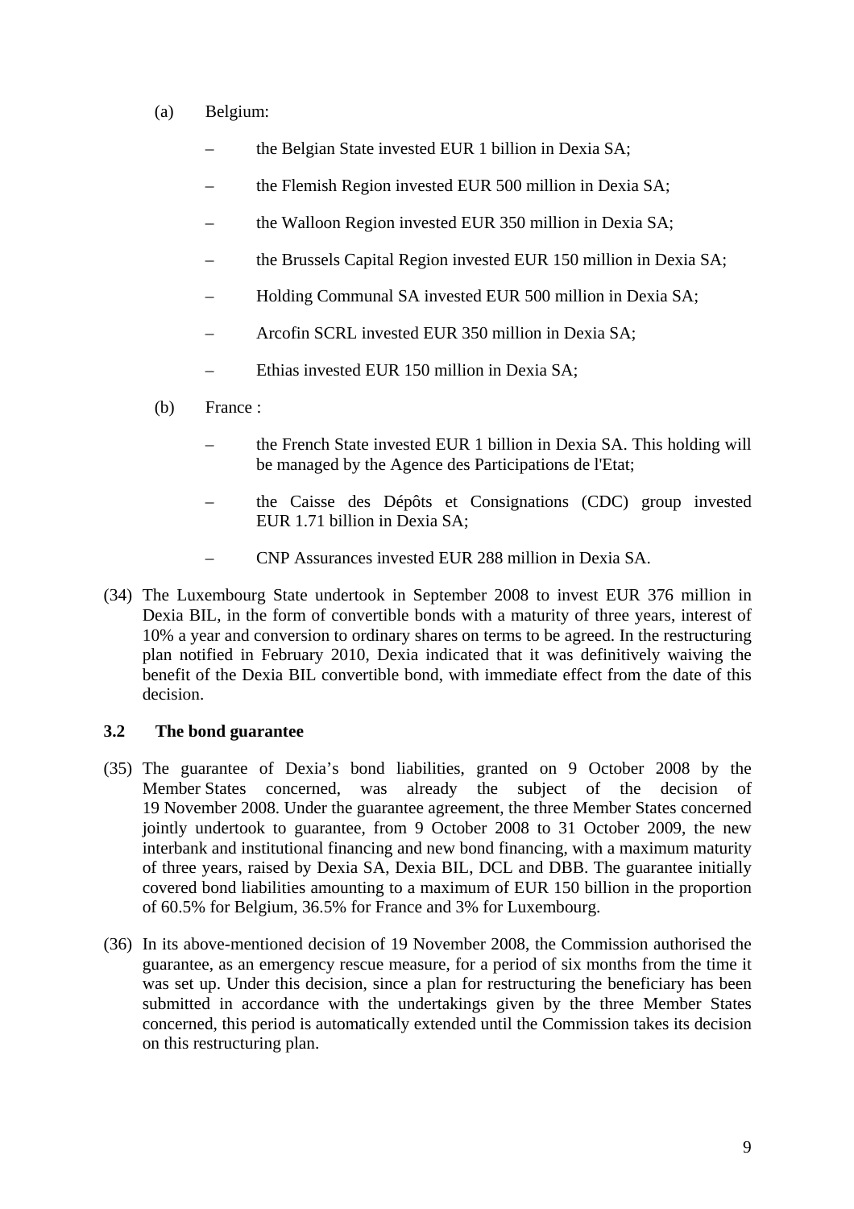(a) Belgium:

- the Belgian State invested EUR 1 billion in Dexia SA;
- the Flemish Region invested EUR 500 million in Dexia SA;
- the Walloon Region invested EUR 350 million in Dexia SA;
- the Brussels Capital Region invested EUR 150 million in Dexia SA;
- Holding Communal SA invested EUR 500 million in Dexia SA;
- Arcofin SCRL invested EUR 350 million in Dexia SA;
- Ethias invested EUR 150 million in Dexia SA;

(b) France :

- the French State invested EUR 1 billion in Dexia SA. This holding will be managed by the Agence des Participations de l'Etat;
- the Caisse des Dépôts et Consignations (CDC) group invested EUR 1.71 billion in Dexia SA;
- CNP Assurances invested EUR 288 million in Dexia SA.

(34) The Luxembourg State undertook in September 2008 to invest EUR 376 million in Dexia BIL, in the form of convertible bonds with a maturity of three years, interest of 10% a year and conversion to ordinary shares on terms to be agreed. In the restructuring plan notified in February 2010, Dexia indicated that it was definitively waiving the benefit of the Dexia BIL convertible bond, with immediate effect from the date of this decision.

### 3.2 The bond guarantee

(35) The guarantee of Dexia's bond liabilities, granted on 9 October 2008 by the Member States concerned, was already the subject of the decision of 19 November 2008. Under the guarantee agreement, the three Member States concerned jointly undertook to guarantee, from 9 October 2008 to 31 October 2009, the new interbank and institutional financing and new bond financing, with a maximum maturity of three years, raised by Dexia SA, Dexia BIL, DCL and DBB. The guarantee initially covered bond liabilities amounting to a maximum of EUR 150 billion in the proportion of 60.5% for Belgium, 36.5% for France and 3% for Luxembourg.

(36) In its above-mentioned decision of 19 November 2008, the Commission authorised the guarantee, as an emergency rescue measure, for a period of six months from the time it was set up. Under this decision, since a plan for restructuring the beneficiary has been submitted in accordance with the undertakings given by the three Member States concerned, this period is automatically extended until the Commission takes its decision on this restructuring plan.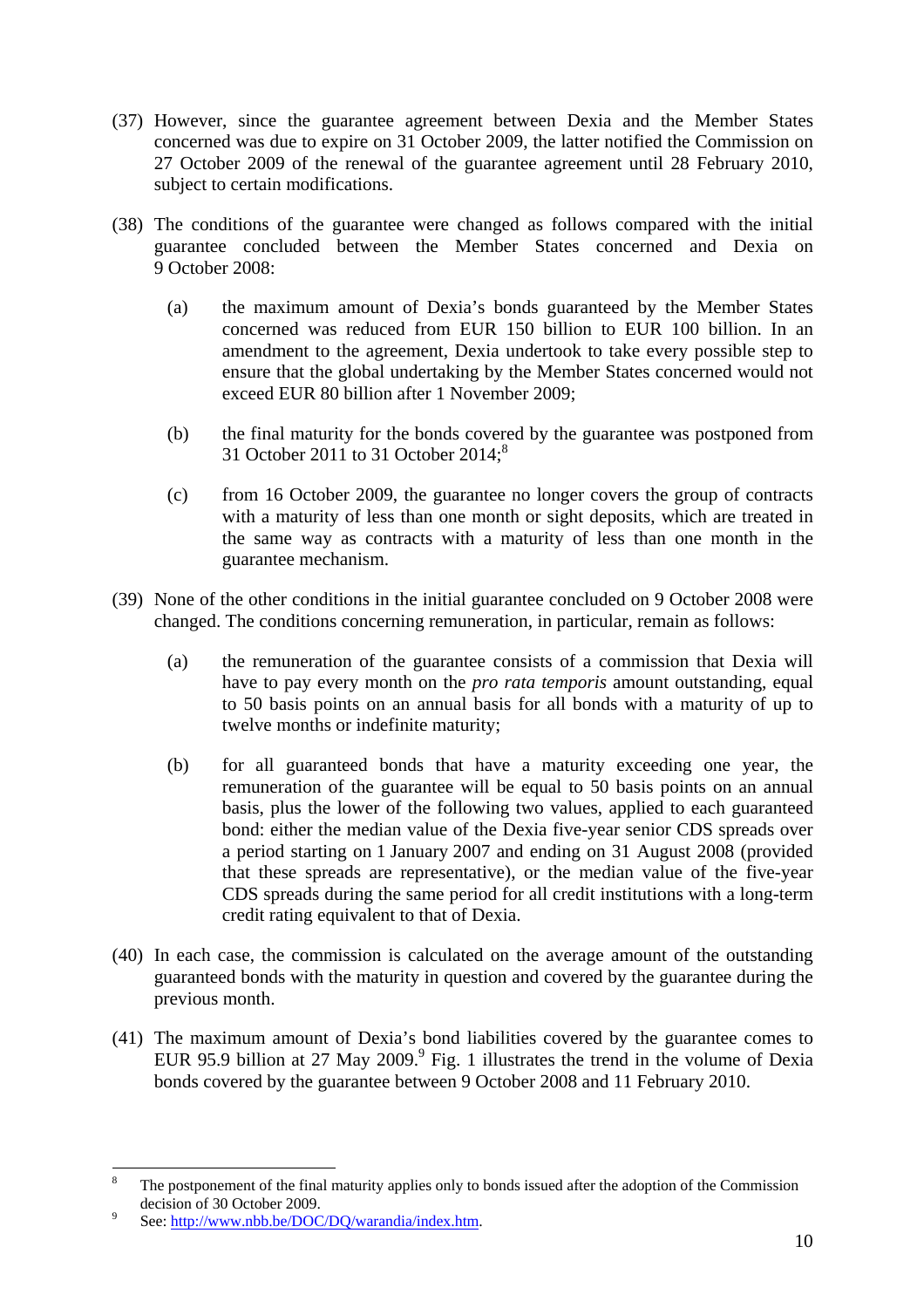(37) However, since the guarantee agreement between Dexia and the Member States concerned was due to expire on 31 October 2009, the latter notified the Commission on 27 October 2009 of the renewal of the guarantee agreement until 28 February 2010, subject to certain modifications.

(38) The conditions of the guarantee were changed as follows compared with the initial guarantee concluded between the Member States concerned and Dexia on 9 October 2008:

(a) the maximum amount of Dexia's bonds guaranteed by the Member States concerned was reduced from EUR 150 billion to EUR 100 billion. In an amendment to the agreement, Dexia undertook to take every possible step to ensure that the global undertaking by the Member States concerned would not exceed EUR 80 billion after 1 November 2009;

(b) the final maturity for the bonds covered by the guarantee was postponed from 31 October 2011 to 31 October 2014;[8]

(c) from 16 October 2009, the guarantee no longer covers the group of contracts with a maturity of less than one month or sight deposits, which are treated in the same way as contracts with a maturity of less than one month in the guarantee mechanism.

(39) None of the other conditions in the initial guarantee concluded on 9 October 2008 were changed. The conditions concerning remuneration, in particular, remain as follows:

(a) the remuneration of the guarantee consists of a commission that Dexia will have to pay every month on the *pro rata temporis* amount outstanding, equal to 50 basis points on an annual basis for all bonds with a maturity of up to twelve months or indefinite maturity;

(b) for all guaranteed bonds that have a maturity exceeding one year, the remuneration of the guarantee will be equal to 50 basis points on an annual basis, plus the lower of the following two values, applied to each guaranteed bond: either the median value of the Dexia five-year senior CDS spreads over a period starting on 1 January 2007 and ending on 31 August 2008 (provided that these spreads are representative), or the median value of the five-year CDS spreads during the same period for all credit institutions with a long-term credit rating equivalent to that of Dexia.

(40) In each case, the commission is calculated on the average amount of the outstanding guaranteed bonds with the maturity in question and covered by the guarantee during the previous month.

(41) The maximum amount of Dexia's bond liabilities covered by the guarantee comes to EUR 95.9 billion at 27 May 2009.[9] Fig. 1 illustrates the trend in the volume of Dexia bonds covered by the guarantee between 9 October 2008 and 11 February 2010.

---

[8] The postponement of the final maturity applies only to bonds issued after the adoption of the Commission decision of 30 October 2009.

[9] See: http://www.nbb.be/DOC/DQ/warandia/index.htm.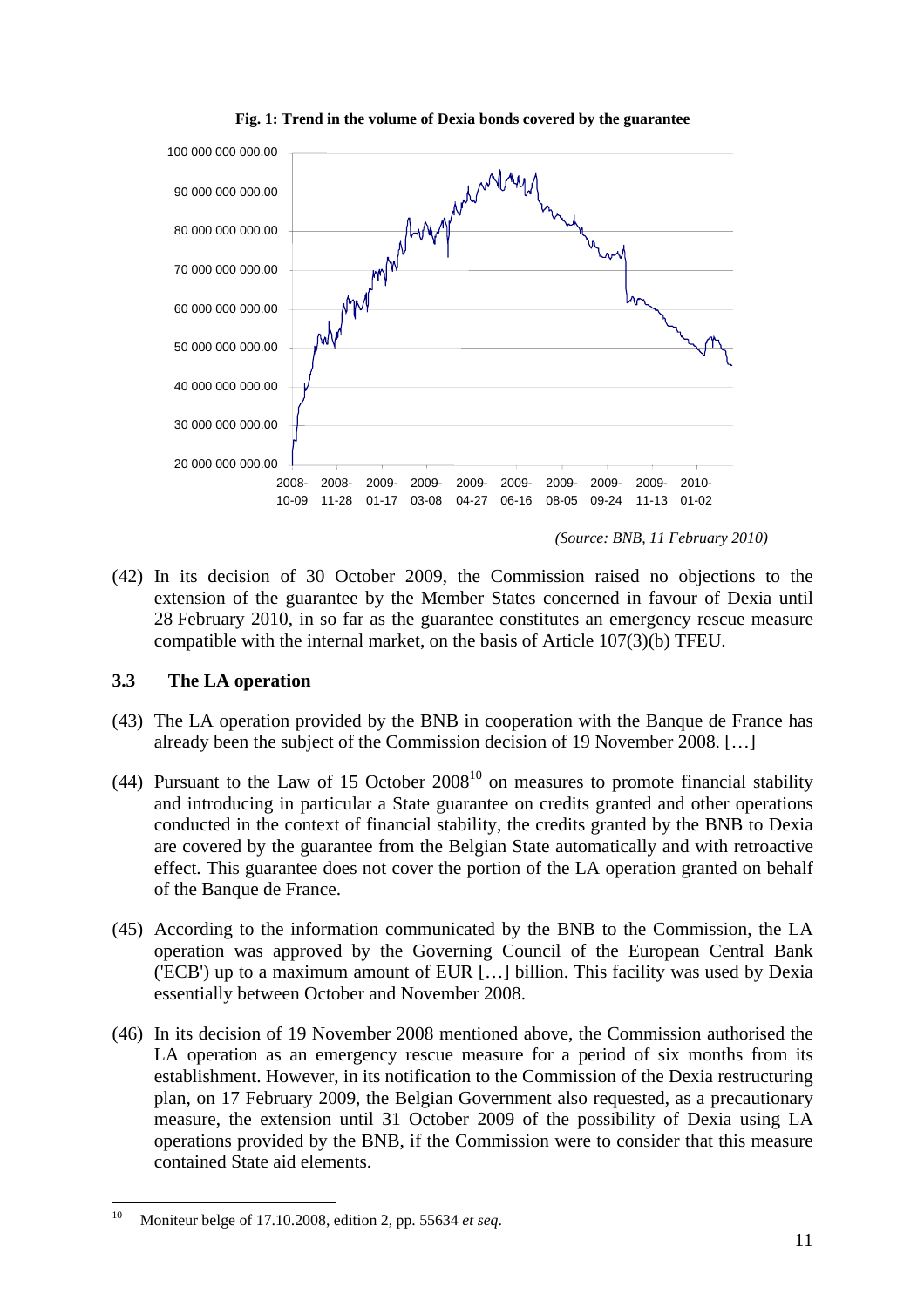**Fig. 1: Trend in the volume of Dexia bonds covered by the guarantee**

*(Source: BNB, 11 February 2010)*

(42) In its decision of 30 October 2009, the Commission raised no objections to the extension of the guarantee by the Member States concerned in favour of Dexia until 28 February 2010, in so far as the guarantee constitutes an emergency rescue measure compatible with the internal market, on the basis of Article 107(3)(b) TFEU.

### 3.3 The LA operation

(43) The LA operation provided by the BNB in cooperation with the Banque de France has already been the subject of the Commission decision of 19 November 2008. […]

(44) Pursuant to the Law of 15 October 2008[10] on measures to promote financial stability and introducing in particular a State guarantee on credits granted and other operations conducted in the context of financial stability, the credits granted by the BNB to Dexia are covered by the guarantee from the Belgian State automatically and with retroactive effect. This guarantee does not cover the portion of the LA operation granted on behalf of the Banque de France.

(45) According to the information communicated by the BNB to the Commission, the LA operation was approved by the Governing Council of the European Central Bank ('ECB') up to a maximum amount of EUR […] billion. This facility was used by Dexia essentially between October and November 2008.

(46) In its decision of 19 November 2008 mentioned above, the Commission authorised the LA operation as an emergency rescue measure for a period of six months from its establishment. However, in its notification to the Commission of the Dexia restructuring plan, on 17 February 2009, the Belgian Government also requested, as a precautionary measure, the extension until 31 October 2009 of the possibility of Dexia using LA operations provided by the BNB, if the Commission were to consider that this measure contained State aid elements.

---

[10] Moniteur belge of 17.10.2008, edition 2, pp. 55634 *et seq*.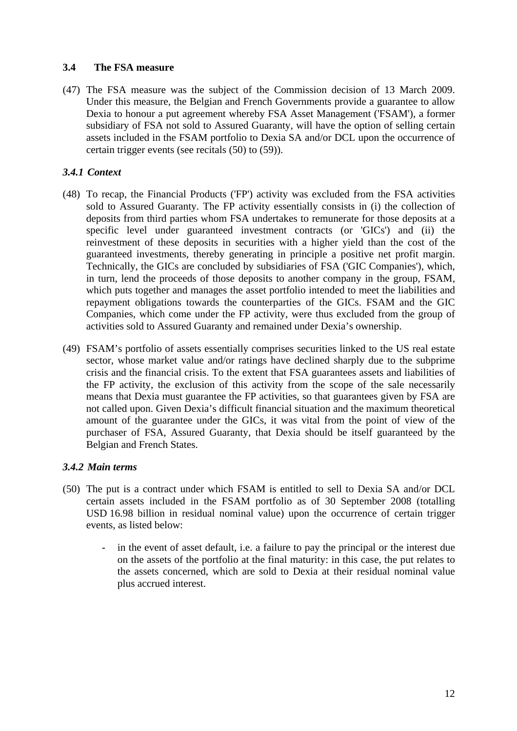### 3.4 The FSA measure

(47) The FSA measure was the subject of the Commission decision of 13 March 2009. Under this measure, the Belgian and French Governments provide a guarantee to allow Dexia to honour a put agreement whereby FSA Asset Management ('FSAM'), a former subsidiary of FSA not sold to Assured Guaranty, will have the option of selling certain assets included in the FSAM portfolio to Dexia SA and/or DCL upon the occurrence of certain trigger events (see recitals (50) to (59)).

#### *3.4.1 Context*

(48) To recap, the Financial Products ('FP') activity was excluded from the FSA activities sold to Assured Guaranty. The FP activity essentially consists in (i) the collection of deposits from third parties whom FSA undertakes to remunerate for those deposits at a specific level under guaranteed investment contracts (or 'GICs') and (ii) the reinvestment of these deposits in securities with a higher yield than the cost of the guaranteed investments, thereby generating in principle a positive net profit margin. Technically, the GICs are concluded by subsidiaries of FSA ('GIC Companies'), which, in turn, lend the proceeds of those deposits to another company in the group, FSAM, which puts together and manages the asset portfolio intended to meet the liabilities and repayment obligations towards the counterparties of the GICs. FSAM and the GIC Companies, which come under the FP activity, were thus excluded from the group of activities sold to Assured Guaranty and remained under Dexia's ownership.

(49) FSAM's portfolio of assets essentially comprises securities linked to the US real estate sector, whose market value and/or ratings have declined sharply due to the subprime crisis and the financial crisis. To the extent that FSA guarantees assets and liabilities of the FP activity, the exclusion of this activity from the scope of the sale necessarily means that Dexia must guarantee the FP activities, so that guarantees given by FSA are not called upon. Given Dexia's difficult financial situation and the maximum theoretical amount of the guarantee under the GICs, it was vital from the point of view of the purchaser of FSA, Assured Guaranty, that Dexia should be itself guaranteed by the Belgian and French States.

#### *3.4.2 Main terms*

(50) The put is a contract under which FSAM is entitled to sell to Dexia SA and/or DCL certain assets included in the FSAM portfolio as of 30 September 2008 (totalling USD 16.98 billion in residual nominal value) upon the occurrence of certain trigger events, as listed below:

- in the event of asset default, i.e. a failure to pay the principal or the interest due on the assets of the portfolio at the final maturity: in this case, the put relates to the assets concerned, which are sold to Dexia at their residual nominal value plus accrued interest.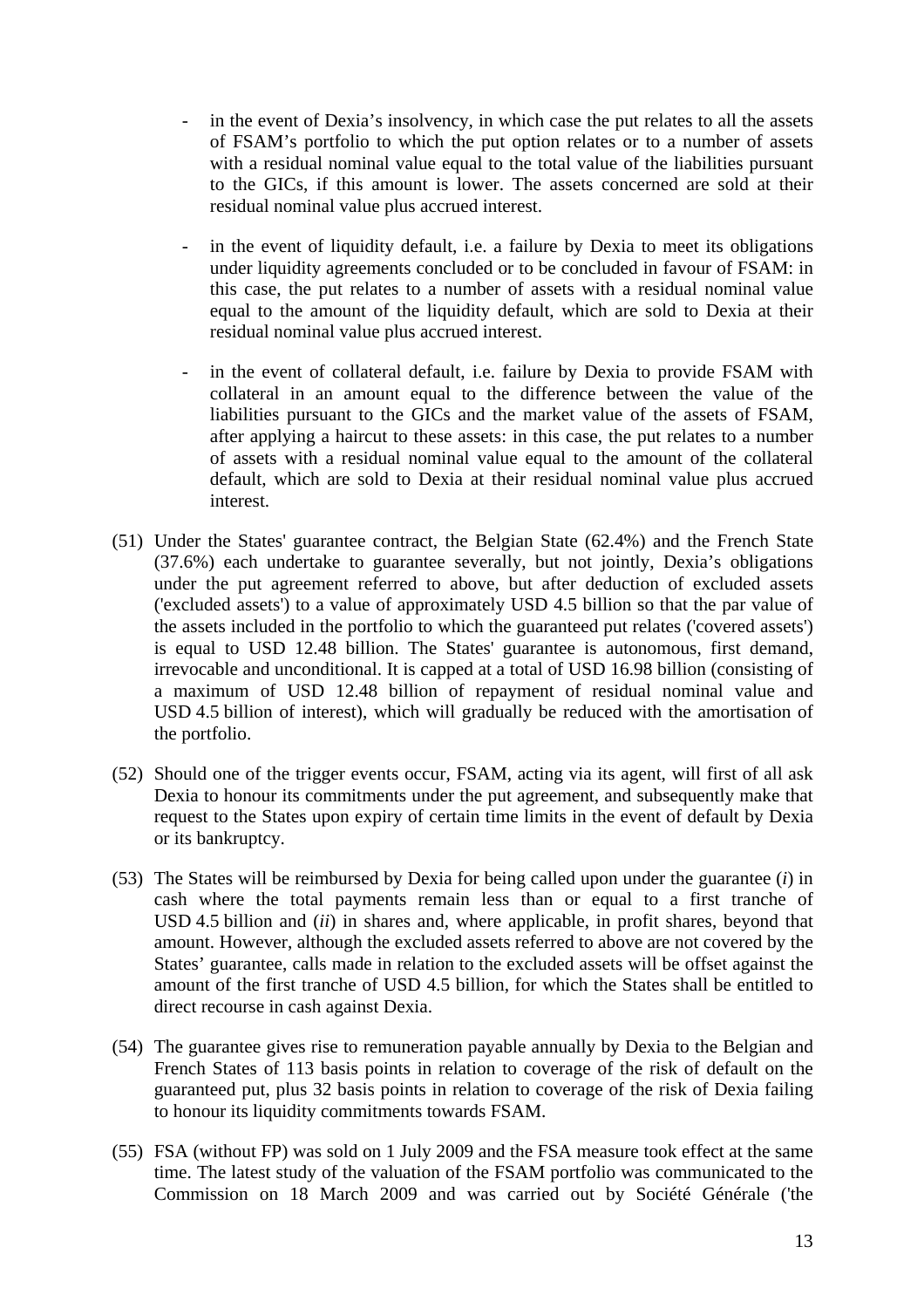- in the event of Dexia's insolvency, in which case the put relates to all the assets of FSAM's portfolio to which the put option relates or to a number of assets with a residual nominal value equal to the total value of the liabilities pursuant to the GICs, if this amount is lower. The assets concerned are sold at their residual nominal value plus accrued interest.

- in the event of liquidity default, i.e. a failure by Dexia to meet its obligations under liquidity agreements concluded or to be concluded in favour of FSAM: in this case, the put relates to a number of assets with a residual nominal value equal to the amount of the liquidity default, which are sold to Dexia at their residual nominal value plus accrued interest.

- in the event of collateral default, i.e. failure by Dexia to provide FSAM with collateral in an amount equal to the difference between the value of the liabilities pursuant to the GICs and the market value of the assets of FSAM, after applying a haircut to these assets: in this case, the put relates to a number of assets with a residual nominal value equal to the amount of the collateral default, which are sold to Dexia at their residual nominal value plus accrued interest.

(51) Under the States' guarantee contract, the Belgian State (62.4%) and the French State (37.6%) each undertake to guarantee severally, but not jointly, Dexia's obligations under the put agreement referred to above, but after deduction of excluded assets ('excluded assets') to a value of approximately USD 4.5 billion so that the par value of the assets included in the portfolio to which the guaranteed put relates ('covered assets') is equal to USD 12.48 billion. The States' guarantee is autonomous, first demand, irrevocable and unconditional. It is capped at a total of USD 16.98 billion (consisting of a maximum of USD 12.48 billion of repayment of residual nominal value and USD 4.5 billion of interest), which will gradually be reduced with the amortisation of the portfolio.

(52) Should one of the trigger events occur, FSAM, acting via its agent, will first of all ask Dexia to honour its commitments under the put agreement, and subsequently make that request to the States upon expiry of certain time limits in the event of default by Dexia or its bankruptcy.

(53) The States will be reimbursed by Dexia for being called upon under the guarantee (*i*) in cash where the total payments remain less than or equal to a first tranche of USD 4.5 billion and (*ii*) in shares and, where applicable, in profit shares, beyond that amount. However, although the excluded assets referred to above are not covered by the States' guarantee, calls made in relation to the excluded assets will be offset against the amount of the first tranche of USD 4.5 billion, for which the States shall be entitled to direct recourse in cash against Dexia.

(54) The guarantee gives rise to remuneration payable annually by Dexia to the Belgian and French States of 113 basis points in relation to coverage of the risk of default on the guaranteed put, plus 32 basis points in relation to coverage of the risk of Dexia failing to honour its liquidity commitments towards FSAM.

(55) FSA (without FP) was sold on 1 July 2009 and the FSA measure took effect at the same time. The latest study of the valuation of the FSAM portfolio was communicated to the Commission on 18 March 2009 and was carried out by Société Générale ('the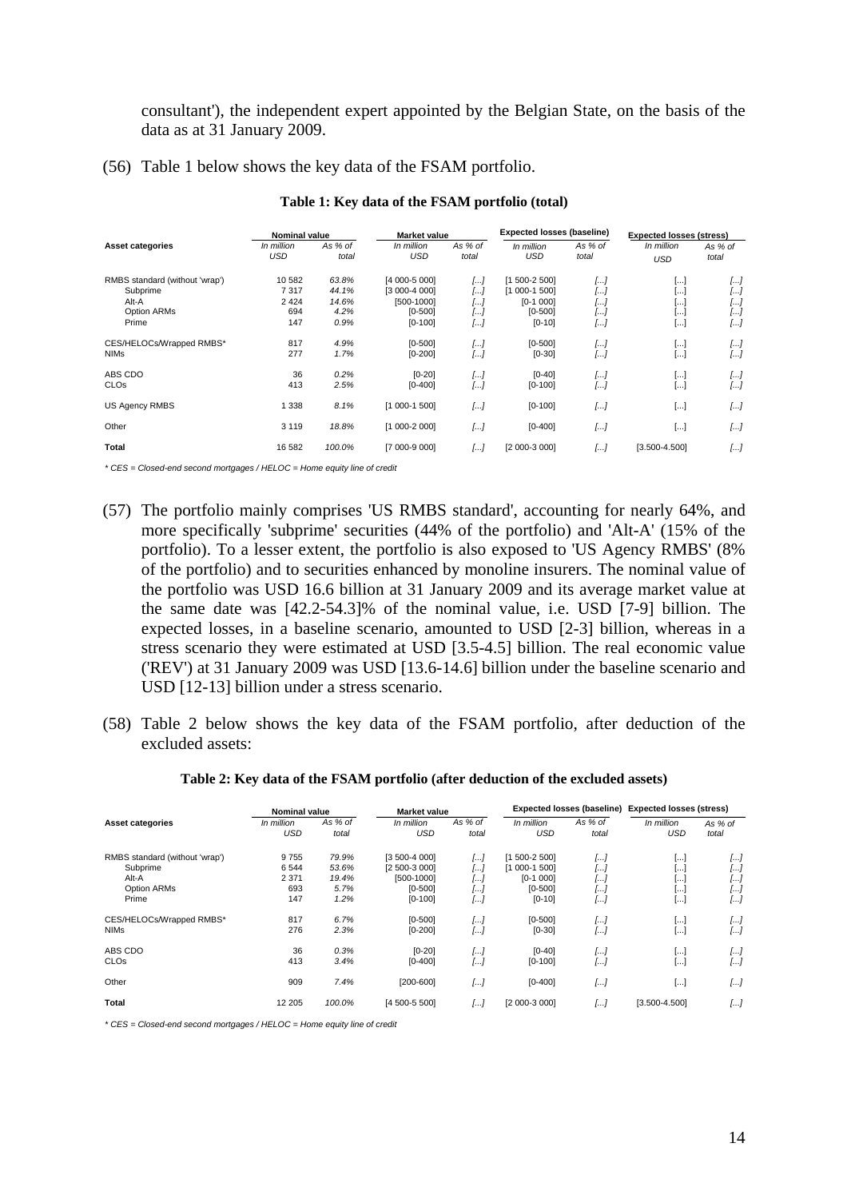consultant'), the independent expert appointed by the Belgian State, on the basis of the data as at 31 January 2009.

(56) Table 1 below shows the key data of the FSAM portfolio.

**Table 1: Key data of the FSAM portfolio (total)**

| Asset categories | Nominal value | | Market value | | Expected losses (baseline) | | Expected losses (stress) | |
|---|---|---|---|---|---|---|---|---|
| | *In million USD* | *As % of total* | *In million USD* | *As % of total* | *In million USD* | *As % of total* | *In million USD* | *As % of total* |
| RMBS standard (without 'wrap') | 10 582 | *63.8%* | [4 000-5 000] | *[...]* | [1 500-2 500] | *[...]* | [...] | *[...]* |
| Subprime | 7 317 | *44.1%* | [3 000-4 000] | *[...]* | [1 000-1 500] | *[...]* | [...] | *[...]* |
| Alt-A | 2 424 | *14.6%* | [500-1000] | *[...]* | [0-1 000] | *[...]* | [...] | *[...]* |
| Option ARMs | 694 | *4.2%* | [0-500] | *[...]* | [0-500] | *[...]* | [...] | *[...]* |
| Prime | 147 | *0.9%* | [0-100] | *[...]* | [0-10] | *[...]* | [...] | *[...]* |
| CES/HELOCs/Wrapped RMBS* | 817 | *4.9%* | [0-500] | *[...]* | [0-500] | *[...]* | [...] | *[...]* |
| NIMs | 277 | *1.7%* | [0-200] | *[...]* | [0-30] | *[...]* | [...] | *[...]* |
| ABS CDO | 36 | *0.2%* | [0-20] | *[...]* | [0-40] | *[...]* | [...] | *[...]* |
| CLOs | 413 | *2.5%* | [0-400] | *[...]* | [0-100] | *[...]* | [...] | *[...]* |
| US Agency RMBS | 1 338 | *8.1%* | [1 000-1 500] | *[...]* | [0-100] | *[...]* | [...] | *[...]* |
| Other | 3 119 | *18.8%* | [1 000-2 000] | *[...]* | [0-400] | *[...]* | [...] | *[...]* |
| **Total** | 16 582 | *100.0%* | [7 000-9 000] | *[...]* | [2 000-3 000] | *[...]* | [3.500-4.500] | *[...]* |

*\* CES = Closed-end second mortgages / HELOC = Home equity line of credit*

(57) The portfolio mainly comprises 'US RMBS standard', accounting for nearly 64%, and more specifically 'subprime' securities (44% of the portfolio) and 'Alt-A' (15% of the portfolio). To a lesser extent, the portfolio is also exposed to 'US Agency RMBS' (8% of the portfolio) and to securities enhanced by monoline insurers. The nominal value of the portfolio was USD 16.6 billion at 31 January 2009 and its average market value at the same date was [42.2-54.3]% of the nominal value, i.e. USD [7-9] billion. The expected losses, in a baseline scenario, amounted to USD [2-3] billion, whereas in a stress scenario they were estimated at USD [3.5-4.5] billion. The real economic value ('REV') at 31 January 2009 was USD [13.6-14.6] billion under the baseline scenario and USD [12-13] billion under a stress scenario.

(58) Table 2 below shows the key data of the FSAM portfolio, after deduction of the excluded assets:

**Table 2: Key data of the FSAM portfolio (after deduction of the excluded assets)**

| Asset categories | Nominal value | | Market value | | Expected losses (baseline) | | Expected losses (stress) | |
|---|---|---|---|---|---|---|---|---|
| | *In million USD* | *As % of total* | *In million USD* | *As % of total* | *In million USD* | *As % of total* | *In million USD* | *As % of total* |
| RMBS standard (without 'wrap') | 9 755 | *79.9%* | [3 500-4 000] | *[...]* | [1 500-2 500] | *[...]* | [...] | *[...]* |
| Subprime | 6 544 | *53.6%* | [2 500-3 000] | *[...]* | [1 000-1 500] | *[...]* | [...] | *[...]* |
| Alt-A | 2 371 | *19.4%* | [500-1000] | *[...]* | [0-1 000] | *[...]* | [...] | *[...]* |
| Option ARMs | 693 | *5.7%* | [0-500] | *[...]* | [0-500] | *[...]* | [...] | *[...]* |
| Prime | 147 | *1.2%* | [0-100] | *[...]* | [0-10] | *[...]* | [...] | *[...]* |
| CES/HELOCs/Wrapped RMBS* | 817 | *6.7%* | [0-500] | *[...]* | [0-500] | *[...]* | [...] | *[...]* |
| NIMs | 276 | *2.3%* | [0-200] | *[...]* | [0-30] | *[...]* | [...] | *[...]* |
| ABS CDO | 36 | *0.3%* | [0-20] | *[...]* | [0-40] | *[...]* | [...] | *[...]* |
| CLOs | 413 | *3.4%* | [0-400] | *[...]* | [0-100] | *[...]* | [...] | *[...]* |
| Other | 909 | *7.4%* | [200-600] | *[...]* | [0-400] | *[...]* | [...] | *[...]* |
| **Total** | 12 205 | *100.0%* | [4 500-5 500] | *[...]* | [2 000-3 000] | *[...]* | [3.500-4.500] | *[...]* |

*\* CES = Closed-end second mortgages / HELOC = Home equity line of credit*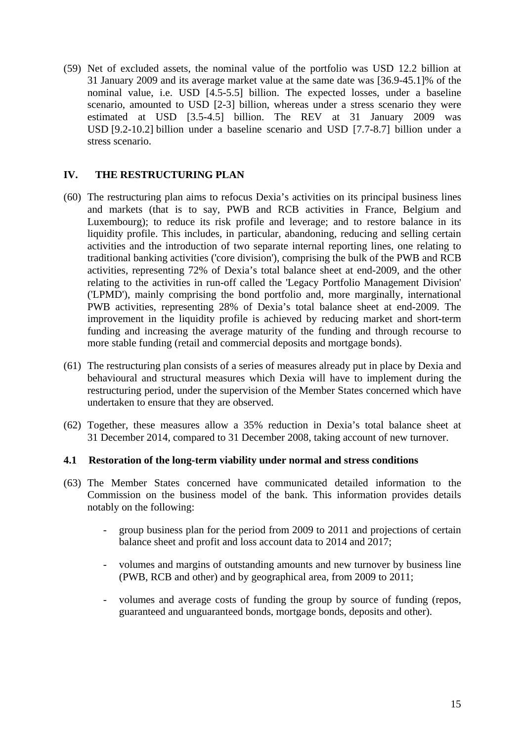(59) Net of excluded assets, the nominal value of the portfolio was USD 12.2 billion at 31 January 2009 and its average market value at the same date was [36.9-45.1]% of the nominal value, i.e. USD [4.5-5.5] billion. The expected losses, under a baseline scenario, amounted to USD [2-3] billion, whereas under a stress scenario they were estimated at USD [3.5-4.5] billion. The REV at 31 January 2009 was USD [9.2-10.2] billion under a baseline scenario and USD [7.7-8.7] billion under a stress scenario.

## IV. THE RESTRUCTURING PLAN

(60) The restructuring plan aims to refocus Dexia's activities on its principal business lines and markets (that is to say, PWB and RCB activities in France, Belgium and Luxembourg); to reduce its risk profile and leverage; and to restore balance in its liquidity profile. This includes, in particular, abandoning, reducing and selling certain activities and the introduction of two separate internal reporting lines, one relating to traditional banking activities ('core division'), comprising the bulk of the PWB and RCB activities, representing 72% of Dexia's total balance sheet at end-2009, and the other relating to the activities in run-off called the 'Legacy Portfolio Management Division' ('LPMD'), mainly comprising the bond portfolio and, more marginally, international PWB activities, representing 28% of Dexia's total balance sheet at end-2009. The improvement in the liquidity profile is achieved by reducing market and short-term funding and increasing the average maturity of the funding and through recourse to more stable funding (retail and commercial deposits and mortgage bonds).

(61) The restructuring plan consists of a series of measures already put in place by Dexia and behavioural and structural measures which Dexia will have to implement during the restructuring period, under the supervision of the Member States concerned which have undertaken to ensure that they are observed.

(62) Together, these measures allow a 35% reduction in Dexia's total balance sheet at 31 December 2014, compared to 31 December 2008, taking account of new turnover.

### 4.1 Restoration of the long-term viability under normal and stress conditions

(63) The Member States concerned have communicated detailed information to the Commission on the business model of the bank. This information provides details notably on the following:

- group business plan for the period from 2009 to 2011 and projections of certain balance sheet and profit and loss account data to 2014 and 2017;
- volumes and margins of outstanding amounts and new turnover by business line (PWB, RCB and other) and by geographical area, from 2009 to 2011;
- volumes and average costs of funding the group by source of funding (repos, guaranteed and unguaranteed bonds, mortgage bonds, deposits and other).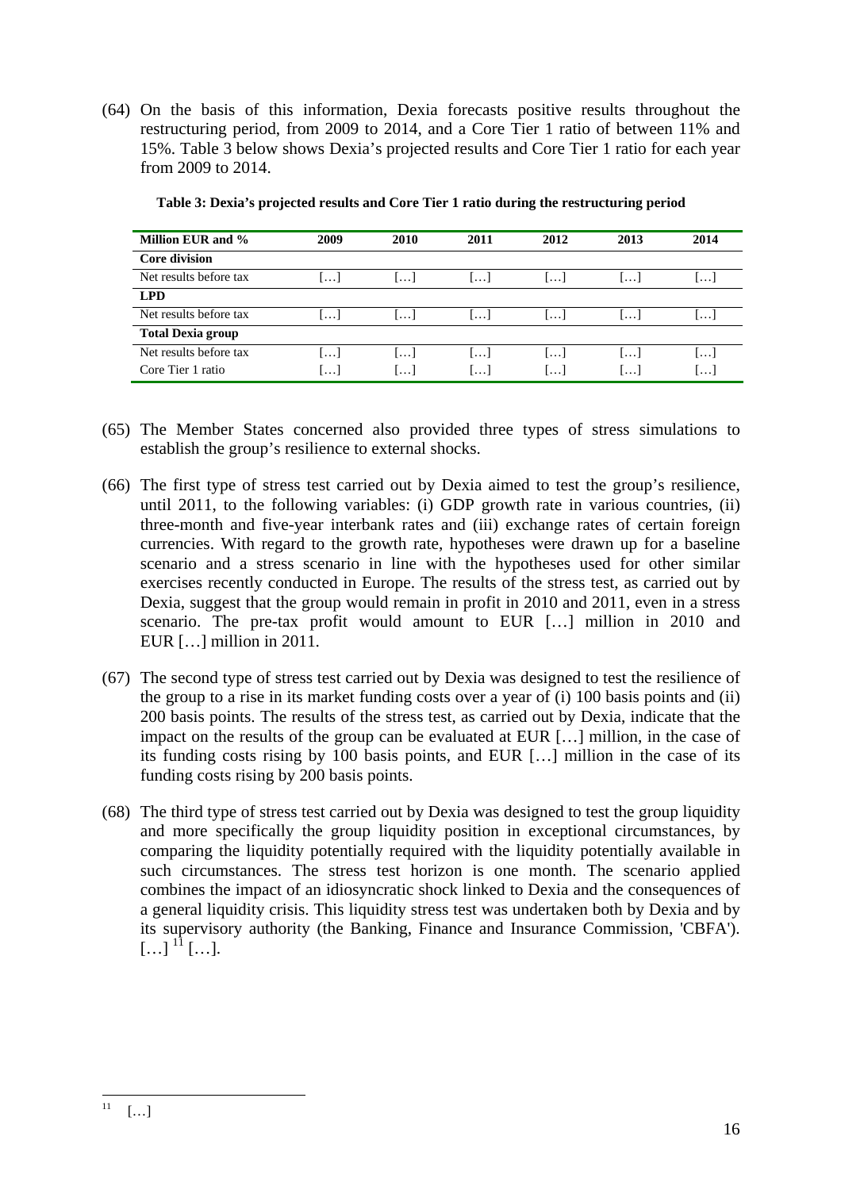(64) On the basis of this information, Dexia forecasts positive results throughout the restructuring period, from 2009 to 2014, and a Core Tier 1 ratio of between 11% and 15%. Table 3 below shows Dexia's projected results and Core Tier 1 ratio for each year from 2009 to 2014.

**Table 3: Dexia's projected results and Core Tier 1 ratio during the restructuring period**

| Million EUR and % | 2009 | 2010 | 2011 | 2012 | 2013 | 2014 |
|---|---|---|---|---|---|---|
| **Core division** | | | | | | |
| Net results before tax | […] | […] | […] | […] | […] | […] |
| **LPD** | | | | | | |
| Net results before tax | […] | […] | […] | […] | […] | […] |
| **Total Dexia group** | | | | | | |
| Net results before tax | […] | […] | […] | […] | […] | […] |
| Core Tier 1 ratio | […] | […] | […] | […] | […] | […] |

(65) The Member States concerned also provided three types of stress simulations to establish the group's resilience to external shocks.

(66) The first type of stress test carried out by Dexia aimed to test the group's resilience, until 2011, to the following variables: (i) GDP growth rate in various countries, (ii) three-month and five-year interbank rates and (iii) exchange rates of certain foreign currencies. With regard to the growth rate, hypotheses were drawn up for a baseline scenario and a stress scenario in line with the hypotheses used for other similar exercises recently conducted in Europe. The results of the stress test, as carried out by Dexia, suggest that the group would remain in profit in 2010 and 2011, even in a stress scenario. The pre-tax profit would amount to EUR […] million in 2010 and EUR […] million in 2011.

(67) The second type of stress test carried out by Dexia was designed to test the resilience of the group to a rise in its market funding costs over a year of (i) 100 basis points and (ii) 200 basis points. The results of the stress test, as carried out by Dexia, indicate that the impact on the results of the group can be evaluated at EUR […] million, in the case of its funding costs rising by 100 basis points, and EUR […] million in the case of its funding costs rising by 200 basis points.

(68) The third type of stress test carried out by Dexia was designed to test the group liquidity and more specifically the group liquidity position in exceptional circumstances, by comparing the liquidity potentially required with the liquidity potentially available in such circumstances. The stress test horizon is one month. The scenario applied combines the impact of an idiosyncratic shock linked to Dexia and the consequences of a general liquidity crisis. This liquidity stress test was undertaken both by Dexia and by its supervisory authority (the Banking, Finance and Insurance Commission, 'CBFA'). […] [11] […].

---

[11] […]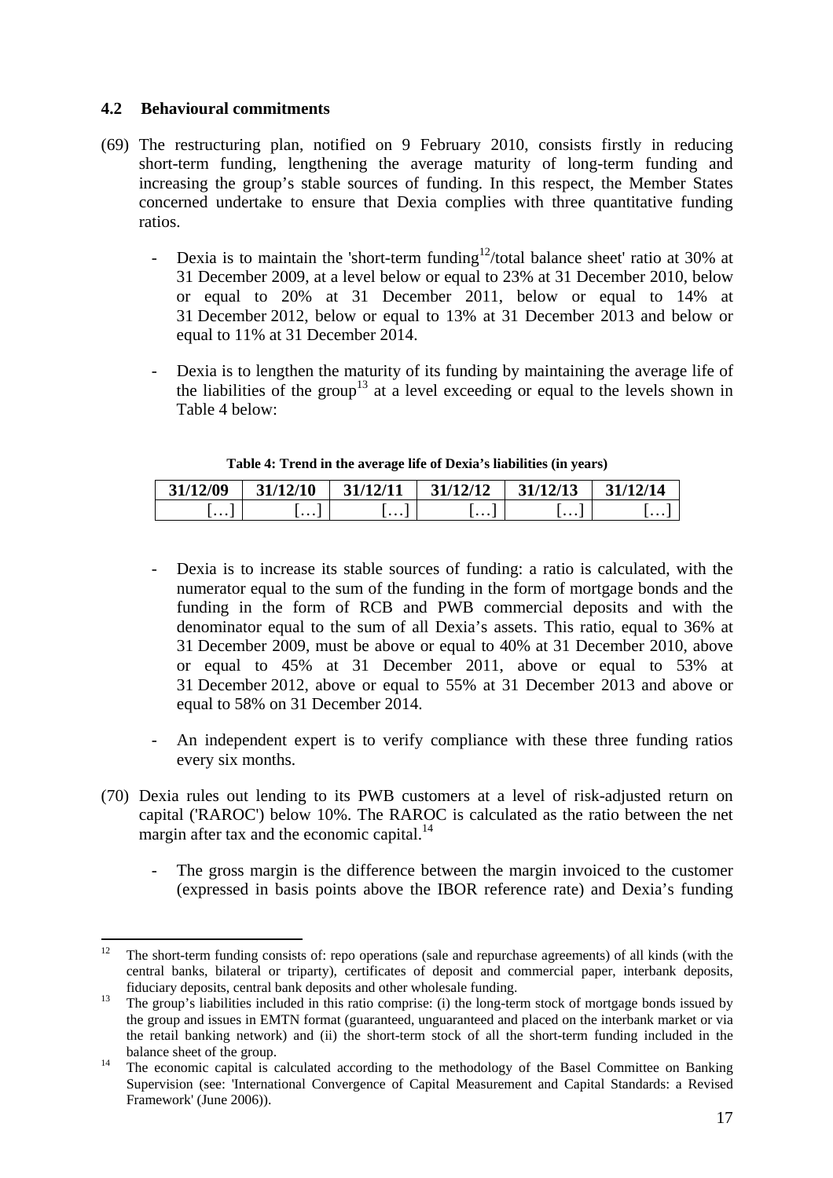### 4.2 Behavioural commitments

(69) The restructuring plan, notified on 9 February 2010, consists firstly in reducing short-term funding, lengthening the average maturity of long-term funding and increasing the group's stable sources of funding. In this respect, the Member States concerned undertake to ensure that Dexia complies with three quantitative funding ratios.

- Dexia is to maintain the 'short-term funding[12]/total balance sheet' ratio at 30% at 31 December 2009, at a level below or equal to 23% at 31 December 2010, below or equal to 20% at 31 December 2011, below or equal to 14% at 31 December 2012, below or equal to 13% at 31 December 2013 and below or equal to 11% at 31 December 2014.

- Dexia is to lengthen the maturity of its funding by maintaining the average life of the liabilities of the group[13] at a level exceeding or equal to the levels shown in Table 4 below:

**Table 4: Trend in the average life of Dexia's liabilities (in years)**

| 31/12/09 | 31/12/10 | 31/12/11 | 31/12/12 | 31/12/13 | 31/12/14 |
|---|---|---|---|---|---|
| […] | […] | […] | […] | […] | […] |

- Dexia is to increase its stable sources of funding: a ratio is calculated, with the numerator equal to the sum of the funding in the form of mortgage bonds and the funding in the form of RCB and PWB commercial deposits and with the denominator equal to the sum of all Dexia's assets. This ratio, equal to 36% at 31 December 2009, must be above or equal to 40% at 31 December 2010, above or equal to 45% at 31 December 2011, above or equal to 53% at 31 December 2012, above or equal to 55% at 31 December 2013 and above or equal to 58% on 31 December 2014.

- An independent expert is to verify compliance with these three funding ratios every six months.

(70) Dexia rules out lending to its PWB customers at a level of risk-adjusted return on capital ('RAROC') below 10%. The RAROC is calculated as the ratio between the net margin after tax and the economic capital.[14]

- The gross margin is the difference between the margin invoiced to the customer (expressed in basis points above the IBOR reference rate) and Dexia's funding

---

[12] The short-term funding consists of: repo operations (sale and repurchase agreements) of all kinds (with the central banks, bilateral or triparty), certificates of deposit and commercial paper, interbank deposits, fiduciary deposits, central bank deposits and other wholesale funding.

[13] The group's liabilities included in this ratio comprise: (i) the long-term stock of mortgage bonds issued by the group and issues in EMTN format (guaranteed, unguaranteed and placed on the interbank market or via the retail banking network) and (ii) the short-term stock of all the short-term funding included in the balance sheet of the group.

[14] The economic capital is calculated according to the methodology of the Basel Committee on Banking Supervision (see: 'International Convergence of Capital Measurement and Capital Standards: a Revised Framework' (June 2006)).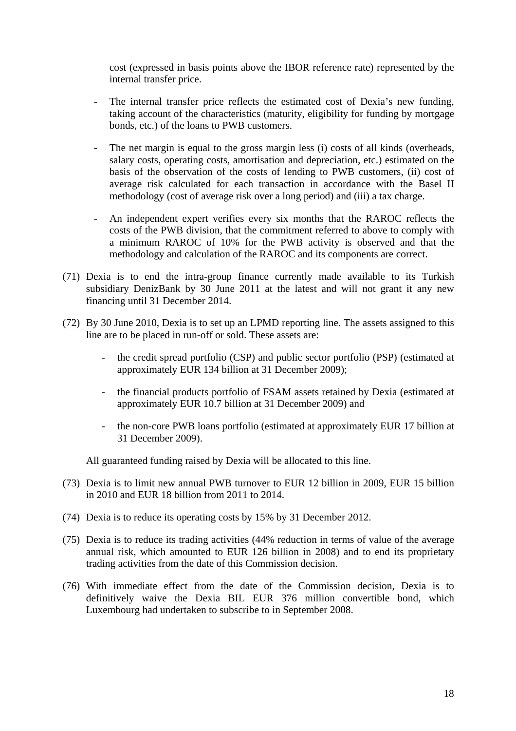cost (expressed in basis points above the IBOR reference rate) represented by the internal transfer price.

- The internal transfer price reflects the estimated cost of Dexia's new funding, taking account of the characteristics (maturity, eligibility for funding by mortgage bonds, etc.) of the loans to PWB customers.
- The net margin is equal to the gross margin less (i) costs of all kinds (overheads, salary costs, operating costs, amortisation and depreciation, etc.) estimated on the basis of the observation of the costs of lending to PWB customers, (ii) cost of average risk calculated for each transaction in accordance with the Basel II methodology (cost of average risk over a long period) and (iii) a tax charge.
- An independent expert verifies every six months that the RAROC reflects the costs of the PWB division, that the commitment referred to above to comply with a minimum RAROC of 10% for the PWB activity is observed and that the methodology and calculation of the RAROC and its components are correct.

(71) Dexia is to end the intra-group finance currently made available to its Turkish subsidiary DenizBank by 30 June 2011 at the latest and will not grant it any new financing until 31 December 2014.

(72) By 30 June 2010, Dexia is to set up an LPMD reporting line. The assets assigned to this line are to be placed in run-off or sold. These assets are:

- the credit spread portfolio (CSP) and public sector portfolio (PSP) (estimated at approximately EUR 134 billion at 31 December 2009);
- the financial products portfolio of FSAM assets retained by Dexia (estimated at approximately EUR 10.7 billion at 31 December 2009) and
- the non-core PWB loans portfolio (estimated at approximately EUR 17 billion at 31 December 2009).

All guaranteed funding raised by Dexia will be allocated to this line.

(73) Dexia is to limit new annual PWB turnover to EUR 12 billion in 2009, EUR 15 billion in 2010 and EUR 18 billion from 2011 to 2014.

(74) Dexia is to reduce its operating costs by 15% by 31 December 2012.

(75) Dexia is to reduce its trading activities (44% reduction in terms of value of the average annual risk, which amounted to EUR 126 billion in 2008) and to end its proprietary trading activities from the date of this Commission decision.

(76) With immediate effect from the date of the Commission decision, Dexia is to definitively waive the Dexia BIL EUR 376 million convertible bond, which Luxembourg had undertaken to subscribe to in September 2008.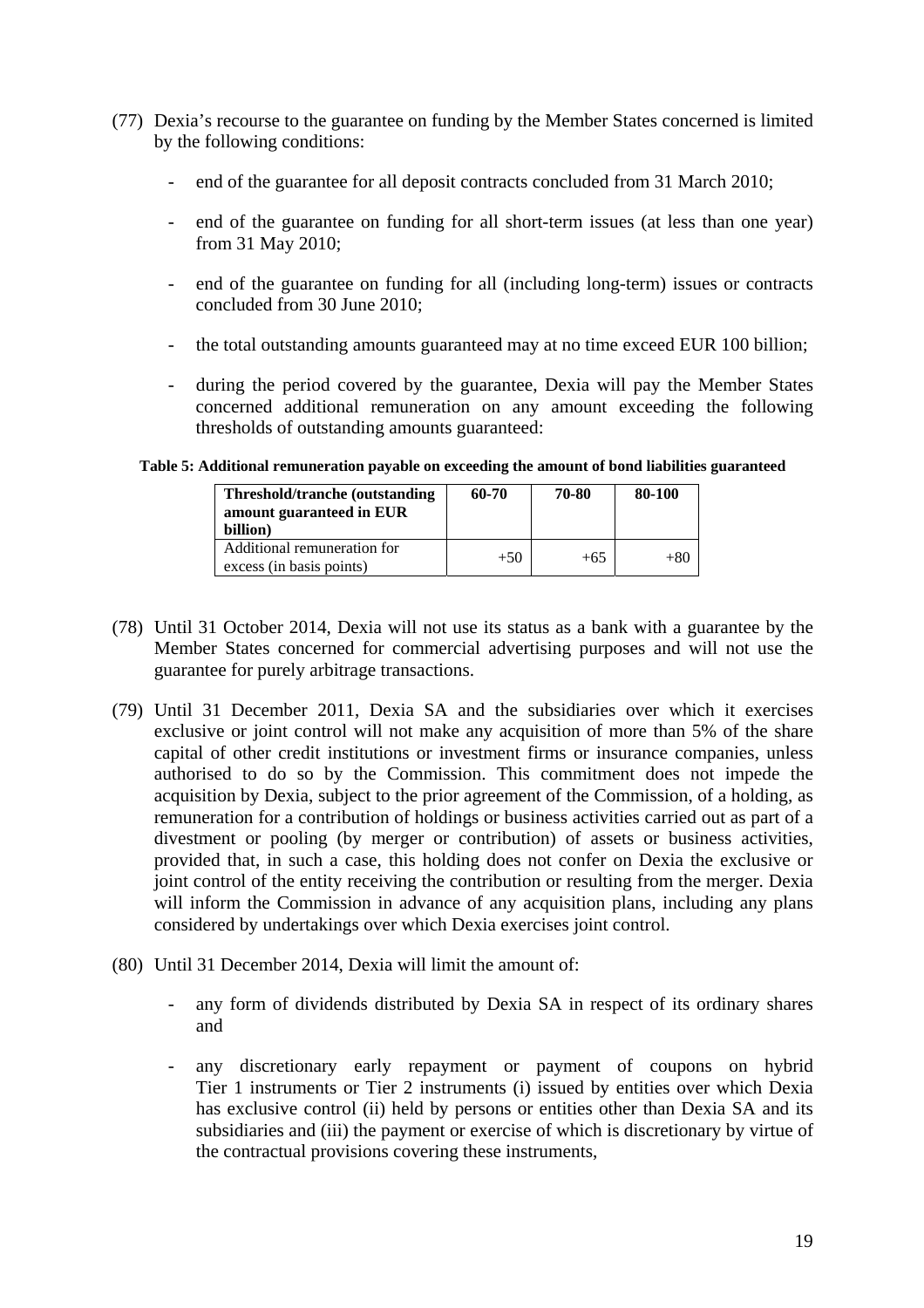(77) Dexia's recourse to the guarantee on funding by the Member States concerned is limited by the following conditions:

- end of the guarantee for all deposit contracts concluded from 31 March 2010;
- end of the guarantee on funding for all short-term issues (at less than one year) from 31 May 2010;
- end of the guarantee on funding for all (including long-term) issues or contracts concluded from 30 June 2010;
- the total outstanding amounts guaranteed may at no time exceed EUR 100 billion;
- during the period covered by the guarantee, Dexia will pay the Member States concerned additional remuneration on any amount exceeding the following thresholds of outstanding amounts guaranteed:

**Table 5: Additional remuneration payable on exceeding the amount of bond liabilities guaranteed**

| **Threshold/tranche (outstanding amount guaranteed in EUR billion)** | **60-70** | **70-80** | **80-100** |
|---|---|---|---|
| Additional remuneration for excess (in basis points) | +50 | +65 | +80 |

(78) Until 31 October 2014, Dexia will not use its status as a bank with a guarantee by the Member States concerned for commercial advertising purposes and will not use the guarantee for purely arbitrage transactions.

(79) Until 31 December 2011, Dexia SA and the subsidiaries over which it exercises exclusive or joint control will not make any acquisition of more than 5% of the share capital of other credit institutions or investment firms or insurance companies, unless authorised to do so by the Commission. This commitment does not impede the acquisition by Dexia, subject to the prior agreement of the Commission, of a holding, as remuneration for a contribution of holdings or business activities carried out as part of a divestment or pooling (by merger or contribution) of assets or business activities, provided that, in such a case, this holding does not confer on Dexia the exclusive or joint control of the entity receiving the contribution or resulting from the merger. Dexia will inform the Commission in advance of any acquisition plans, including any plans considered by undertakings over which Dexia exercises joint control.

(80) Until 31 December 2014, Dexia will limit the amount of:

- any form of dividends distributed by Dexia SA in respect of its ordinary shares and
- any discretionary early repayment or payment of coupons on hybrid Tier 1 instruments or Tier 2 instruments (i) issued by entities over which Dexia has exclusive control (ii) held by persons or entities other than Dexia SA and its subsidiaries and (iii) the payment or exercise of which is discretionary by virtue of the contractual provisions covering these instruments,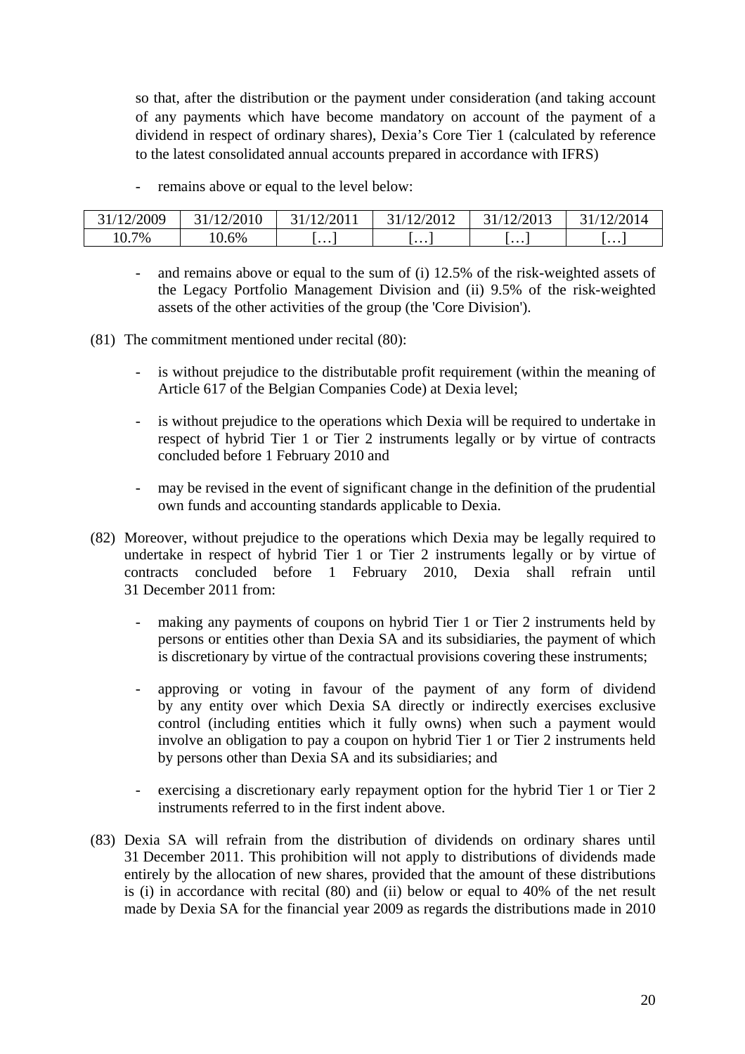so that, after the distribution or the payment under consideration (and taking account of any payments which have become mandatory on account of the payment of a dividend in respect of ordinary shares), Dexia's Core Tier 1 (calculated by reference to the latest consolidated annual accounts prepared in accordance with IFRS)

- remains above or equal to the level below:

| 31/12/2009 | 31/12/2010 | 31/12/2011 | 31/12/2012 | 31/12/2013 | 31/12/2014 |
|---|---|---|---|---|---|
| 10.7% | 10.6% | […] | […] | […] | […] |

- and remains above or equal to the sum of (i) 12.5% of the risk-weighted assets of the Legacy Portfolio Management Division and (ii) 9.5% of the risk-weighted assets of the other activities of the group (the 'Core Division').

(81) The commitment mentioned under recital (80):

- is without prejudice to the distributable profit requirement (within the meaning of Article 617 of the Belgian Companies Code) at Dexia level;
- is without prejudice to the operations which Dexia will be required to undertake in respect of hybrid Tier 1 or Tier 2 instruments legally or by virtue of contracts concluded before 1 February 2010 and
- may be revised in the event of significant change in the definition of the prudential own funds and accounting standards applicable to Dexia.

(82) Moreover, without prejudice to the operations which Dexia may be legally required to undertake in respect of hybrid Tier 1 or Tier 2 instruments legally or by virtue of contracts concluded before 1 February 2010, Dexia shall refrain until 31 December 2011 from:

- making any payments of coupons on hybrid Tier 1 or Tier 2 instruments held by persons or entities other than Dexia SA and its subsidiaries, the payment of which is discretionary by virtue of the contractual provisions covering these instruments;
- approving or voting in favour of the payment of any form of dividend by any entity over which Dexia SA directly or indirectly exercises exclusive control (including entities which it fully owns) when such a payment would involve an obligation to pay a coupon on hybrid Tier 1 or Tier 2 instruments held by persons other than Dexia SA and its subsidiaries; and
- exercising a discretionary early repayment option for the hybrid Tier 1 or Tier 2 instruments referred to in the first indent above.

(83) Dexia SA will refrain from the distribution of dividends on ordinary shares until 31 December 2011. This prohibition will not apply to distributions of dividends made entirely by the allocation of new shares, provided that the amount of these distributions is (i) in accordance with recital (80) and (ii) below or equal to 40% of the net result made by Dexia SA for the financial year 2009 as regards the distributions made in 2010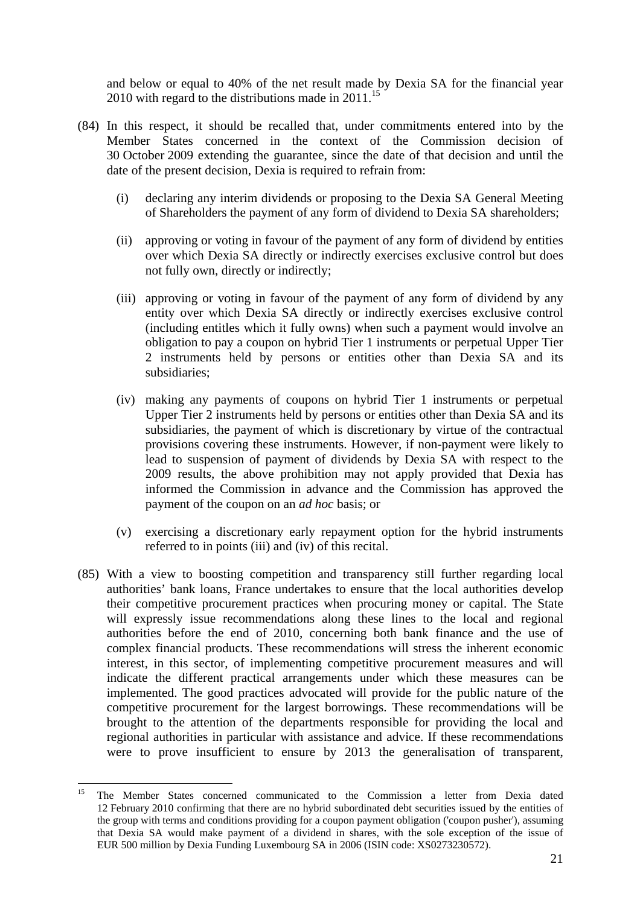and below or equal to 40% of the net result made by Dexia SA for the financial year 2010 with regard to the distributions made in 2011.[15]

(84) In this respect, it should be recalled that, under commitments entered into by the Member States concerned in the context of the Commission decision of 30 October 2009 extending the guarantee, since the date of that decision and until the date of the present decision, Dexia is required to refrain from:

(i) declaring any interim dividends or proposing to the Dexia SA General Meeting of Shareholders the payment of any form of dividend to Dexia SA shareholders;

(ii) approving or voting in favour of the payment of any form of dividend by entities over which Dexia SA directly or indirectly exercises exclusive control but does not fully own, directly or indirectly;

(iii) approving or voting in favour of the payment of any form of dividend by any entity over which Dexia SA directly or indirectly exercises exclusive control (including entitles which it fully owns) when such a payment would involve an obligation to pay a coupon on hybrid Tier 1 instruments or perpetual Upper Tier 2 instruments held by persons or entities other than Dexia SA and its subsidiaries;

(iv) making any payments of coupons on hybrid Tier 1 instruments or perpetual Upper Tier 2 instruments held by persons or entities other than Dexia SA and its subsidiaries, the payment of which is discretionary by virtue of the contractual provisions covering these instruments. However, if non-payment were likely to lead to suspension of payment of dividends by Dexia SA with respect to the 2009 results, the above prohibition may not apply provided that Dexia has informed the Commission in advance and the Commission has approved the payment of the coupon on an *ad hoc* basis; or

(v) exercising a discretionary early repayment option for the hybrid instruments referred to in points (iii) and (iv) of this recital.

(85) With a view to boosting competition and transparency still further regarding local authorities' bank loans, France undertakes to ensure that the local authorities develop their competitive procurement practices when procuring money or capital. The State will expressly issue recommendations along these lines to the local and regional authorities before the end of 2010, concerning both bank finance and the use of complex financial products. These recommendations will stress the inherent economic interest, in this sector, of implementing competitive procurement measures and will indicate the different practical arrangements under which these measures can be implemented. The good practices advocated will provide for the public nature of the competitive procurement for the largest borrowings. These recommendations will be brought to the attention of the departments responsible for providing the local and regional authorities in particular with assistance and advice. If these recommendations were to prove insufficient to ensure by 2013 the generalisation of transparent,

---

[15] The Member States concerned communicated to the Commission a letter from Dexia dated 12 February 2010 confirming that there are no hybrid subordinated debt securities issued by the entities of the group with terms and conditions providing for a coupon payment obligation ('coupon pusher'), assuming that Dexia SA would make payment of a dividend in shares, with the sole exception of the issue of EUR 500 million by Dexia Funding Luxembourg SA in 2006 (ISIN code: XS0273230572).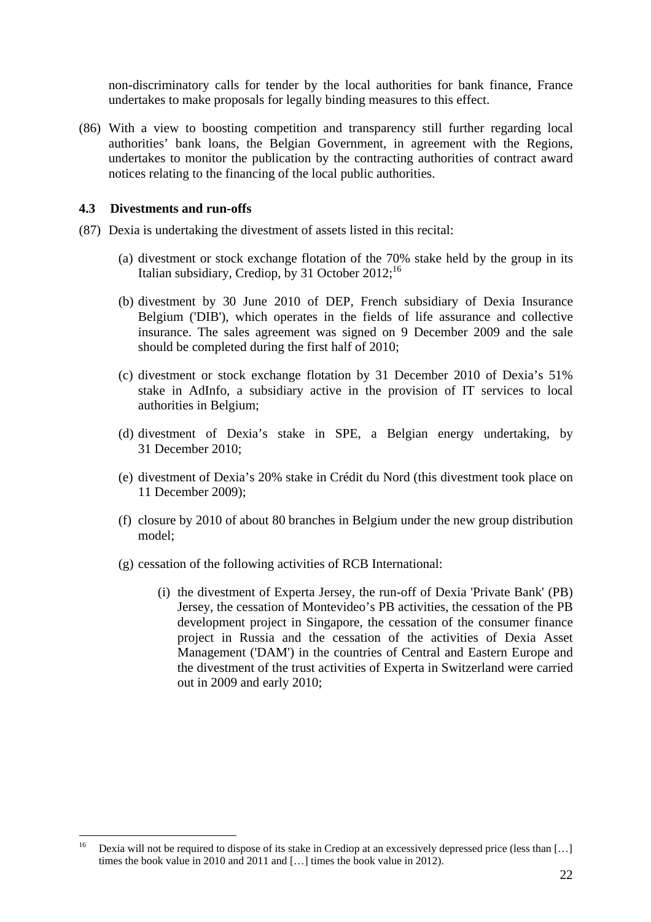non-discriminatory calls for tender by the local authorities for bank finance, France undertakes to make proposals for legally binding measures to this effect.

(86) With a view to boosting competition and transparency still further regarding local authorities' bank loans, the Belgian Government, in agreement with the Regions, undertakes to monitor the publication by the contracting authorities of contract award notices relating to the financing of the local public authorities.

### 4.3 Divestments and run-offs

(87) Dexia is undertaking the divestment of assets listed in this recital:

(a) divestment or stock exchange flotation of the 70% stake held by the group in its Italian subsidiary, Crediop, by 31 October 2012;[16]

(b) divestment by 30 June 2010 of DEP, French subsidiary of Dexia Insurance Belgium ('DIB'), which operates in the fields of life assurance and collective insurance. The sales agreement was signed on 9 December 2009 and the sale should be completed during the first half of 2010;

(c) divestment or stock exchange flotation by 31 December 2010 of Dexia's 51% stake in AdInfo, a subsidiary active in the provision of IT services to local authorities in Belgium;

(d) divestment of Dexia's stake in SPE, a Belgian energy undertaking, by 31 December 2010;

(e) divestment of Dexia's 20% stake in Crédit du Nord (this divestment took place on 11 December 2009);

(f) closure by 2010 of about 80 branches in Belgium under the new group distribution model;

(g) cessation of the following activities of RCB International:

(i) the divestment of Experta Jersey, the run-off of Dexia 'Private Bank' (PB) Jersey, the cessation of Montevideo's PB activities, the cessation of the PB development project in Singapore, the cessation of the consumer finance project in Russia and the cessation of the activities of Dexia Asset Management ('DAM') in the countries of Central and Eastern Europe and the divestment of the trust activities of Experta in Switzerland were carried out in 2009 and early 2010;

---

[16] Dexia will not be required to dispose of its stake in Crediop at an excessively depressed price (less than […] times the book value in 2010 and 2011 and […] times the book value in 2012).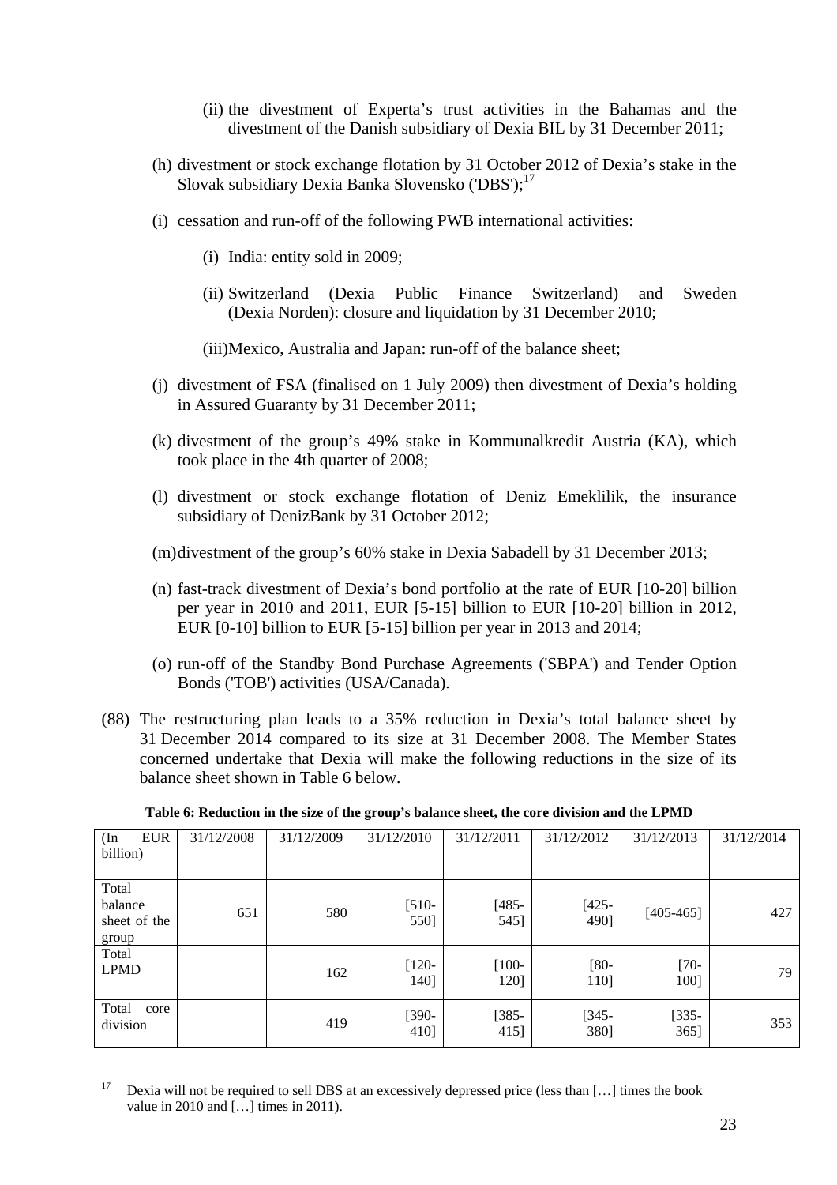(ii) the divestment of Experta's trust activities in the Bahamas and the divestment of the Danish subsidiary of Dexia BIL by 31 December 2011;

(h) divestment or stock exchange flotation by 31 October 2012 of Dexia's stake in the Slovak subsidiary Dexia Banka Slovensko ('DBS');[17]

(i) cessation and run-off of the following PWB international activities:

(i) India: entity sold in 2009;

(ii) Switzerland (Dexia Public Finance Switzerland) and Sweden (Dexia Norden): closure and liquidation by 31 December 2010;

(iii) Mexico, Australia and Japan: run-off of the balance sheet;

(j) divestment of FSA (finalised on 1 July 2009) then divestment of Dexia's holding in Assured Guaranty by 31 December 2011;

(k) divestment of the group's 49% stake in Kommunalkredit Austria (KA), which took place in the 4th quarter of 2008;

(l) divestment or stock exchange flotation of Deniz Emeklilik, the insurance subsidiary of DenizBank by 31 October 2012;

(m) divestment of the group's 60% stake in Dexia Sabadell by 31 December 2013;

(n) fast-track divestment of Dexia's bond portfolio at the rate of EUR [10-20] billion per year in 2010 and 2011, EUR [5-15] billion to EUR [10-20] billion in 2012, EUR [0-10] billion to EUR [5-15] billion per year in 2013 and 2014;

(o) run-off of the Standby Bond Purchase Agreements ('SBPA') and Tender Option Bonds ('TOB') activities (USA/Canada).

(88) The restructuring plan leads to a 35% reduction in Dexia's total balance sheet by 31 December 2014 compared to its size at 31 December 2008. The Member States concerned undertake that Dexia will make the following reductions in the size of its balance sheet shown in Table 6 below.

**Table 6: Reduction in the size of the group's balance sheet, the core division and the LPMD**

| (In EUR billion) | 31/12/2008 | 31/12/2009 | 31/12/2010 | 31/12/2011 | 31/12/2012 | 31/12/2013 | 31/12/2014 |
|---|---|---|---|---|---|---|---|
| Total balance sheet of the group | 651 | 580 | [510-550] | [485-545] | [425-490] | [405-465] | 427 |
| Total LPMD | | 162 | [120-140] | [100-120] | [80-110] | [70-100] | 79 |
| Total core division | | 419 | [390-410] | [385-415] | [345-380] | [335-365] | 353 |

[17] Dexia will not be required to sell DBS at an excessively depressed price (less than […] times the book value in 2010 and […] times in 2011).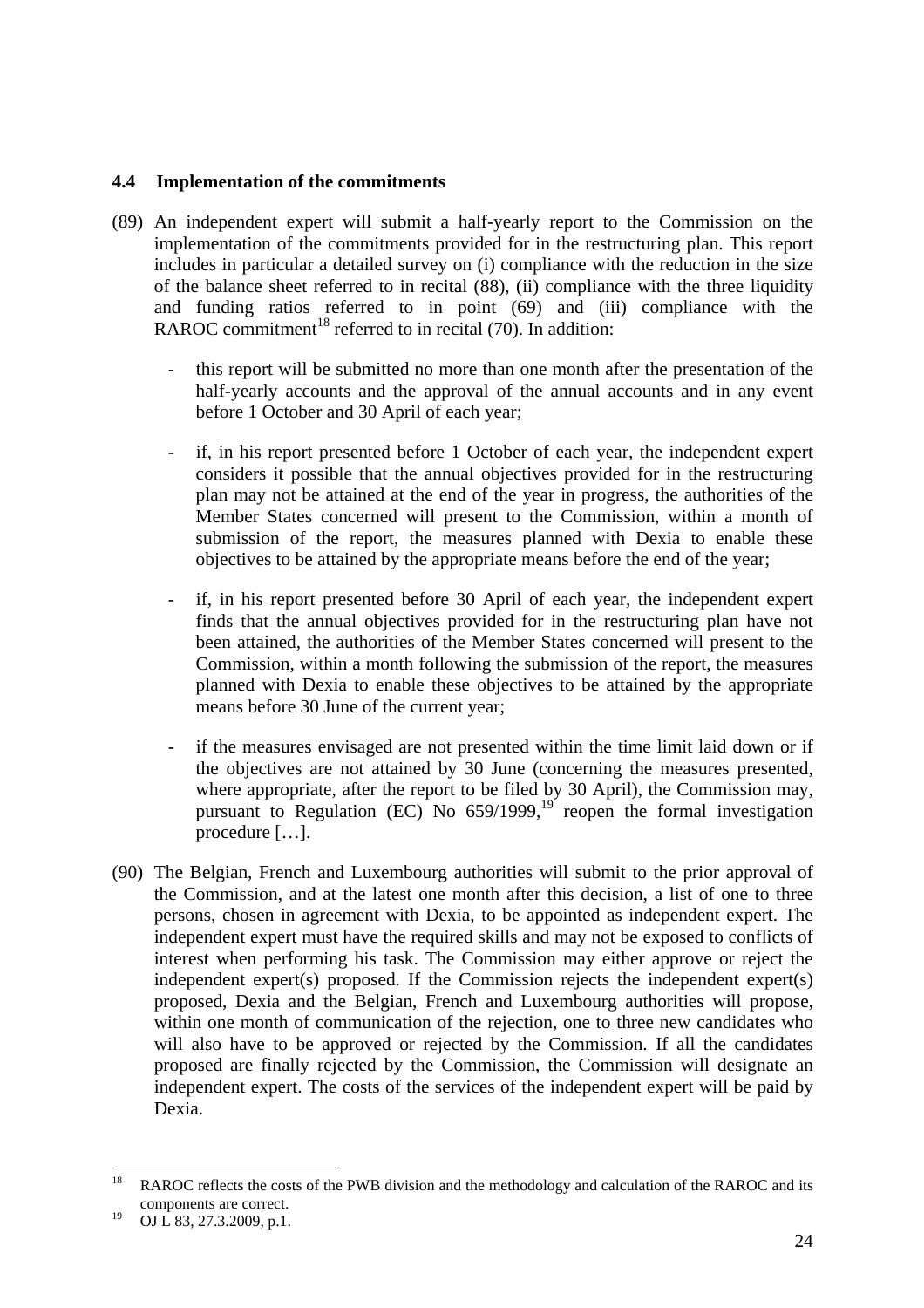### 4.4 Implementation of the commitments

(89) An independent expert will submit a half-yearly report to the Commission on the implementation of the commitments provided for in the restructuring plan. This report includes in particular a detailed survey on (i) compliance with the reduction in the size of the balance sheet referred to in recital (88), (ii) compliance with the three liquidity and funding ratios referred to in point (69) and (iii) compliance with the RAROC commitment[18] referred to in recital (70). In addition:

- this report will be submitted no more than one month after the presentation of the half-yearly accounts and the approval of the annual accounts and in any event before 1 October and 30 April of each year;
- if, in his report presented before 1 October of each year, the independent expert considers it possible that the annual objectives provided for in the restructuring plan may not be attained at the end of the year in progress, the authorities of the Member States concerned will present to the Commission, within a month of submission of the report, the measures planned with Dexia to enable these objectives to be attained by the appropriate means before the end of the year;
- if, in his report presented before 30 April of each year, the independent expert finds that the annual objectives provided for in the restructuring plan have not been attained, the authorities of the Member States concerned will present to the Commission, within a month following the submission of the report, the measures planned with Dexia to enable these objectives to be attained by the appropriate means before 30 June of the current year;
- if the measures envisaged are not presented within the time limit laid down or if the objectives are not attained by 30 June (concerning the measures presented, where appropriate, after the report to be filed by 30 April), the Commission may, pursuant to Regulation (EC) No 659/1999,[19] reopen the formal investigation procedure […].

(90) The Belgian, French and Luxembourg authorities will submit to the prior approval of the Commission, and at the latest one month after this decision, a list of one to three persons, chosen in agreement with Dexia, to be appointed as independent expert. The independent expert must have the required skills and may not be exposed to conflicts of interest when performing his task. The Commission may either approve or reject the independent expert(s) proposed. If the Commission rejects the independent expert(s) proposed, Dexia and the Belgian, French and Luxembourg authorities will propose, within one month of communication of the rejection, one to three new candidates who will also have to be approved or rejected by the Commission. If all the candidates proposed are finally rejected by the Commission, the Commission will designate an independent expert. The costs of the services of the independent expert will be paid by Dexia.

---

[18] RAROC reflects the costs of the PWB division and the methodology and calculation of the RAROC and its components are correct.

[19] OJ L 83, 27.3.2009, p.1.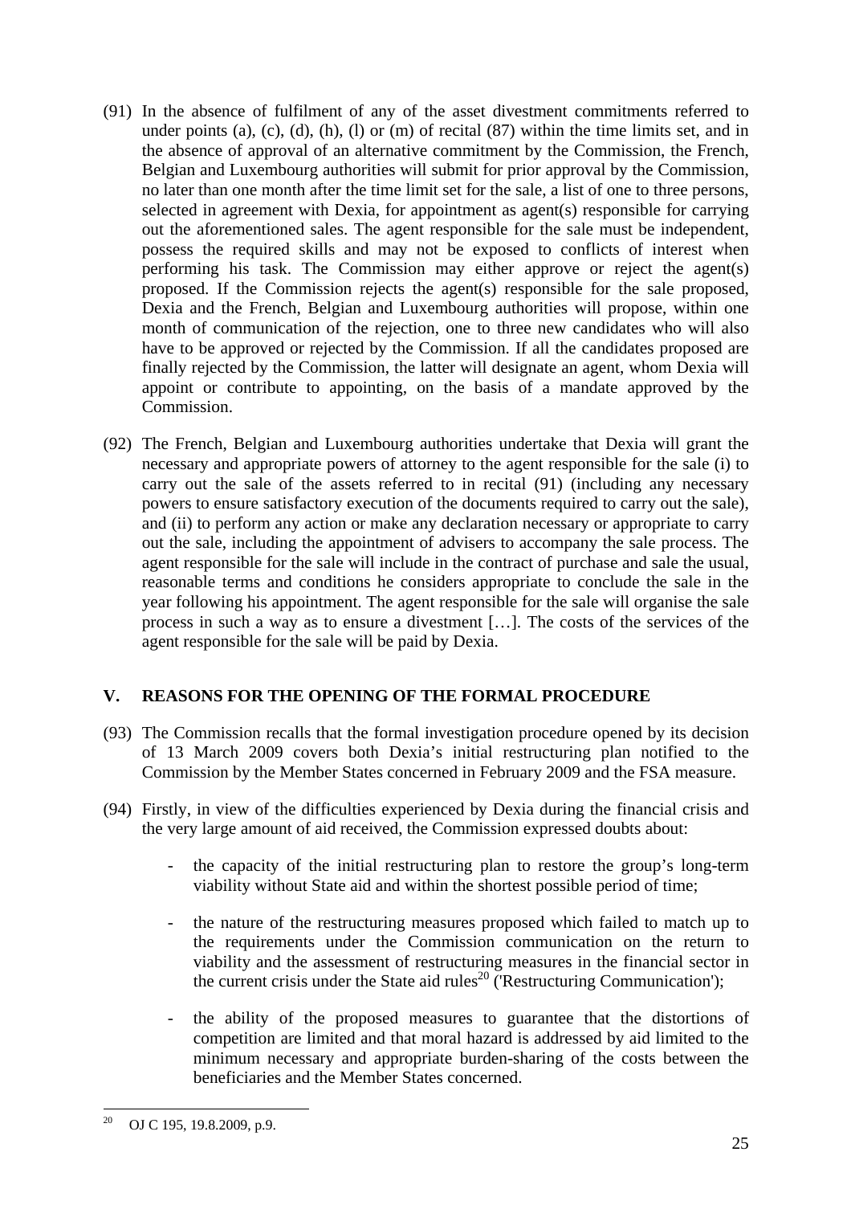(91) In the absence of fulfilment of any of the asset divestment commitments referred to under points (a), (c), (d), (h), (l) or (m) of recital (87) within the time limits set, and in the absence of approval of an alternative commitment by the Commission, the French, Belgian and Luxembourg authorities will submit for prior approval by the Commission, no later than one month after the time limit set for the sale, a list of one to three persons, selected in agreement with Dexia, for appointment as agent(s) responsible for carrying out the aforementioned sales. The agent responsible for the sale must be independent, possess the required skills and may not be exposed to conflicts of interest when performing his task. The Commission may either approve or reject the agent(s) proposed. If the Commission rejects the agent(s) responsible for the sale proposed, Dexia and the French, Belgian and Luxembourg authorities will propose, within one month of communication of the rejection, one to three new candidates who will also have to be approved or rejected by the Commission. If all the candidates proposed are finally rejected by the Commission, the latter will designate an agent, whom Dexia will appoint or contribute to appointing, on the basis of a mandate approved by the Commission.

(92) The French, Belgian and Luxembourg authorities undertake that Dexia will grant the necessary and appropriate powers of attorney to the agent responsible for the sale (i) to carry out the sale of the assets referred to in recital (91) (including any necessary powers to ensure satisfactory execution of the documents required to carry out the sale), and (ii) to perform any action or make any declaration necessary or appropriate to carry out the sale, including the appointment of advisers to accompany the sale process. The agent responsible for the sale will include in the contract of purchase and sale the usual, reasonable terms and conditions he considers appropriate to conclude the sale in the year following his appointment. The agent responsible for the sale will organise the sale process in such a way as to ensure a divestment […]. The costs of the services of the agent responsible for the sale will be paid by Dexia.

## V. REASONS FOR THE OPENING OF THE FORMAL PROCEDURE

(93) The Commission recalls that the formal investigation procedure opened by its decision of 13 March 2009 covers both Dexia's initial restructuring plan notified to the Commission by the Member States concerned in February 2009 and the FSA measure.

(94) Firstly, in view of the difficulties experienced by Dexia during the financial crisis and the very large amount of aid received, the Commission expressed doubts about:

- the capacity of the initial restructuring plan to restore the group's long-term viability without State aid and within the shortest possible period of time;
- the nature of the restructuring measures proposed which failed to match up to the requirements under the Commission communication on the return to viability and the assessment of restructuring measures in the financial sector in the current crisis under the State aid rules[20] ('Restructuring Communication');
- the ability of the proposed measures to guarantee that the distortions of competition are limited and that moral hazard is addressed by aid limited to the minimum necessary and appropriate burden-sharing of the costs between the beneficiaries and the Member States concerned.

---

[20] OJ C 195, 19.8.2009, p.9.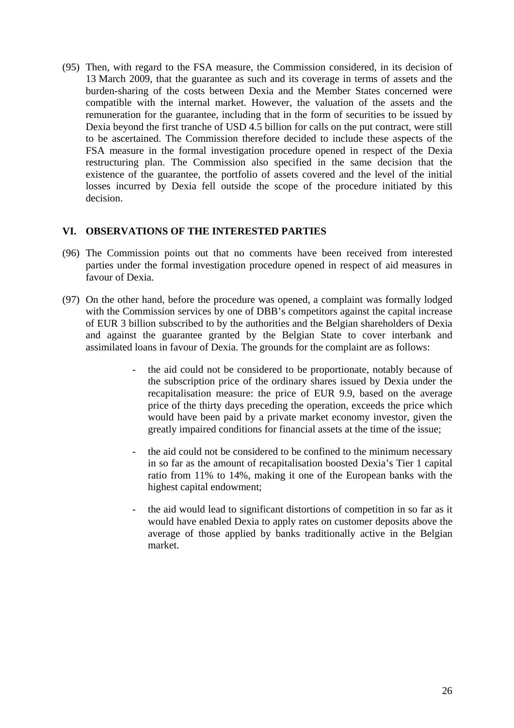(95) Then, with regard to the FSA measure, the Commission considered, in its decision of 13 March 2009, that the guarantee as such and its coverage in terms of assets and the burden-sharing of the costs between Dexia and the Member States concerned were compatible with the internal market. However, the valuation of the assets and the remuneration for the guarantee, including that in the form of securities to be issued by Dexia beyond the first tranche of USD 4.5 billion for calls on the put contract, were still to be ascertained. The Commission therefore decided to include these aspects of the FSA measure in the formal investigation procedure opened in respect of the Dexia restructuring plan. The Commission also specified in the same decision that the existence of the guarantee, the portfolio of assets covered and the level of the initial losses incurred by Dexia fell outside the scope of the procedure initiated by this decision.

## VI. OBSERVATIONS OF THE INTERESTED PARTIES

(96) The Commission points out that no comments have been received from interested parties under the formal investigation procedure opened in respect of aid measures in favour of Dexia.

(97) On the other hand, before the procedure was opened, a complaint was formally lodged with the Commission services by one of DBB's competitors against the capital increase of EUR 3 billion subscribed to by the authorities and the Belgian shareholders of Dexia and against the guarantee granted by the Belgian State to cover interbank and assimilated loans in favour of Dexia. The grounds for the complaint are as follows:

- the aid could not be considered to be proportionate, notably because of the subscription price of the ordinary shares issued by Dexia under the recapitalisation measure: the price of EUR 9.9, based on the average price of the thirty days preceding the operation, exceeds the price which would have been paid by a private market economy investor, given the greatly impaired conditions for financial assets at the time of the issue;

- the aid could not be considered to be confined to the minimum necessary in so far as the amount of recapitalisation boosted Dexia's Tier 1 capital ratio from 11% to 14%, making it one of the European banks with the highest capital endowment;

- the aid would lead to significant distortions of competition in so far as it would have enabled Dexia to apply rates on customer deposits above the average of those applied by banks traditionally active in the Belgian market.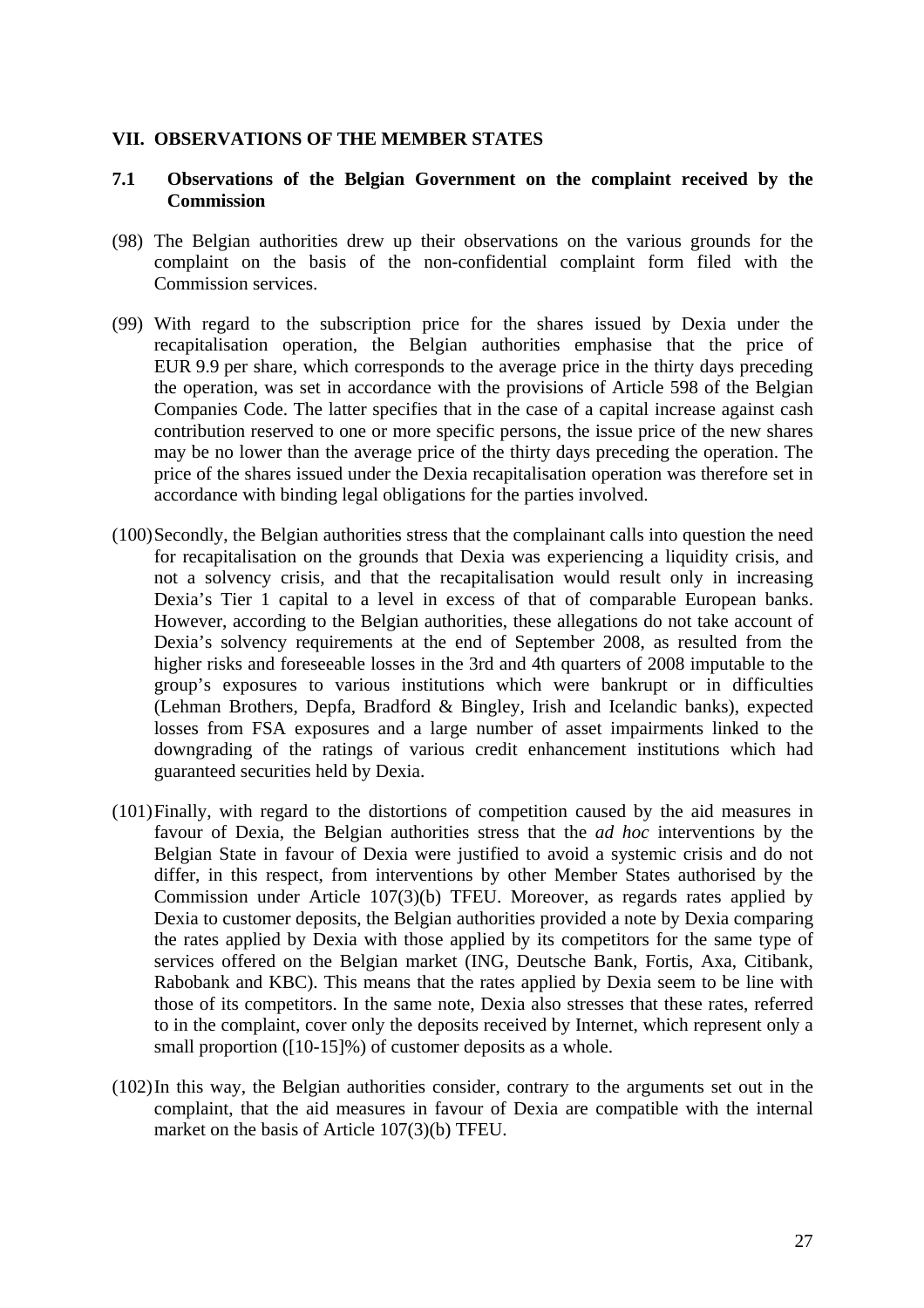## VII. OBSERVATIONS OF THE MEMBER STATES

### 7.1 Observations of the Belgian Government on the complaint received by the Commission

(98) The Belgian authorities drew up their observations on the various grounds for the complaint on the basis of the non-confidential complaint form filed with the Commission services.

(99) With regard to the subscription price for the shares issued by Dexia under the recapitalisation operation, the Belgian authorities emphasise that the price of EUR 9.9 per share, which corresponds to the average price in the thirty days preceding the operation, was set in accordance with the provisions of Article 598 of the Belgian Companies Code. The latter specifies that in the case of a capital increase against cash contribution reserved to one or more specific persons, the issue price of the new shares may be no lower than the average price of the thirty days preceding the operation. The price of the shares issued under the Dexia recapitalisation operation was therefore set in accordance with binding legal obligations for the parties involved.

(100) Secondly, the Belgian authorities stress that the complainant calls into question the need for recapitalisation on the grounds that Dexia was experiencing a liquidity crisis, and not a solvency crisis, and that the recapitalisation would result only in increasing Dexia's Tier 1 capital to a level in excess of that of comparable European banks. However, according to the Belgian authorities, these allegations do not take account of Dexia's solvency requirements at the end of September 2008, as resulted from the higher risks and foreseeable losses in the 3rd and 4th quarters of 2008 imputable to the group's exposures to various institutions which were bankrupt or in difficulties (Lehman Brothers, Depfa, Bradford & Bingley, Irish and Icelandic banks), expected losses from FSA exposures and a large number of asset impairments linked to the downgrading of the ratings of various credit enhancement institutions which had guaranteed securities held by Dexia.

(101) Finally, with regard to the distortions of competition caused by the aid measures in favour of Dexia, the Belgian authorities stress that the *ad hoc* interventions by the Belgian State in favour of Dexia were justified to avoid a systemic crisis and do not differ, in this respect, from interventions by other Member States authorised by the Commission under Article 107(3)(b) TFEU. Moreover, as regards rates applied by Dexia to customer deposits, the Belgian authorities provided a note by Dexia comparing the rates applied by Dexia with those applied by its competitors for the same type of services offered on the Belgian market (ING, Deutsche Bank, Fortis, Axa, Citibank, Rabobank and KBC). This means that the rates applied by Dexia seem to be line with those of its competitors. In the same note, Dexia also stresses that these rates, referred to in the complaint, cover only the deposits received by Internet, which represent only a small proportion ([10-15]%) of customer deposits as a whole.

(102) In this way, the Belgian authorities consider, contrary to the arguments set out in the complaint, that the aid measures in favour of Dexia are compatible with the internal market on the basis of Article 107(3)(b) TFEU.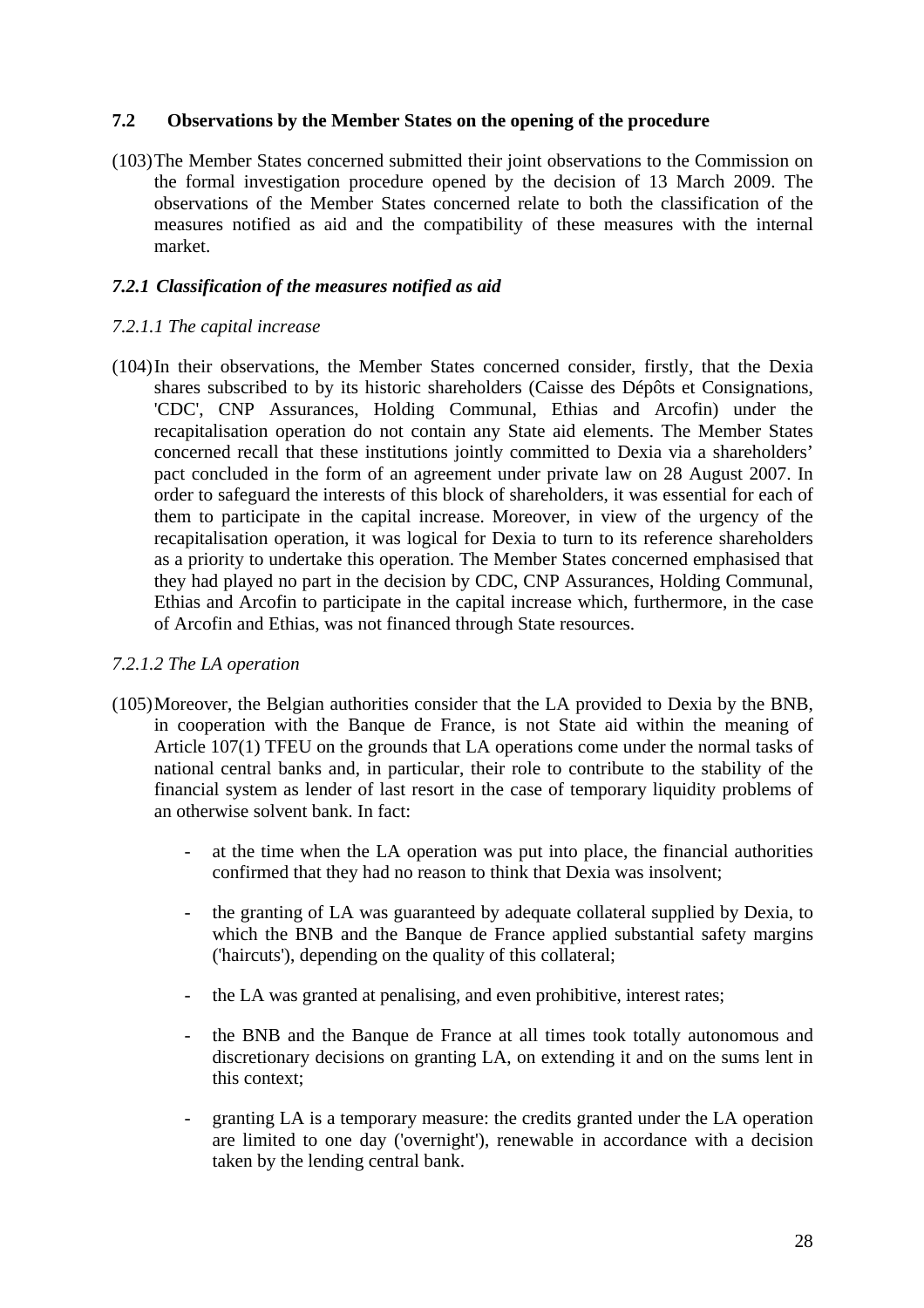## 7.2 Observations by the Member States on the opening of the procedure

(103) The Member States concerned submitted their joint observations to the Commission on the formal investigation procedure opened by the decision of 13 March 2009. The observations of the Member States concerned relate to both the classification of the measures notified as aid and the compatibility of these measures with the internal market.

### *7.2.1 Classification of the measures notified as aid*

#### *7.2.1.1 The capital increase*

(104) In their observations, the Member States concerned consider, firstly, that the Dexia shares subscribed to by its historic shareholders (Caisse des Dépôts et Consignations, 'CDC', CNP Assurances, Holding Communal, Ethias and Arcofin) under the recapitalisation operation do not contain any State aid elements. The Member States concerned recall that these institutions jointly committed to Dexia via a shareholders' pact concluded in the form of an agreement under private law on 28 August 2007. In order to safeguard the interests of this block of shareholders, it was essential for each of them to participate in the capital increase. Moreover, in view of the urgency of the recapitalisation operation, it was logical for Dexia to turn to its reference shareholders as a priority to undertake this operation. The Member States concerned emphasised that they had played no part in the decision by CDC, CNP Assurances, Holding Communal, Ethias and Arcofin to participate in the capital increase which, furthermore, in the case of Arcofin and Ethias, was not financed through State resources.

#### *7.2.1.2 The LA operation*

(105) Moreover, the Belgian authorities consider that the LA provided to Dexia by the BNB, in cooperation with the Banque de France, is not State aid within the meaning of Article 107(1) TFEU on the grounds that LA operations come under the normal tasks of national central banks and, in particular, their role to contribute to the stability of the financial system as lender of last resort in the case of temporary liquidity problems of an otherwise solvent bank. In fact:

- at the time when the LA operation was put into place, the financial authorities confirmed that they had no reason to think that Dexia was insolvent;
- the granting of LA was guaranteed by adequate collateral supplied by Dexia, to which the BNB and the Banque de France applied substantial safety margins ('haircuts'), depending on the quality of this collateral;
- the LA was granted at penalising, and even prohibitive, interest rates;
- the BNB and the Banque de France at all times took totally autonomous and discretionary decisions on granting LA, on extending it and on the sums lent in this context;
- granting LA is a temporary measure: the credits granted under the LA operation are limited to one day ('overnight'), renewable in accordance with a decision taken by the lending central bank.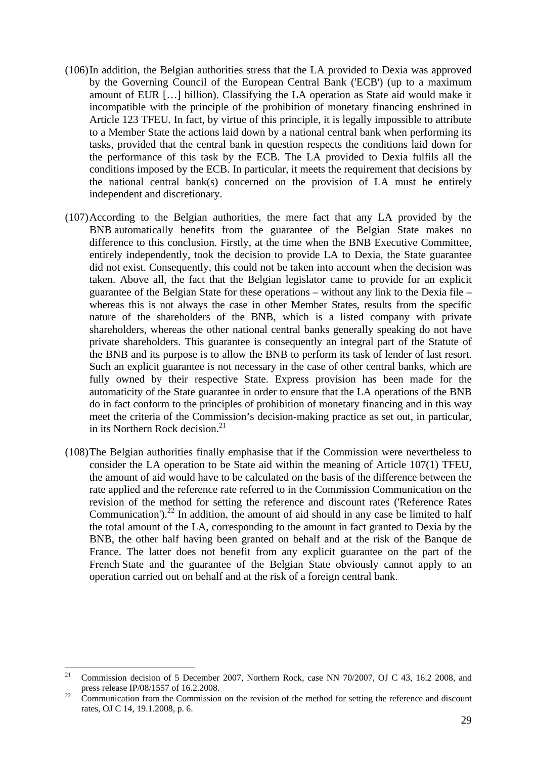(106) In addition, the Belgian authorities stress that the LA provided to Dexia was approved by the Governing Council of the European Central Bank ('ECB') (up to a maximum amount of EUR […] billion). Classifying the LA operation as State aid would make it incompatible with the principle of the prohibition of monetary financing enshrined in Article 123 TFEU. In fact, by virtue of this principle, it is legally impossible to attribute to a Member State the actions laid down by a national central bank when performing its tasks, provided that the central bank in question respects the conditions laid down for the performance of this task by the ECB. The LA provided to Dexia fulfils all the conditions imposed by the ECB. In particular, it meets the requirement that decisions by the national central bank(s) concerned on the provision of LA must be entirely independent and discretionary.

(107) According to the Belgian authorities, the mere fact that any LA provided by the BNB automatically benefits from the guarantee of the Belgian State makes no difference to this conclusion. Firstly, at the time when the BNB Executive Committee, entirely independently, took the decision to provide LA to Dexia, the State guarantee did not exist. Consequently, this could not be taken into account when the decision was taken. Above all, the fact that the Belgian legislator came to provide for an explicit guarantee of the Belgian State for these operations – without any link to the Dexia file – whereas this is not always the case in other Member States, results from the specific nature of the shareholders of the BNB, which is a listed company with private shareholders, whereas the other national central banks generally speaking do not have private shareholders. This guarantee is consequently an integral part of the Statute of the BNB and its purpose is to allow the BNB to perform its task of lender of last resort. Such an explicit guarantee is not necessary in the case of other central banks, which are fully owned by their respective State. Express provision has been made for the automaticity of the State guarantee in order to ensure that the LA operations of the BNB do in fact conform to the principles of prohibition of monetary financing and in this way meet the criteria of the Commission's decision-making practice as set out, in particular, in its Northern Rock decision.[21]

(108) The Belgian authorities finally emphasise that if the Commission were nevertheless to consider the LA operation to be State aid within the meaning of Article 107(1) TFEU, the amount of aid would have to be calculated on the basis of the difference between the rate applied and the reference rate referred to in the Commission Communication on the revision of the method for setting the reference and discount rates ('Reference Rates Communication').[22] In addition, the amount of aid should in any case be limited to half the total amount of the LA, corresponding to the amount in fact granted to Dexia by the BNB, the other half having been granted on behalf and at the risk of the Banque de France. The latter does not benefit from any explicit guarantee on the part of the French State and the guarantee of the Belgian State obviously cannot apply to an operation carried out on behalf and at the risk of a foreign central bank.

---

[21] Commission decision of 5 December 2007, Northern Rock, case NN 70/2007, OJ C 43, 16.2 2008, and press release IP/08/1557 of 16.2.2008.

[22] Communication from the Commission on the revision of the method for setting the reference and discount rates, OJ C 14, 19.1.2008, p. 6.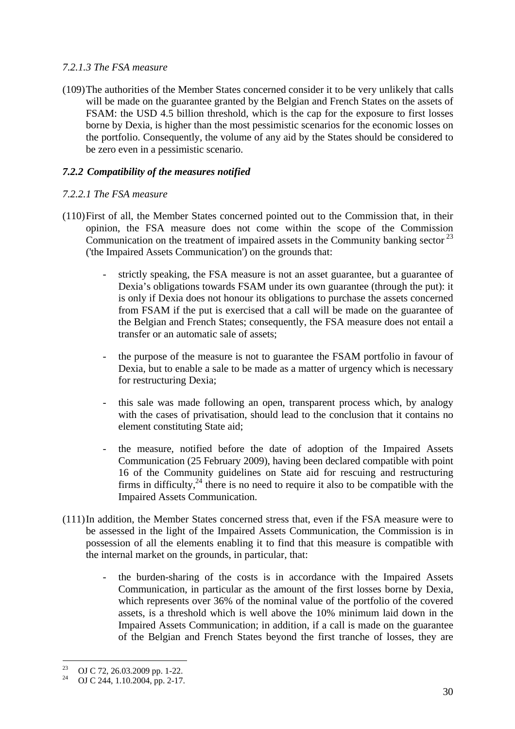*7.2.1.3 The FSA measure*

(109) The authorities of the Member States concerned consider it to be very unlikely that calls will be made on the guarantee granted by the Belgian and French States on the assets of FSAM: the USD 4.5 billion threshold, which is the cap for the exposure to first losses borne by Dexia, is higher than the most pessimistic scenarios for the economic losses on the portfolio. Consequently, the volume of any aid by the States should be considered to be zero even in a pessimistic scenario.

### *7.2.2 Compatibility of the measures notified*

*7.2.2.1 The FSA measure*

(110) First of all, the Member States concerned pointed out to the Commission that, in their opinion, the FSA measure does not come within the scope of the Commission Communication on the treatment of impaired assets in the Community banking sector [23] ('the Impaired Assets Communication') on the grounds that:

- strictly speaking, the FSA measure is not an asset guarantee, but a guarantee of Dexia's obligations towards FSAM under its own guarantee (through the put): it is only if Dexia does not honour its obligations to purchase the assets concerned from FSAM if the put is exercised that a call will be made on the guarantee of the Belgian and French States; consequently, the FSA measure does not entail a transfer or an automatic sale of assets;

- the purpose of the measure is not to guarantee the FSAM portfolio in favour of Dexia, but to enable a sale to be made as a matter of urgency which is necessary for restructuring Dexia;

- this sale was made following an open, transparent process which, by analogy with the cases of privatisation, should lead to the conclusion that it contains no element constituting State aid;

- the measure, notified before the date of adoption of the Impaired Assets Communication (25 February 2009), having been declared compatible with point 16 of the Community guidelines on State aid for rescuing and restructuring firms in difficulty,[24] there is no need to require it also to be compatible with the Impaired Assets Communication.

(111) In addition, the Member States concerned stress that, even if the FSA measure were to be assessed in the light of the Impaired Assets Communication, the Commission is in possession of all the elements enabling it to find that this measure is compatible with the internal market on the grounds, in particular, that:

- the burden-sharing of the costs is in accordance with the Impaired Assets Communication, in particular as the amount of the first losses borne by Dexia, which represents over 36% of the nominal value of the portfolio of the covered assets, is a threshold which is well above the 10% minimum laid down in the Impaired Assets Communication; in addition, if a call is made on the guarantee of the Belgian and French States beyond the first tranche of losses, they are

[23] OJ C 72, 26.03.2009 pp. 1-22.

[24] OJ C 244, 1.10.2004, pp. 2-17.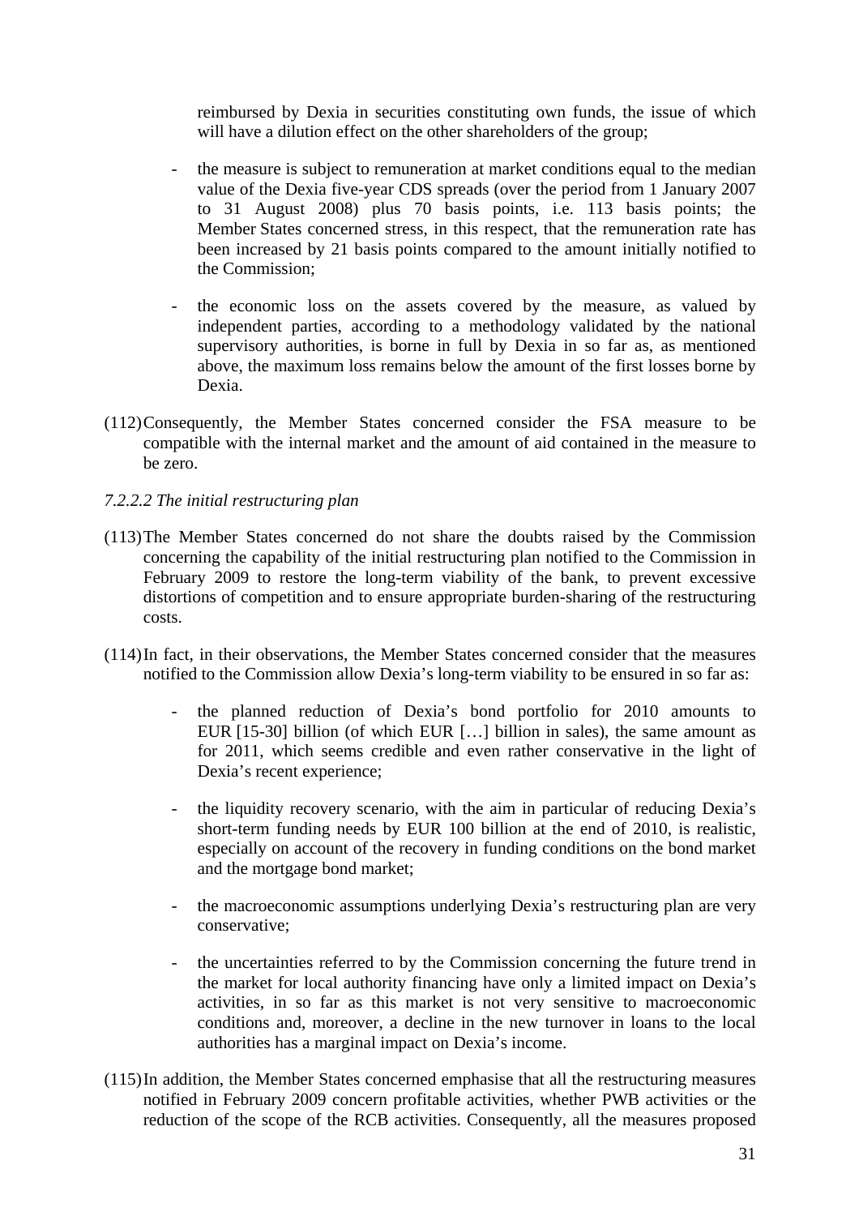reimbursed by Dexia in securities constituting own funds, the issue of which will have a dilution effect on the other shareholders of the group;

- the measure is subject to remuneration at market conditions equal to the median value of the Dexia five-year CDS spreads (over the period from 1 January 2007 to 31 August 2008) plus 70 basis points, i.e. 113 basis points; the Member States concerned stress, in this respect, that the remuneration rate has been increased by 21 basis points compared to the amount initially notified to the Commission;

- the economic loss on the assets covered by the measure, as valued by independent parties, according to a methodology validated by the national supervisory authorities, is borne in full by Dexia in so far as, as mentioned above, the maximum loss remains below the amount of the first losses borne by Dexia.

(112) Consequently, the Member States concerned consider the FSA measure to be compatible with the internal market and the amount of aid contained in the measure to be zero.

*7.2.2.2 The initial restructuring plan*

(113) The Member States concerned do not share the doubts raised by the Commission concerning the capability of the initial restructuring plan notified to the Commission in February 2009 to restore the long-term viability of the bank, to prevent excessive distortions of competition and to ensure appropriate burden-sharing of the restructuring costs.

(114) In fact, in their observations, the Member States concerned consider that the measures notified to the Commission allow Dexia's long-term viability to be ensured in so far as:

- the planned reduction of Dexia's bond portfolio for 2010 amounts to EUR [15-30] billion (of which EUR […] billion in sales), the same amount as for 2011, which seems credible and even rather conservative in the light of Dexia's recent experience;

- the liquidity recovery scenario, with the aim in particular of reducing Dexia's short-term funding needs by EUR 100 billion at the end of 2010, is realistic, especially on account of the recovery in funding conditions on the bond market and the mortgage bond market;

- the macroeconomic assumptions underlying Dexia's restructuring plan are very conservative;

- the uncertainties referred to by the Commission concerning the future trend in the market for local authority financing have only a limited impact on Dexia's activities, in so far as this market is not very sensitive to macroeconomic conditions and, moreover, a decline in the new turnover in loans to the local authorities has a marginal impact on Dexia's income.

(115) In addition, the Member States concerned emphasise that all the restructuring measures notified in February 2009 concern profitable activities, whether PWB activities or the reduction of the scope of the RCB activities. Consequently, all the measures proposed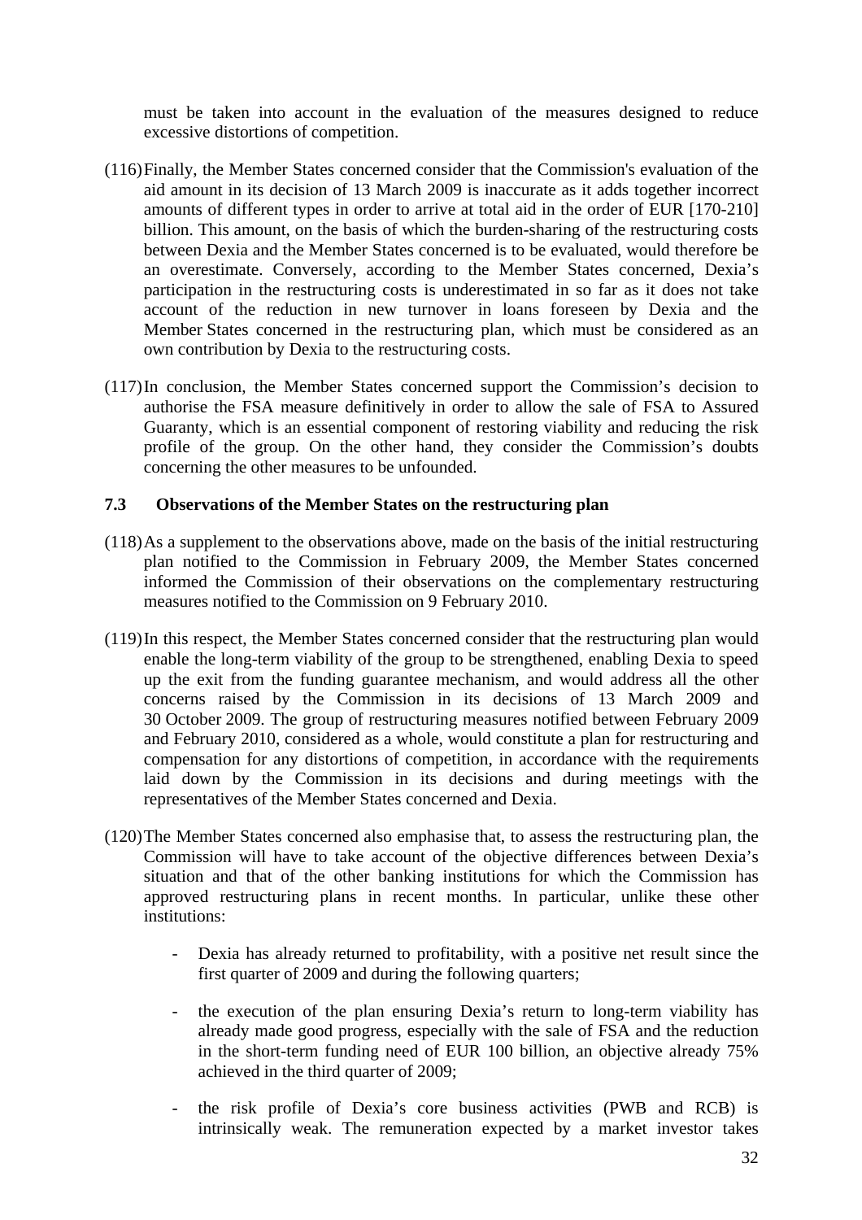must be taken into account in the evaluation of the measures designed to reduce excessive distortions of competition.

(116) Finally, the Member States concerned consider that the Commission's evaluation of the aid amount in its decision of 13 March 2009 is inaccurate as it adds together incorrect amounts of different types in order to arrive at total aid in the order of EUR [170-210] billion. This amount, on the basis of which the burden-sharing of the restructuring costs between Dexia and the Member States concerned is to be evaluated, would therefore be an overestimate. Conversely, according to the Member States concerned, Dexia's participation in the restructuring costs is underestimated in so far as it does not take account of the reduction in new turnover in loans foreseen by Dexia and the Member States concerned in the restructuring plan, which must be considered as an own contribution by Dexia to the restructuring costs.

(117) In conclusion, the Member States concerned support the Commission's decision to authorise the FSA measure definitively in order to allow the sale of FSA to Assured Guaranty, which is an essential component of restoring viability and reducing the risk profile of the group. On the other hand, they consider the Commission's doubts concerning the other measures to be unfounded.

### 7.3 Observations of the Member States on the restructuring plan

(118) As a supplement to the observations above, made on the basis of the initial restructuring plan notified to the Commission in February 2009, the Member States concerned informed the Commission of their observations on the complementary restructuring measures notified to the Commission on 9 February 2010.

(119) In this respect, the Member States concerned consider that the restructuring plan would enable the long-term viability of the group to be strengthened, enabling Dexia to speed up the exit from the funding guarantee mechanism, and would address all the other concerns raised by the Commission in its decisions of 13 March 2009 and 30 October 2009. The group of restructuring measures notified between February 2009 and February 2010, considered as a whole, would constitute a plan for restructuring and compensation for any distortions of competition, in accordance with the requirements laid down by the Commission in its decisions and during meetings with the representatives of the Member States concerned and Dexia.

(120) The Member States concerned also emphasise that, to assess the restructuring plan, the Commission will have to take account of the objective differences between Dexia's situation and that of the other banking institutions for which the Commission has approved restructuring plans in recent months. In particular, unlike these other institutions:

- Dexia has already returned to profitability, with a positive net result since the first quarter of 2009 and during the following quarters;
- the execution of the plan ensuring Dexia's return to long-term viability has already made good progress, especially with the sale of FSA and the reduction in the short-term funding need of EUR 100 billion, an objective already 75% achieved in the third quarter of 2009;
- the risk profile of Dexia's core business activities (PWB and RCB) is intrinsically weak. The remuneration expected by a market investor takes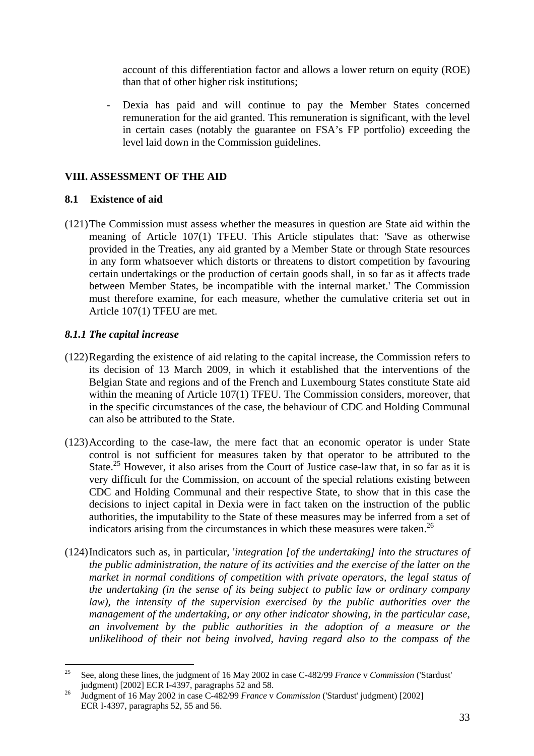account of this differentiation factor and allows a lower return on equity (ROE) than that of other higher risk institutions;

- Dexia has paid and will continue to pay the Member States concerned remuneration for the aid granted. This remuneration is significant, with the level in certain cases (notably the guarantee on FSA's FP portfolio) exceeding the level laid down in the Commission guidelines.

## VIII. ASSESSMENT OF THE AID

### 8.1 Existence of aid

(121) The Commission must assess whether the measures in question are State aid within the meaning of Article 107(1) TFEU. This Article stipulates that: 'Save as otherwise provided in the Treaties, any aid granted by a Member State or through State resources in any form whatsoever which distorts or threatens to distort competition by favouring certain undertakings or the production of certain goods shall, in so far as it affects trade between Member States, be incompatible with the internal market.' The Commission must therefore examine, for each measure, whether the cumulative criteria set out in Article 107(1) TFEU are met.

#### *8.1.1 The capital increase*

(122) Regarding the existence of aid relating to the capital increase, the Commission refers to its decision of 13 March 2009, in which it established that the interventions of the Belgian State and regions and of the French and Luxembourg States constitute State aid within the meaning of Article 107(1) TFEU. The Commission considers, moreover, that in the specific circumstances of the case, the behaviour of CDC and Holding Communal can also be attributed to the State.

(123) According to the case-law, the mere fact that an economic operator is under State control is not sufficient for measures taken by that operator to be attributed to the State.[25] However, it also arises from the Court of Justice case-law that, in so far as it is very difficult for the Commission, on account of the special relations existing between CDC and Holding Communal and their respective State, to show that in this case the decisions to inject capital in Dexia were in fact taken on the instruction of the public authorities, the imputability to the State of these measures may be inferred from a set of indicators arising from the circumstances in which these measures were taken.[26]

(124) Indicators such as, in particular, '*integration [of the undertaking] into the structures of the public administration, the nature of its activities and the exercise of the latter on the market in normal conditions of competition with private operators, the legal status of the undertaking (in the sense of its being subject to public law or ordinary company law), the intensity of the supervision exercised by the public authorities over the management of the undertaking, or any other indicator showing, in the particular case, an involvement by the public authorities in the adoption of a measure or the unlikelihood of their not being involved, having regard also to the compass of the*

---

[25] See, along these lines, the judgment of 16 May 2002 in case C-482/99 *France* v *Commission* ('Stardust' judgment) [2002] ECR I-4397, paragraphs 52 and 58.

[26] Judgment of 16 May 2002 in case C-482/99 *France* v *Commission* ('Stardust' judgment) [2002] ECR I-4397, paragraphs 52, 55 and 56.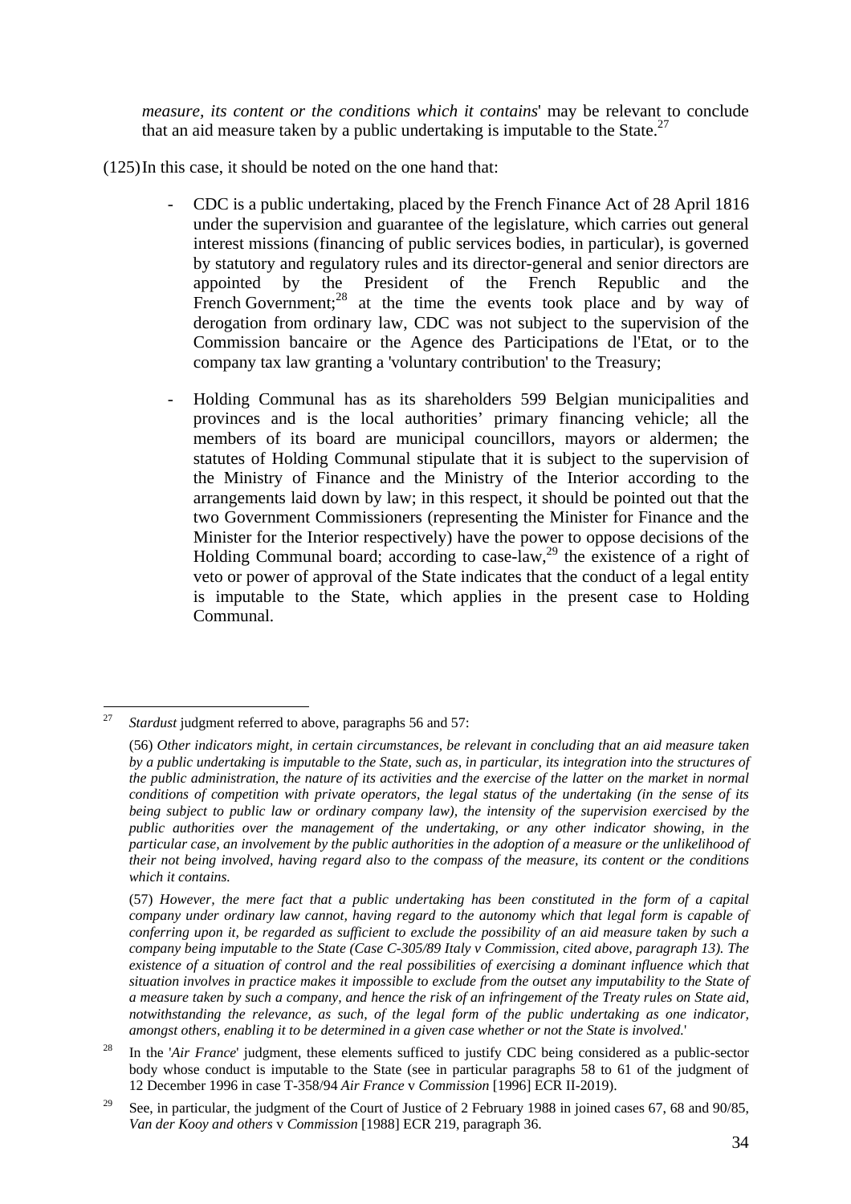*measure, its content or the conditions which it contains*' may be relevant to conclude that an aid measure taken by a public undertaking is imputable to the State.[27]

(125) In this case, it should be noted on the one hand that:

- CDC is a public undertaking, placed by the French Finance Act of 28 April 1816 under the supervision and guarantee of the legislature, which carries out general interest missions (financing of public services bodies, in particular), is governed by statutory and regulatory rules and its director-general and senior directors are appointed by the President of the French Republic and the French Government;[28] at the time the events took place and by way of derogation from ordinary law, CDC was not subject to the supervision of the Commission bancaire or the Agence des Participations de l'Etat, or to the company tax law granting a 'voluntary contribution' to the Treasury;

- Holding Communal has as its shareholders 599 Belgian municipalities and provinces and is the local authorities' primary financing vehicle; all the members of its board are municipal councillors, mayors or aldermen; the statutes of Holding Communal stipulate that it is subject to the supervision of the Ministry of Finance and the Ministry of the Interior according to the arrangements laid down by law; in this respect, it should be pointed out that the two Government Commissioners (representing the Minister for Finance and the Minister for the Interior respectively) have the power to oppose decisions of the Holding Communal board; according to case-law,[29] the existence of a right of veto or power of approval of the State indicates that the conduct of a legal entity is imputable to the State, which applies in the present case to Holding Communal.

---

[27] *Stardust* judgment referred to above, paragraphs 56 and 57:

(56) *Other indicators might, in certain circumstances, be relevant in concluding that an aid measure taken by a public undertaking is imputable to the State, such as, in particular, its integration into the structures of the public administration, the nature of its activities and the exercise of the latter on the market in normal conditions of competition with private operators, the legal status of the undertaking (in the sense of its being subject to public law or ordinary company law), the intensity of the supervision exercised by the public authorities over the management of the undertaking, or any other indicator showing, in the particular case, an involvement by the public authorities in the adoption of a measure or the unlikelihood of their not being involved, having regard also to the compass of the measure, its content or the conditions which it contains.*

(57) *However, the mere fact that a public undertaking has been constituted in the form of a capital company under ordinary law cannot, having regard to the autonomy which that legal form is capable of conferring upon it, be regarded as sufficient to exclude the possibility of an aid measure taken by such a company being imputable to the State (Case C-305/89 Italy v Commission, cited above, paragraph 13). The existence of a situation of control and the real possibilities of exercising a dominant influence which that situation involves in practice makes it impossible to exclude from the outset any imputability to the State of a measure taken by such a company, and hence the risk of an infringement of the Treaty rules on State aid, notwithstanding the relevance, as such, of the legal form of the public undertaking as one indicator, amongst others, enabling it to be determined in a given case whether or not the State is involved.*'

[28] In the '*Air France*' judgment, these elements sufficed to justify CDC being considered as a public-sector body whose conduct is imputable to the State (see in particular paragraphs 58 to 61 of the judgment of 12 December 1996 in case T-358/94 *Air France* v *Commission* [1996] ECR II-2019).

[29] See, in particular, the judgment of the Court of Justice of 2 February 1988 in joined cases 67, 68 and 90/85, *Van der Kooy and others* v *Commission* [1988] ECR 219, paragraph 36.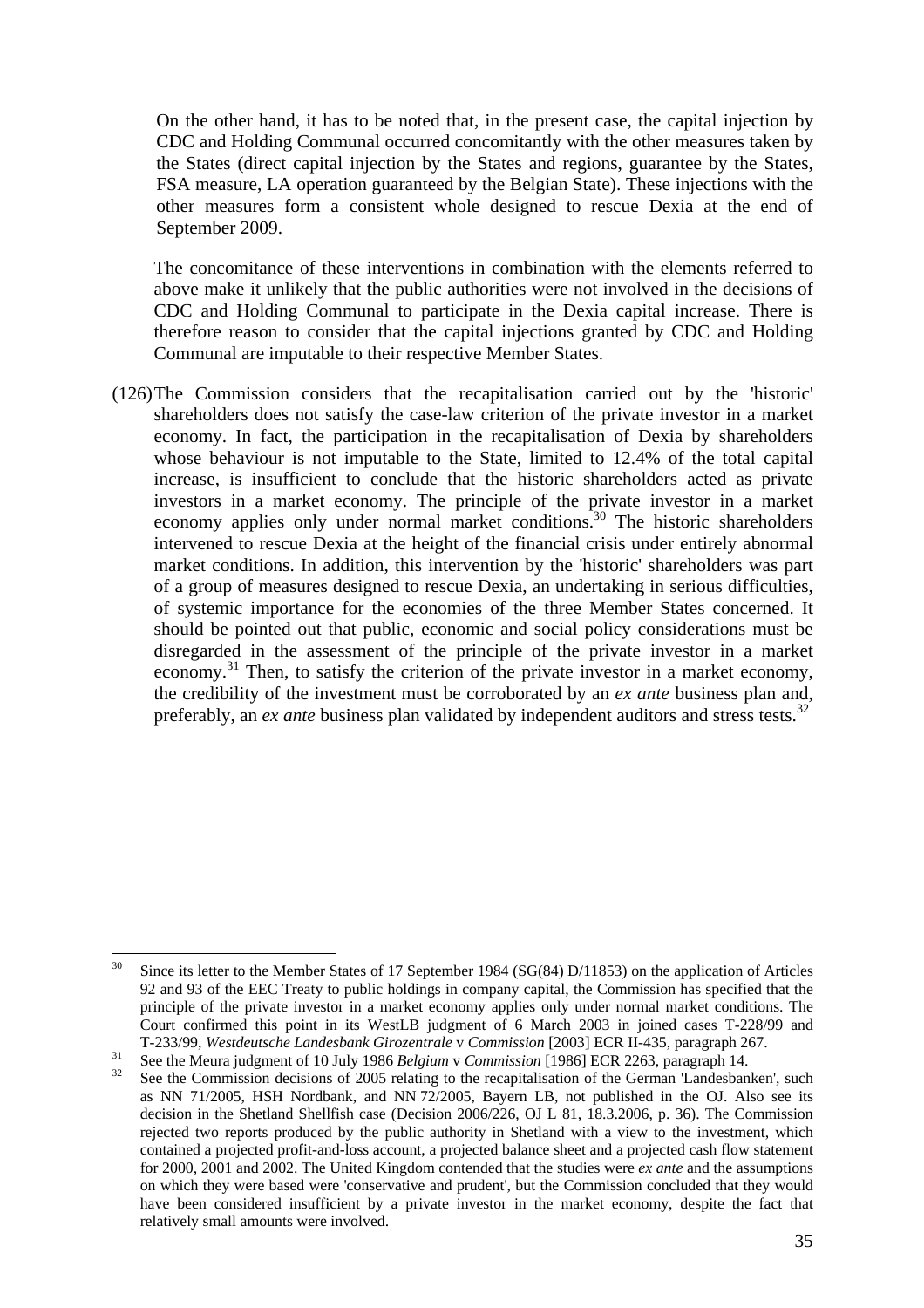On the other hand, it has to be noted that, in the present case, the capital injection by CDC and Holding Communal occurred concomitantly with the other measures taken by the States (direct capital injection by the States and regions, guarantee by the States, FSA measure, LA operation guaranteed by the Belgian State). These injections with the other measures form a consistent whole designed to rescue Dexia at the end of September 2009.

The concomitance of these interventions in combination with the elements referred to above make it unlikely that the public authorities were not involved in the decisions of CDC and Holding Communal to participate in the Dexia capital increase. There is therefore reason to consider that the capital injections granted by CDC and Holding Communal are imputable to their respective Member States.

(126) The Commission considers that the recapitalisation carried out by the 'historic' shareholders does not satisfy the case-law criterion of the private investor in a market economy. In fact, the participation in the recapitalisation of Dexia by shareholders whose behaviour is not imputable to the State, limited to 12.4% of the total capital increase, is insufficient to conclude that the historic shareholders acted as private investors in a market economy. The principle of the private investor in a market economy applies only under normal market conditions.[30] The historic shareholders intervened to rescue Dexia at the height of the financial crisis under entirely abnormal market conditions. In addition, this intervention by the 'historic' shareholders was part of a group of measures designed to rescue Dexia, an undertaking in serious difficulties, of systemic importance for the economies of the three Member States concerned. It should be pointed out that public, economic and social policy considerations must be disregarded in the assessment of the principle of the private investor in a market economy.[31] Then, to satisfy the criterion of the private investor in a market economy, the credibility of the investment must be corroborated by an *ex ante* business plan and, preferably, an *ex ante* business plan validated by independent auditors and stress tests.[32]

---

[30] Since its letter to the Member States of 17 September 1984 (SG(84) D/11853) on the application of Articles 92 and 93 of the EEC Treaty to public holdings in company capital, the Commission has specified that the principle of the private investor in a market economy applies only under normal market conditions. The Court confirmed this point in its WestLB judgment of 6 March 2003 in joined cases T-228/99 and T-233/99, *Westdeutsche Landesbank Girozentrale* v *Commission* [2003] ECR II-435, paragraph 267.

[31] See the Meura judgment of 10 July 1986 *Belgium* v *Commission* [1986] ECR 2263, paragraph 14.

[32] See the Commission decisions of 2005 relating to the recapitalisation of the German 'Landesbanken', such as NN 71/2005, HSH Nordbank, and NN 72/2005, Bayern LB, not published in the OJ. Also see its decision in the Shetland Shellfish case (Decision 2006/226, OJ L 81, 18.3.2006, p. 36). The Commission rejected two reports produced by the public authority in Shetland with a view to the investment, which contained a projected profit-and-loss account, a projected balance sheet and a projected cash flow statement for 2000, 2001 and 2002. The United Kingdom contended that the studies were *ex ante* and the assumptions on which they were based were 'conservative and prudent', but the Commission concluded that they would have been considered insufficient by a private investor in the market economy, despite the fact that relatively small amounts were involved.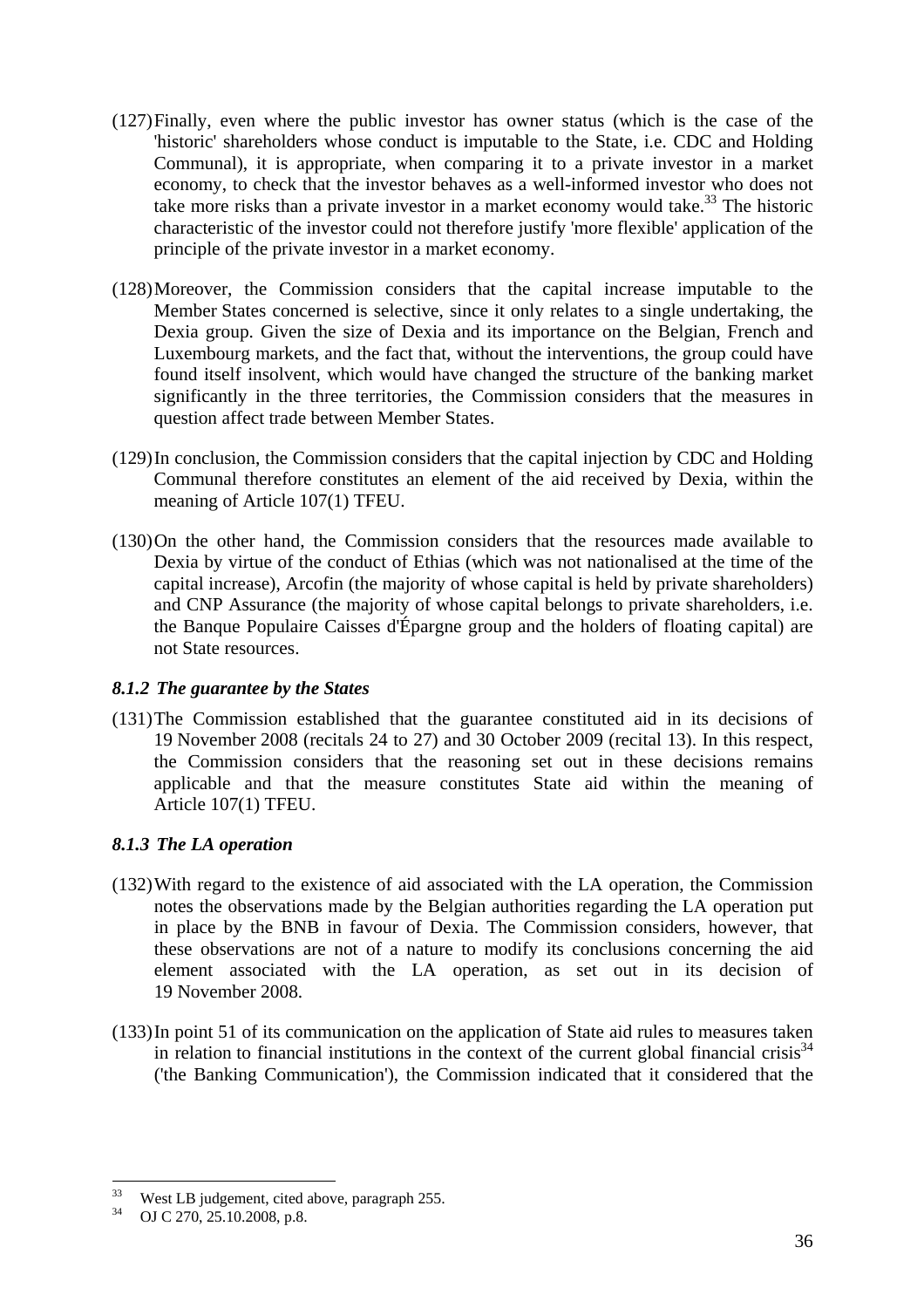(127) Finally, even where the public investor has owner status (which is the case of the 'historic' shareholders whose conduct is imputable to the State, i.e. CDC and Holding Communal), it is appropriate, when comparing it to a private investor in a market economy, to check that the investor behaves as a well-informed investor who does not take more risks than a private investor in a market economy would take.[33] The historic characteristic of the investor could not therefore justify 'more flexible' application of the principle of the private investor in a market economy.

(128) Moreover, the Commission considers that the capital increase imputable to the Member States concerned is selective, since it only relates to a single undertaking, the Dexia group. Given the size of Dexia and its importance on the Belgian, French and Luxembourg markets, and the fact that, without the interventions, the group could have found itself insolvent, which would have changed the structure of the banking market significantly in the three territories, the Commission considers that the measures in question affect trade between Member States.

(129) In conclusion, the Commission considers that the capital injection by CDC and Holding Communal therefore constitutes an element of the aid received by Dexia, within the meaning of Article 107(1) TFEU.

(130) On the other hand, the Commission considers that the resources made available to Dexia by virtue of the conduct of Ethias (which was not nationalised at the time of the capital increase), Arcofin (the majority of whose capital is held by private shareholders) and CNP Assurance (the majority of whose capital belongs to private shareholders, i.e. the Banque Populaire Caisses d'Épargne group and the holders of floating capital) are not State resources.

### *8.1.2 The guarantee by the States*

(131) The Commission established that the guarantee constituted aid in its decisions of 19 November 2008 (recitals 24 to 27) and 30 October 2009 (recital 13). In this respect, the Commission considers that the reasoning set out in these decisions remains applicable and that the measure constitutes State aid within the meaning of Article 107(1) TFEU.

### *8.1.3 The LA operation*

(132) With regard to the existence of aid associated with the LA operation, the Commission notes the observations made by the Belgian authorities regarding the LA operation put in place by the BNB in favour of Dexia. The Commission considers, however, that these observations are not of a nature to modify its conclusions concerning the aid element associated with the LA operation, as set out in its decision of 19 November 2008.

(133) In point 51 of its communication on the application of State aid rules to measures taken in relation to financial institutions in the context of the current global financial crisis[34] ('the Banking Communication'), the Commission indicated that it considered that the

[33] West LB judgement, cited above, paragraph 255.

[34] OJ C 270, 25.10.2008, p.8.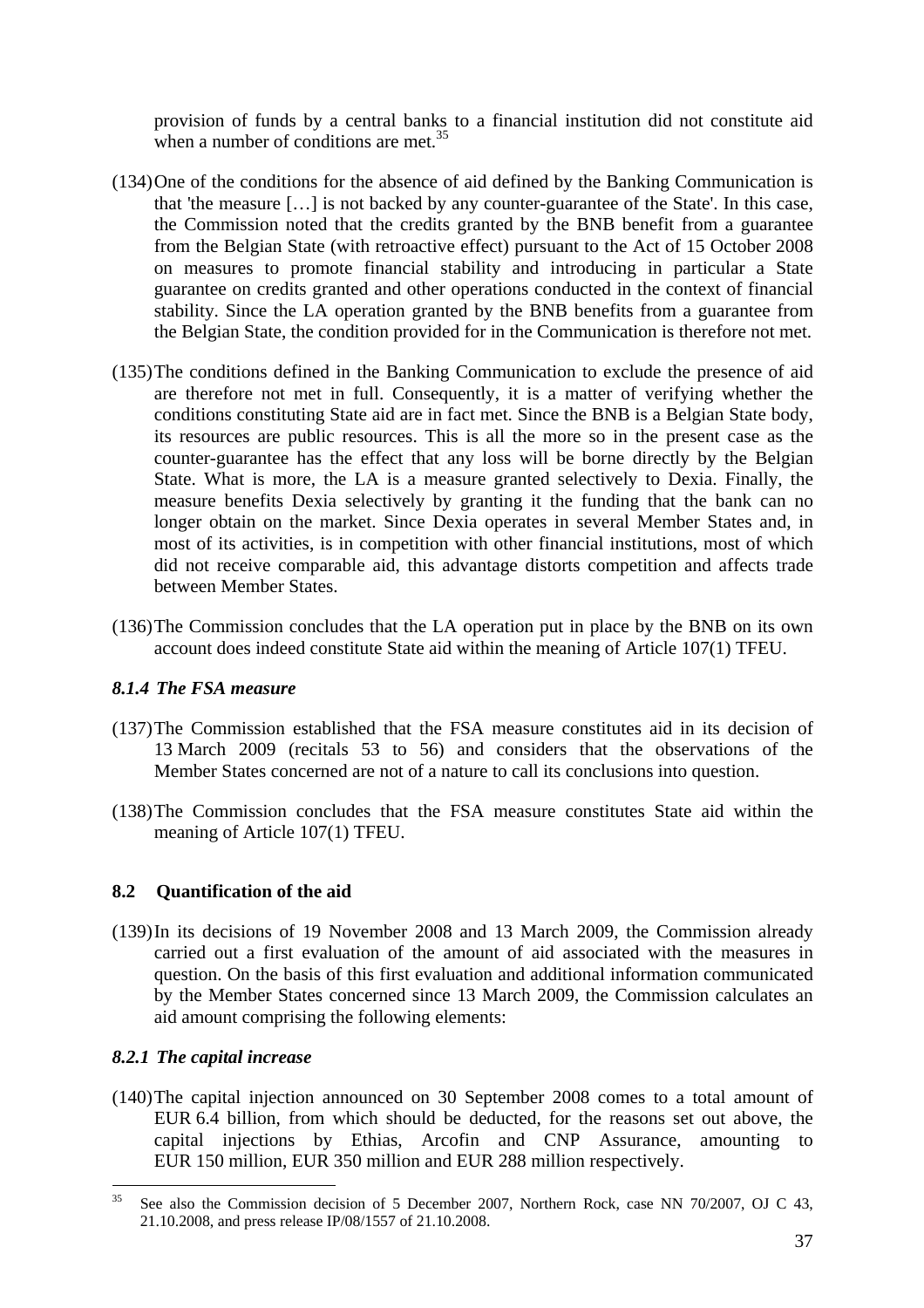provision of funds by a central banks to a financial institution did not constitute aid when a number of conditions are met.[35]

(134) One of the conditions for the absence of aid defined by the Banking Communication is that 'the measure […] is not backed by any counter-guarantee of the State'. In this case, the Commission noted that the credits granted by the BNB benefit from a guarantee from the Belgian State (with retroactive effect) pursuant to the Act of 15 October 2008 on measures to promote financial stability and introducing in particular a State guarantee on credits granted and other operations conducted in the context of financial stability. Since the LA operation granted by the BNB benefits from a guarantee from the Belgian State, the condition provided for in the Communication is therefore not met.

(135) The conditions defined in the Banking Communication to exclude the presence of aid are therefore not met in full. Consequently, it is a matter of verifying whether the conditions constituting State aid are in fact met. Since the BNB is a Belgian State body, its resources are public resources. This is all the more so in the present case as the counter-guarantee has the effect that any loss will be borne directly by the Belgian State. What is more, the LA is a measure granted selectively to Dexia. Finally, the measure benefits Dexia selectively by granting it the funding that the bank can no longer obtain on the market. Since Dexia operates in several Member States and, in most of its activities, is in competition with other financial institutions, most of which did not receive comparable aid, this advantage distorts competition and affects trade between Member States.

(136) The Commission concludes that the LA operation put in place by the BNB on its own account does indeed constitute State aid within the meaning of Article 107(1) TFEU.

### *8.1.4 The FSA measure*

(137) The Commission established that the FSA measure constitutes aid in its decision of 13 March 2009 (recitals 53 to 56) and considers that the observations of the Member States concerned are not of a nature to call its conclusions into question.

(138) The Commission concludes that the FSA measure constitutes State aid within the meaning of Article 107(1) TFEU.

## 8.2 Quantification of the aid

(139) In its decisions of 19 November 2008 and 13 March 2009, the Commission already carried out a first evaluation of the amount of aid associated with the measures in question. On the basis of this first evaluation and additional information communicated by the Member States concerned since 13 March 2009, the Commission calculates an aid amount comprising the following elements:

### *8.2.1 The capital increase*

(140) The capital injection announced on 30 September 2008 comes to a total amount of EUR 6.4 billion, from which should be deducted, for the reasons set out above, the capital injections by Ethias, Arcofin and CNP Assurance, amounting to EUR 150 million, EUR 350 million and EUR 288 million respectively.

---

[35] See also the Commission decision of 5 December 2007, Northern Rock, case NN 70/2007, OJ C 43, 21.10.2008, and press release IP/08/1557 of 21.10.2008.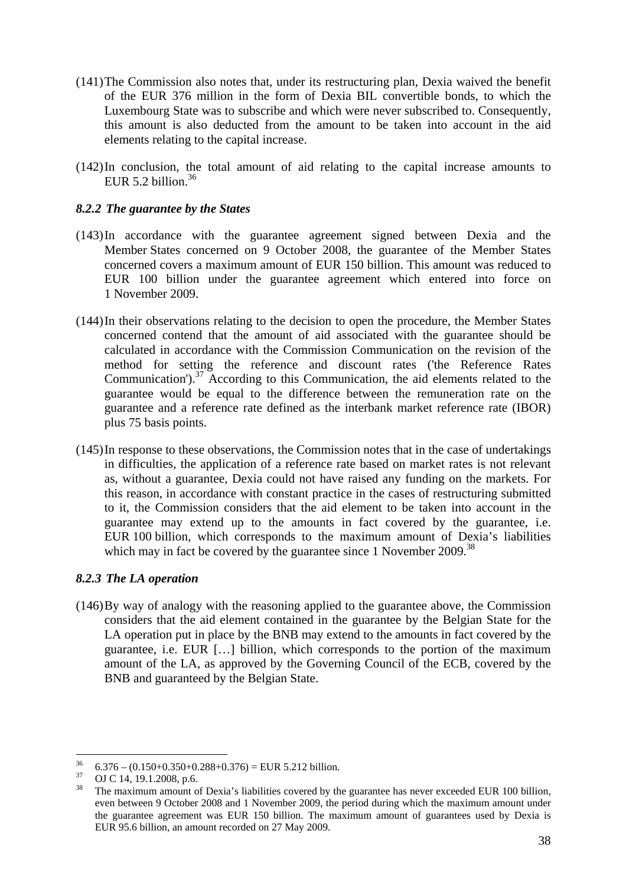(141) The Commission also notes that, under its restructuring plan, Dexia waived the benefit of the EUR 376 million in the form of Dexia BIL convertible bonds, to which the Luxembourg State was to subscribe and which were never subscribed to. Consequently, this amount is also deducted from the amount to be taken into account in the aid elements relating to the capital increase.

(142) In conclusion, the total amount of aid relating to the capital increase amounts to EUR 5.2 billion.[36]

### *8.2.2 The guarantee by the States*

(143) In accordance with the guarantee agreement signed between Dexia and the Member States concerned on 9 October 2008, the guarantee of the Member States concerned covers a maximum amount of EUR 150 billion. This amount was reduced to EUR 100 billion under the guarantee agreement which entered into force on 1 November 2009.

(144) In their observations relating to the decision to open the procedure, the Member States concerned contend that the amount of aid associated with the guarantee should be calculated in accordance with the Commission Communication on the revision of the method for setting the reference and discount rates ('the Reference Rates Communication').[37] According to this Communication, the aid elements related to the guarantee would be equal to the difference between the remuneration rate on the guarantee and a reference rate defined as the interbank market reference rate (IBOR) plus 75 basis points.

(145) In response to these observations, the Commission notes that in the case of undertakings in difficulties, the application of a reference rate based on market rates is not relevant as, without a guarantee, Dexia could not have raised any funding on the markets. For this reason, in accordance with constant practice in the cases of restructuring submitted to it, the Commission considers that the aid element to be taken into account in the guarantee may extend up to the amounts in fact covered by the guarantee, i.e. EUR 100 billion, which corresponds to the maximum amount of Dexia's liabilities which may in fact be covered by the guarantee since 1 November 2009.[38]

### *8.2.3 The LA operation*

(146) By way of analogy with the reasoning applied to the guarantee above, the Commission considers that the aid element contained in the guarantee by the Belgian State for the LA operation put in place by the BNB may extend to the amounts in fact covered by the guarantee, i.e. EUR […] billion, which corresponds to the portion of the maximum amount of the LA, as approved by the Governing Council of the ECB, covered by the BNB and guaranteed by the Belgian State.

---

[36] 6.376 – (0.150+0.350+0.288+0.376) = EUR 5.212 billion.

[37] OJ C 14, 19.1.2008, p.6.

[38] The maximum amount of Dexia's liabilities covered by the guarantee has never exceeded EUR 100 billion, even between 9 October 2008 and 1 November 2009, the period during which the maximum amount under the guarantee agreement was EUR 150 billion. The maximum amount of guarantees used by Dexia is EUR 95.6 billion, an amount recorded on 27 May 2009.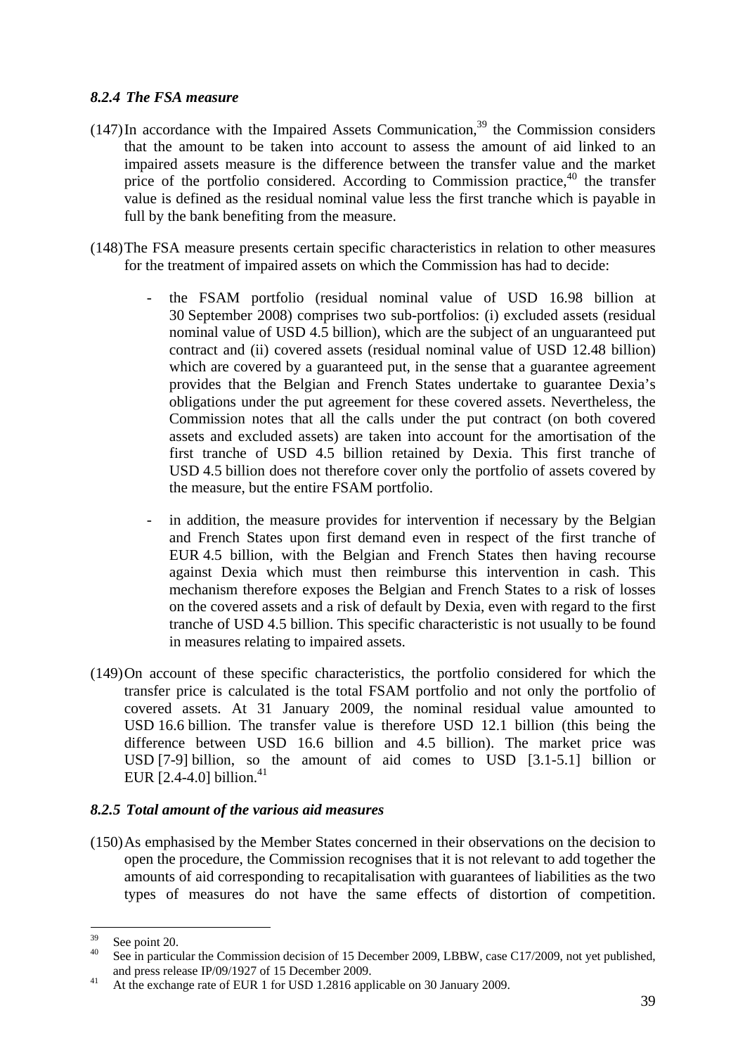### *8.2.4 The FSA measure*

(147) In accordance with the Impaired Assets Communication,[39] the Commission considers that the amount to be taken into account to assess the amount of aid linked to an impaired assets measure is the difference between the transfer value and the market price of the portfolio considered. According to Commission practice,[40] the transfer value is defined as the residual nominal value less the first tranche which is payable in full by the bank benefiting from the measure.

(148) The FSA measure presents certain specific characteristics in relation to other measures for the treatment of impaired assets on which the Commission has had to decide:

- the FSAM portfolio (residual nominal value of USD 16.98 billion at 30 September 2008) comprises two sub-portfolios: (i) excluded assets (residual nominal value of USD 4.5 billion), which are the subject of an unguaranteed put contract and (ii) covered assets (residual nominal value of USD 12.48 billion) which are covered by a guaranteed put, in the sense that a guarantee agreement provides that the Belgian and French States undertake to guarantee Dexia's obligations under the put agreement for these covered assets. Nevertheless, the Commission notes that all the calls under the put contract (on both covered assets and excluded assets) are taken into account for the amortisation of the first tranche of USD 4.5 billion retained by Dexia. This first tranche of USD 4.5 billion does not therefore cover only the portfolio of assets covered by the measure, but the entire FSAM portfolio.

- in addition, the measure provides for intervention if necessary by the Belgian and French States upon first demand even in respect of the first tranche of EUR 4.5 billion, with the Belgian and French States then having recourse against Dexia which must then reimburse this intervention in cash. This mechanism therefore exposes the Belgian and French States to a risk of losses on the covered assets and a risk of default by Dexia, even with regard to the first tranche of USD 4.5 billion. This specific characteristic is not usually to be found in measures relating to impaired assets.

(149) On account of these specific characteristics, the portfolio considered for which the transfer price is calculated is the total FSAM portfolio and not only the portfolio of covered assets. At 31 January 2009, the nominal residual value amounted to USD 16.6 billion. The transfer value is therefore USD 12.1 billion (this being the difference between USD 16.6 billion and 4.5 billion). The market price was USD [7-9] billion, so the amount of aid comes to USD [3.1-5.1] billion or EUR [2.4-4.0] billion.[41]

### *8.2.5 Total amount of the various aid measures*

(150) As emphasised by the Member States concerned in their observations on the decision to open the procedure, the Commission recognises that it is not relevant to add together the amounts of aid corresponding to recapitalisation with guarantees of liabilities as the two types of measures do not have the same effects of distortion of competition.

---

[39] See point 20.

[40] See in particular the Commission decision of 15 December 2009, LBBW, case C17/2009, not yet published, and press release IP/09/1927 of 15 December 2009.

[41] At the exchange rate of EUR 1 for USD 1.2816 applicable on 30 January 2009.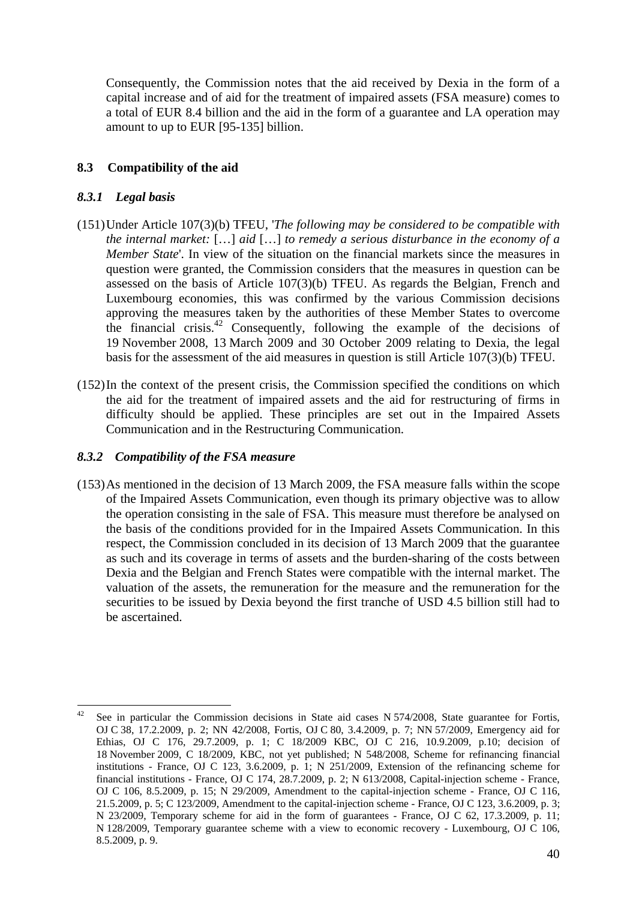Consequently, the Commission notes that the aid received by Dexia in the form of a capital increase and of aid for the treatment of impaired assets (FSA measure) comes to a total of EUR 8.4 billion and the aid in the form of a guarantee and LA operation may amount to up to EUR [95-135] billion.

## 8.3 Compatibility of the aid

### *8.3.1 Legal basis*

(151) Under Article 107(3)(b) TFEU, '*The following may be considered to be compatible with the internal market:* […] *aid* […] *to remedy a serious disturbance in the economy of a Member State*'. In view of the situation on the financial markets since the measures in question were granted, the Commission considers that the measures in question can be assessed on the basis of Article 107(3)(b) TFEU. As regards the Belgian, French and Luxembourg economies, this was confirmed by the various Commission decisions approving the measures taken by the authorities of these Member States to overcome the financial crisis.[42] Consequently, following the example of the decisions of 19 November 2008, 13 March 2009 and 30 October 2009 relating to Dexia, the legal basis for the assessment of the aid measures in question is still Article 107(3)(b) TFEU.

(152) In the context of the present crisis, the Commission specified the conditions on which the aid for the treatment of impaired assets and the aid for restructuring of firms in difficulty should be applied. These principles are set out in the Impaired Assets Communication and in the Restructuring Communication.

### *8.3.2 Compatibility of the FSA measure*

(153) As mentioned in the decision of 13 March 2009, the FSA measure falls within the scope of the Impaired Assets Communication, even though its primary objective was to allow the operation consisting in the sale of FSA. This measure must therefore be analysed on the basis of the conditions provided for in the Impaired Assets Communication. In this respect, the Commission concluded in its decision of 13 March 2009 that the guarantee as such and its coverage in terms of assets and the burden-sharing of the costs between Dexia and the Belgian and French States were compatible with the internal market. The valuation of the assets, the remuneration for the measure and the remuneration for the securities to be issued by Dexia beyond the first tranche of USD 4.5 billion still had to be ascertained.

---

[42] See in particular the Commission decisions in State aid cases N 574/2008, State guarantee for Fortis, OJ C 38, 17.2.2009, p. 2; NN 42/2008, Fortis, OJ C 80, 3.4.2009, p. 7; NN 57/2009, Emergency aid for Ethias, OJ C 176, 29.7.2009, p. 1; C 18/2009 KBC, OJ C 216, 10.9.2009, p.10; decision of 18 November 2009, C 18/2009, KBC, not yet published; N 548/2008, Scheme for refinancing financial institutions - France, OJ C 123, 3.6.2009, p. 1; N 251/2009, Extension of the refinancing scheme for financial institutions - France, OJ C 174, 28.7.2009, p. 2; N 613/2008, Capital-injection scheme - France, OJ C 106, 8.5.2009, p. 15; N 29/2009, Amendment to the capital-injection scheme - France, OJ C 116, 21.5.2009, p. 5; C 123/2009, Amendment to the capital-injection scheme - France, OJ C 123, 3.6.2009, p. 3; N 23/2009, Temporary scheme for aid in the form of guarantees - France, OJ C 62, 17.3.2009, p. 11; N 128/2009, Temporary guarantee scheme with a view to economic recovery - Luxembourg, OJ C 106, 8.5.2009, p. 9.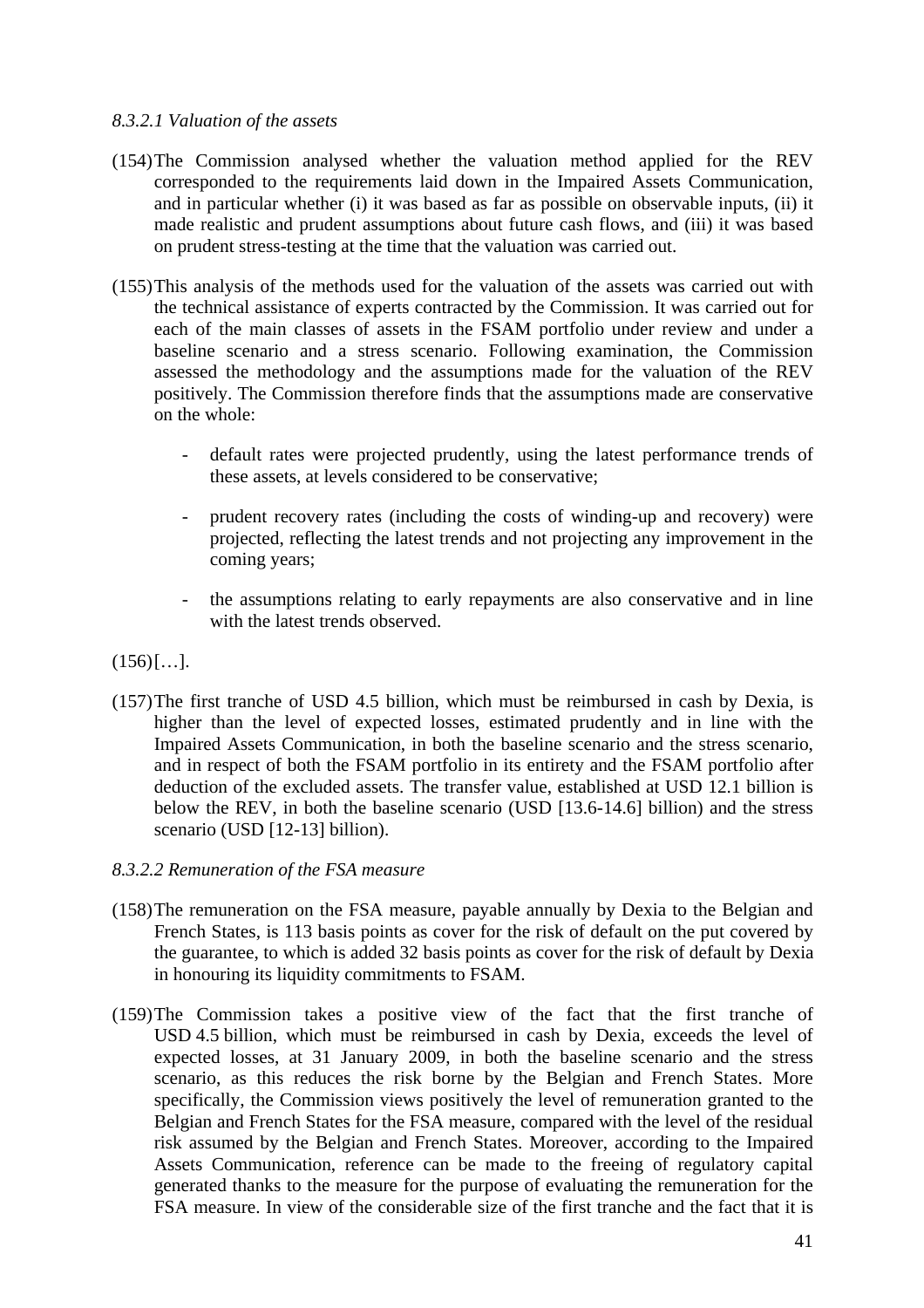*8.3.2.1 Valuation of the assets*

(154) The Commission analysed whether the valuation method applied for the REV corresponded to the requirements laid down in the Impaired Assets Communication, and in particular whether (i) it was based as far as possible on observable inputs, (ii) it made realistic and prudent assumptions about future cash flows, and (iii) it was based on prudent stress-testing at the time that the valuation was carried out.

(155) This analysis of the methods used for the valuation of the assets was carried out with the technical assistance of experts contracted by the Commission. It was carried out for each of the main classes of assets in the FSAM portfolio under review and under a baseline scenario and a stress scenario. Following examination, the Commission assessed the methodology and the assumptions made for the valuation of the REV positively. The Commission therefore finds that the assumptions made are conservative on the whole:

- default rates were projected prudently, using the latest performance trends of these assets, at levels considered to be conservative;
- prudent recovery rates (including the costs of winding-up and recovery) were projected, reflecting the latest trends and not projecting any improvement in the coming years;
- the assumptions relating to early repayments are also conservative and in line with the latest trends observed.

(156) […].

(157) The first tranche of USD 4.5 billion, which must be reimbursed in cash by Dexia, is higher than the level of expected losses, estimated prudently and in line with the Impaired Assets Communication, in both the baseline scenario and the stress scenario, and in respect of both the FSAM portfolio in its entirety and the FSAM portfolio after deduction of the excluded assets. The transfer value, established at USD 12.1 billion is below the REV, in both the baseline scenario (USD [13.6-14.6] billion) and the stress scenario (USD [12-13] billion).

*8.3.2.2 Remuneration of the FSA measure*

(158) The remuneration on the FSA measure, payable annually by Dexia to the Belgian and French States, is 113 basis points as cover for the risk of default on the put covered by the guarantee, to which is added 32 basis points as cover for the risk of default by Dexia in honouring its liquidity commitments to FSAM.

(159) The Commission takes a positive view of the fact that the first tranche of USD 4.5 billion, which must be reimbursed in cash by Dexia, exceeds the level of expected losses, at 31 January 2009, in both the baseline scenario and the stress scenario, as this reduces the risk borne by the Belgian and French States. More specifically, the Commission views positively the level of remuneration granted to the Belgian and French States for the FSA measure, compared with the level of the residual risk assumed by the Belgian and French States. Moreover, according to the Impaired Assets Communication, reference can be made to the freeing of regulatory capital generated thanks to the measure for the purpose of evaluating the remuneration for the FSA measure. In view of the considerable size of the first tranche and the fact that it is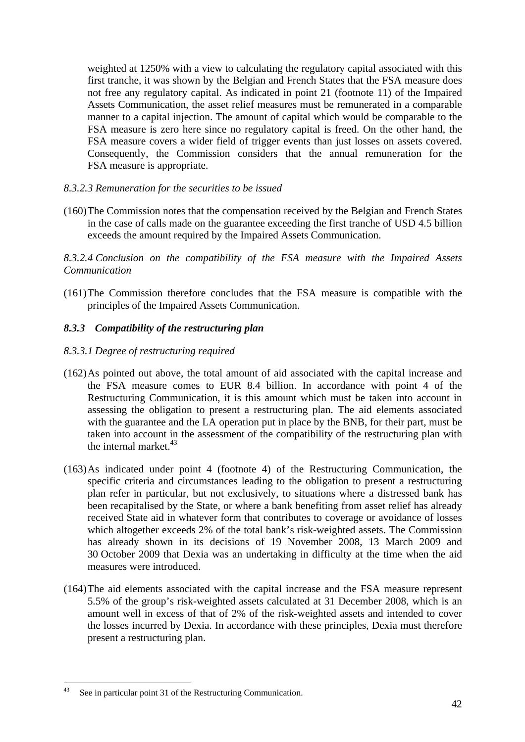weighted at 1250% with a view to calculating the regulatory capital associated with this first tranche, it was shown by the Belgian and French States that the FSA measure does not free any regulatory capital. As indicated in point 21 (footnote 11) of the Impaired Assets Communication, the asset relief measures must be remunerated in a comparable manner to a capital injection. The amount of capital which would be comparable to the FSA measure is zero here since no regulatory capital is freed. On the other hand, the FSA measure covers a wider field of trigger events than just losses on assets covered. Consequently, the Commission considers that the annual remuneration for the FSA measure is appropriate.

*8.3.2.3 Remuneration for the securities to be issued*

(160) The Commission notes that the compensation received by the Belgian and French States in the case of calls made on the guarantee exceeding the first tranche of USD 4.5 billion exceeds the amount required by the Impaired Assets Communication.

*8.3.2.4 Conclusion on the compatibility of the FSA measure with the Impaired Assets Communication*

(161) The Commission therefore concludes that the FSA measure is compatible with the principles of the Impaired Assets Communication.

### *8.3.3 Compatibility of the restructuring plan*

*8.3.3.1 Degree of restructuring required*

(162) As pointed out above, the total amount of aid associated with the capital increase and the FSA measure comes to EUR 8.4 billion. In accordance with point 4 of the Restructuring Communication, it is this amount which must be taken into account in assessing the obligation to present a restructuring plan. The aid elements associated with the guarantee and the LA operation put in place by the BNB, for their part, must be taken into account in the assessment of the compatibility of the restructuring plan with the internal market.[43]

(163) As indicated under point 4 (footnote 4) of the Restructuring Communication, the specific criteria and circumstances leading to the obligation to present a restructuring plan refer in particular, but not exclusively, to situations where a distressed bank has been recapitalised by the State, or where a bank benefiting from asset relief has already received State aid in whatever form that contributes to coverage or avoidance of losses which altogether exceeds 2% of the total bank's risk-weighted assets. The Commission has already shown in its decisions of 19 November 2008, 13 March 2009 and 30 October 2009 that Dexia was an undertaking in difficulty at the time when the aid measures were introduced.

(164) The aid elements associated with the capital increase and the FSA measure represent 5.5% of the group's risk-weighted assets calculated at 31 December 2008, which is an amount well in excess of that of 2% of the risk-weighted assets and intended to cover the losses incurred by Dexia. In accordance with these principles, Dexia must therefore present a restructuring plan.

---

[43] See in particular point 31 of the Restructuring Communication.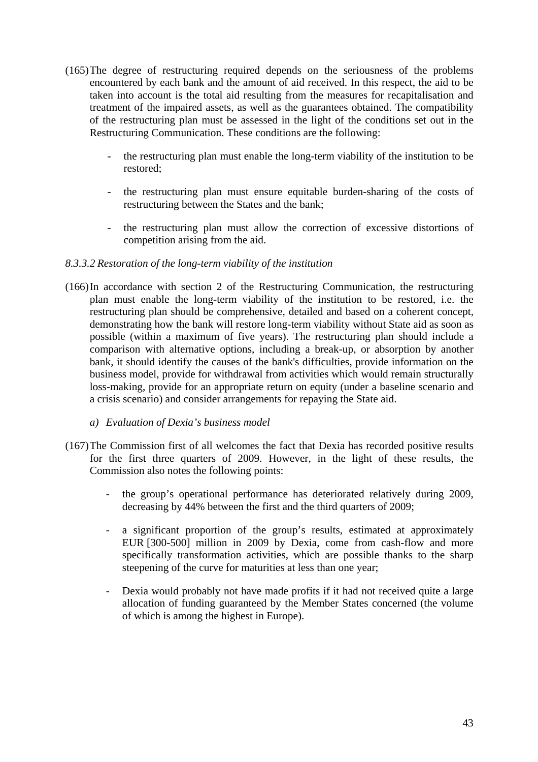(165) The degree of restructuring required depends on the seriousness of the problems encountered by each bank and the amount of aid received. In this respect, the aid to be taken into account is the total aid resulting from the measures for recapitalisation and treatment of the impaired assets, as well as the guarantees obtained. The compatibility of the restructuring plan must be assessed in the light of the conditions set out in the Restructuring Communication. These conditions are the following:

- the restructuring plan must enable the long-term viability of the institution to be restored;
- the restructuring plan must ensure equitable burden-sharing of the costs of restructuring between the States and the bank;
- the restructuring plan must allow the correction of excessive distortions of competition arising from the aid.

*8.3.3.2 Restoration of the long-term viability of the institution*

(166) In accordance with section 2 of the Restructuring Communication, the restructuring plan must enable the long-term viability of the institution to be restored, i.e. the restructuring plan should be comprehensive, detailed and based on a coherent concept, demonstrating how the bank will restore long-term viability without State aid as soon as possible (within a maximum of five years). The restructuring plan should include a comparison with alternative options, including a break-up, or absorption by another bank, it should identify the causes of the bank's difficulties, provide information on the business model, provide for withdrawal from activities which would remain structurally loss-making, provide for an appropriate return on equity (under a baseline scenario and a crisis scenario) and consider arrangements for repaying the State aid.

*a) Evaluation of Dexia's business model*

(167) The Commission first of all welcomes the fact that Dexia has recorded positive results for the first three quarters of 2009. However, in the light of these results, the Commission also notes the following points:

- the group's operational performance has deteriorated relatively during 2009, decreasing by 44% between the first and the third quarters of 2009;
- a significant proportion of the group's results, estimated at approximately EUR [300-500] million in 2009 by Dexia, come from cash-flow and more specifically transformation activities, which are possible thanks to the sharp steepening of the curve for maturities at less than one year;
- Dexia would probably not have made profits if it had not received quite a large allocation of funding guaranteed by the Member States concerned (the volume of which is among the highest in Europe).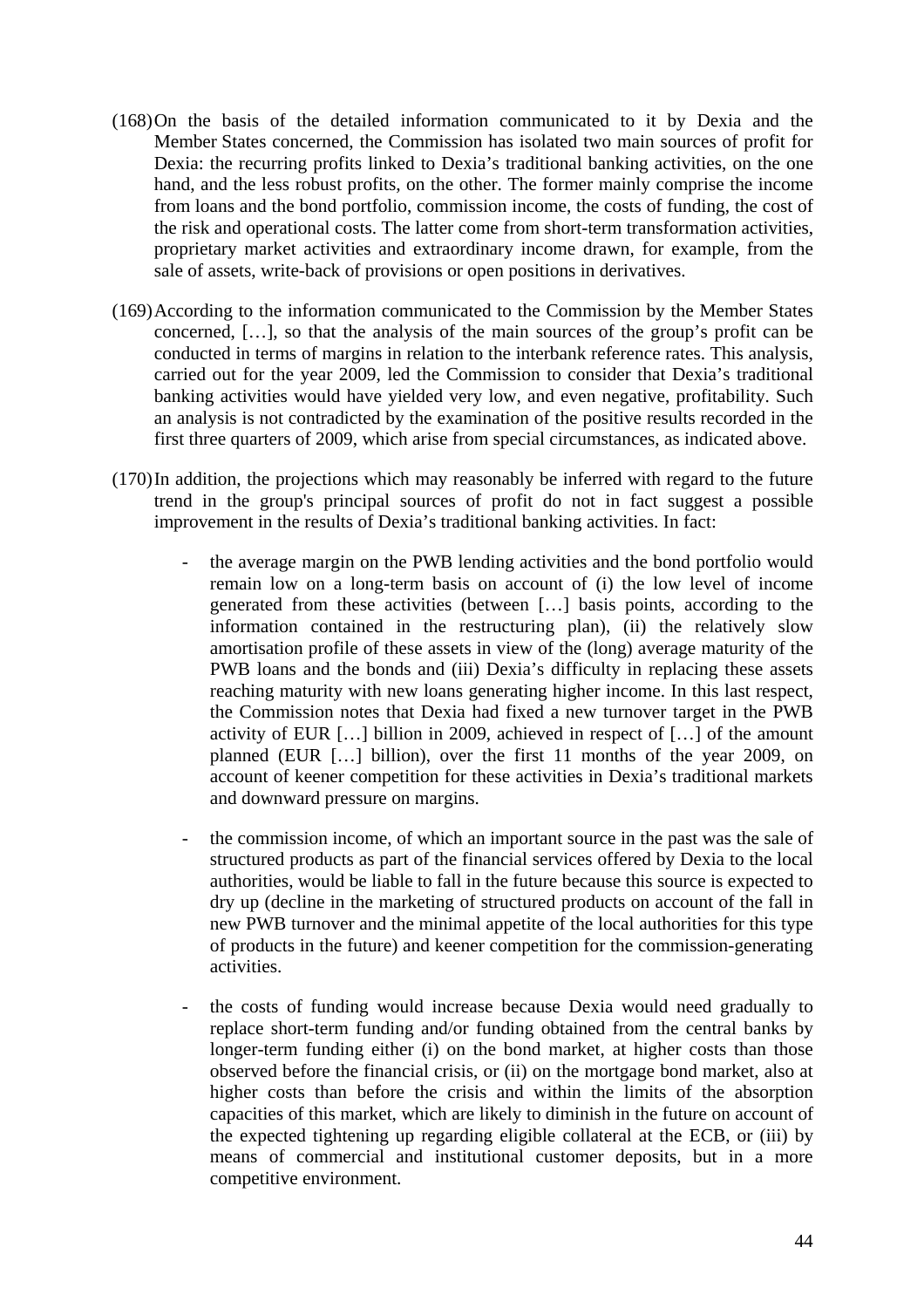(168) On the basis of the detailed information communicated to it by Dexia and the Member States concerned, the Commission has isolated two main sources of profit for Dexia: the recurring profits linked to Dexia's traditional banking activities, on the one hand, and the less robust profits, on the other. The former mainly comprise the income from loans and the bond portfolio, commission income, the costs of funding, the cost of the risk and operational costs. The latter come from short-term transformation activities, proprietary market activities and extraordinary income drawn, for example, from the sale of assets, write-back of provisions or open positions in derivatives.

(169) According to the information communicated to the Commission by the Member States concerned, […], so that the analysis of the main sources of the group's profit can be conducted in terms of margins in relation to the interbank reference rates. This analysis, carried out for the year 2009, led the Commission to consider that Dexia's traditional banking activities would have yielded very low, and even negative, profitability. Such an analysis is not contradicted by the examination of the positive results recorded in the first three quarters of 2009, which arise from special circumstances, as indicated above.

(170) In addition, the projections which may reasonably be inferred with regard to the future trend in the group's principal sources of profit do not in fact suggest a possible improvement in the results of Dexia's traditional banking activities. In fact:

- the average margin on the PWB lending activities and the bond portfolio would remain low on a long-term basis on account of (i) the low level of income generated from these activities (between […] basis points, according to the information contained in the restructuring plan), (ii) the relatively slow amortisation profile of these assets in view of the (long) average maturity of the PWB loans and the bonds and (iii) Dexia's difficulty in replacing these assets reaching maturity with new loans generating higher income. In this last respect, the Commission notes that Dexia had fixed a new turnover target in the PWB activity of EUR […] billion in 2009, achieved in respect of […] of the amount planned (EUR […] billion), over the first 11 months of the year 2009, on account of keener competition for these activities in Dexia's traditional markets and downward pressure on margins.

- the commission income, of which an important source in the past was the sale of structured products as part of the financial services offered by Dexia to the local authorities, would be liable to fall in the future because this source is expected to dry up (decline in the marketing of structured products on account of the fall in new PWB turnover and the minimal appetite of the local authorities for this type of products in the future) and keener competition for the commission-generating activities.

- the costs of funding would increase because Dexia would need gradually to replace short-term funding and/or funding obtained from the central banks by longer-term funding either (i) on the bond market, at higher costs than those observed before the financial crisis, or (ii) on the mortgage bond market, also at higher costs than before the crisis and within the limits of the absorption capacities of this market, which are likely to diminish in the future on account of the expected tightening up regarding eligible collateral at the ECB, or (iii) by means of commercial and institutional customer deposits, but in a more competitive environment.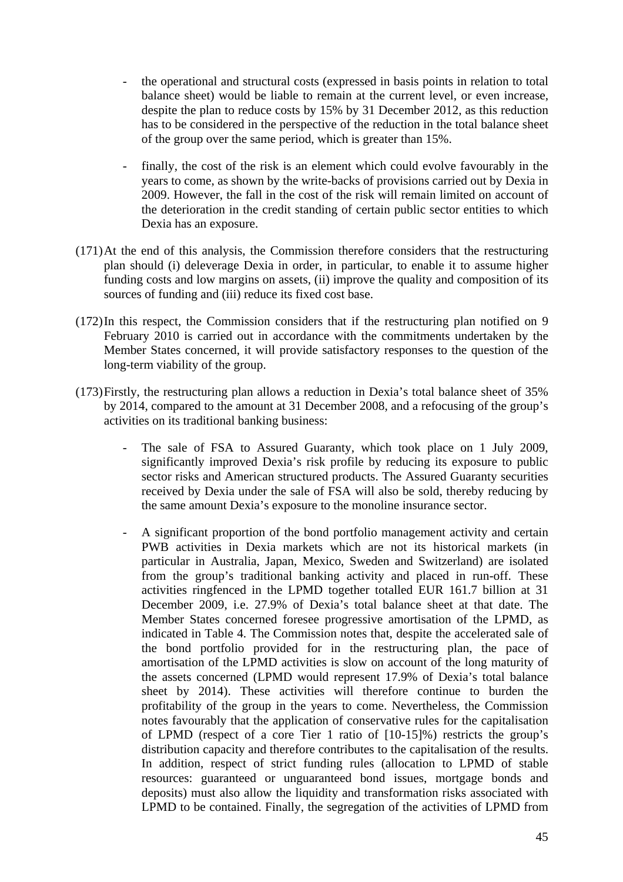- the operational and structural costs (expressed in basis points in relation to total balance sheet) would be liable to remain at the current level, or even increase, despite the plan to reduce costs by 15% by 31 December 2012, as this reduction has to be considered in the perspective of the reduction in the total balance sheet of the group over the same period, which is greater than 15%.

- finally, the cost of the risk is an element which could evolve favourably in the years to come, as shown by the write-backs of provisions carried out by Dexia in 2009. However, the fall in the cost of the risk will remain limited on account of the deterioration in the credit standing of certain public sector entities to which Dexia has an exposure.

(171) At the end of this analysis, the Commission therefore considers that the restructuring plan should (i) deleverage Dexia in order, in particular, to enable it to assume higher funding costs and low margins on assets, (ii) improve the quality and composition of its sources of funding and (iii) reduce its fixed cost base.

(172) In this respect, the Commission considers that if the restructuring plan notified on 9 February 2010 is carried out in accordance with the commitments undertaken by the Member States concerned, it will provide satisfactory responses to the question of the long-term viability of the group.

(173) Firstly, the restructuring plan allows a reduction in Dexia's total balance sheet of 35% by 2014, compared to the amount at 31 December 2008, and a refocusing of the group's activities on its traditional banking business:

- The sale of FSA to Assured Guaranty, which took place on 1 July 2009, significantly improved Dexia's risk profile by reducing its exposure to public sector risks and American structured products. The Assured Guaranty securities received by Dexia under the sale of FSA will also be sold, thereby reducing by the same amount Dexia's exposure to the monoline insurance sector.

- A significant proportion of the bond portfolio management activity and certain PWB activities in Dexia markets which are not its historical markets (in particular in Australia, Japan, Mexico, Sweden and Switzerland) are isolated from the group's traditional banking activity and placed in run-off. These activities ringfenced in the LPMD together totalled EUR 161.7 billion at 31 December 2009, i.e. 27.9% of Dexia's total balance sheet at that date. The Member States concerned foresee progressive amortisation of the LPMD, as indicated in Table 4. The Commission notes that, despite the accelerated sale of the bond portfolio provided for in the restructuring plan, the pace of amortisation of the LPMD activities is slow on account of the long maturity of the assets concerned (LPMD would represent 17.9% of Dexia's total balance sheet by 2014). These activities will therefore continue to burden the profitability of the group in the years to come. Nevertheless, the Commission notes favourably that the application of conservative rules for the capitalisation of LPMD (respect of a core Tier 1 ratio of [10-15]%) restricts the group's distribution capacity and therefore contributes to the capitalisation of the results. In addition, respect of strict funding rules (allocation to LPMD of stable resources: guaranteed or unguaranteed bond issues, mortgage bonds and deposits) must also allow the liquidity and transformation risks associated with LPMD to be contained. Finally, the segregation of the activities of LPMD from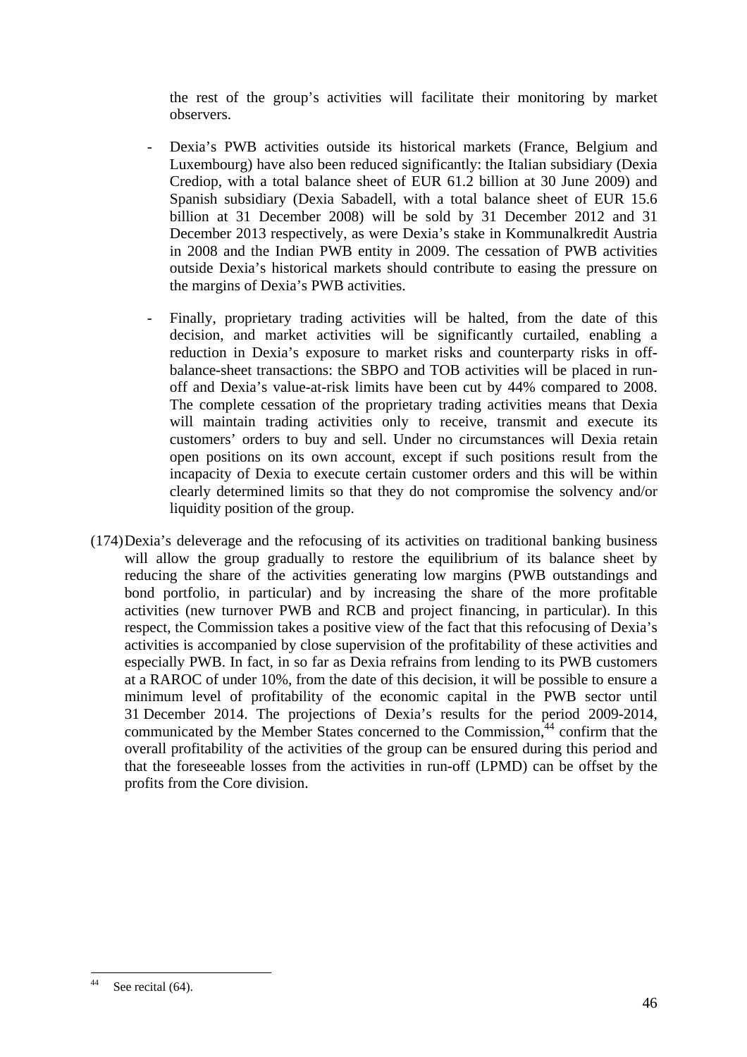the rest of the group's activities will facilitate their monitoring by market observers.

- Dexia's PWB activities outside its historical markets (France, Belgium and Luxembourg) have also been reduced significantly: the Italian subsidiary (Dexia Crediop, with a total balance sheet of EUR 61.2 billion at 30 June 2009) and Spanish subsidiary (Dexia Sabadell, with a total balance sheet of EUR 15.6 billion at 31 December 2008) will be sold by 31 December 2012 and 31 December 2013 respectively, as were Dexia's stake in Kommunalkredit Austria in 2008 and the Indian PWB entity in 2009. The cessation of PWB activities outside Dexia's historical markets should contribute to easing the pressure on the margins of Dexia's PWB activities.

- Finally, proprietary trading activities will be halted, from the date of this decision, and market activities will be significantly curtailed, enabling a reduction in Dexia's exposure to market risks and counterparty risks in off-balance-sheet transactions: the SBPO and TOB activities will be placed in run-off and Dexia's value-at-risk limits have been cut by 44% compared to 2008. The complete cessation of the proprietary trading activities means that Dexia will maintain trading activities only to receive, transmit and execute its customers' orders to buy and sell. Under no circumstances will Dexia retain open positions on its own account, except if such positions result from the incapacity of Dexia to execute certain customer orders and this will be within clearly determined limits so that they do not compromise the solvency and/or liquidity position of the group.

(174) Dexia's deleverage and the refocusing of its activities on traditional banking business will allow the group gradually to restore the equilibrium of its balance sheet by reducing the share of the activities generating low margins (PWB outstandings and bond portfolio, in particular) and by increasing the share of the more profitable activities (new turnover PWB and RCB and project financing, in particular). In this respect, the Commission takes a positive view of the fact that this refocusing of Dexia's activities is accompanied by close supervision of the profitability of these activities and especially PWB. In fact, in so far as Dexia refrains from lending to its PWB customers at a RAROC of under 10%, from the date of this decision, it will be possible to ensure a minimum level of profitability of the economic capital in the PWB sector until 31 December 2014. The projections of Dexia's results for the period 2009-2014, communicated by the Member States concerned to the Commission,[44] confirm that the overall profitability of the activities of the group can be ensured during this period and that the foreseeable losses from the activities in run-off (LPMD) can be offset by the profits from the Core division.

[44] See recital (64).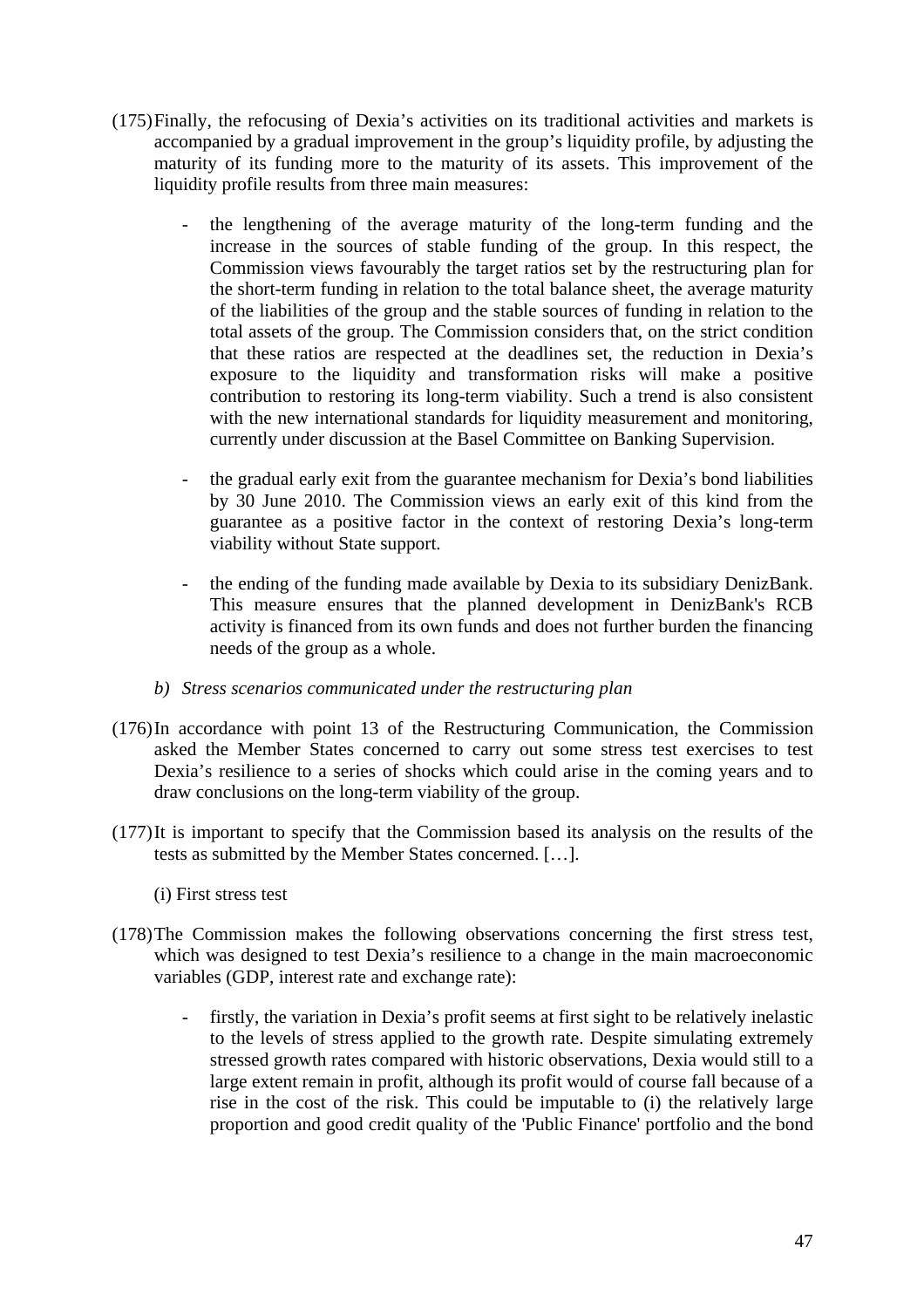(175) Finally, the refocusing of Dexia's activities on its traditional activities and markets is accompanied by a gradual improvement in the group's liquidity profile, by adjusting the maturity of its funding more to the maturity of its assets. This improvement of the liquidity profile results from three main measures:

- the lengthening of the average maturity of the long-term funding and the increase in the sources of stable funding of the group. In this respect, the Commission views favourably the target ratios set by the restructuring plan for the short-term funding in relation to the total balance sheet, the average maturity of the liabilities of the group and the stable sources of funding in relation to the total assets of the group. The Commission considers that, on the strict condition that these ratios are respected at the deadlines set, the reduction in Dexia's exposure to the liquidity and transformation risks will make a positive contribution to restoring its long-term viability. Such a trend is also consistent with the new international standards for liquidity measurement and monitoring, currently under discussion at the Basel Committee on Banking Supervision.

- the gradual early exit from the guarantee mechanism for Dexia's bond liabilities by 30 June 2010. The Commission views an early exit of this kind from the guarantee as a positive factor in the context of restoring Dexia's long-term viability without State support.

- the ending of the funding made available by Dexia to its subsidiary DenizBank. This measure ensures that the planned development in DenizBank's RCB activity is financed from its own funds and does not further burden the financing needs of the group as a whole.

*b) Stress scenarios communicated under the restructuring plan*

(176) In accordance with point 13 of the Restructuring Communication, the Commission asked the Member States concerned to carry out some stress test exercises to test Dexia's resilience to a series of shocks which could arise in the coming years and to draw conclusions on the long-term viability of the group.

(177) It is important to specify that the Commission based its analysis on the results of the tests as submitted by the Member States concerned. […].

(i) First stress test

(178) The Commission makes the following observations concerning the first stress test, which was designed to test Dexia's resilience to a change in the main macroeconomic variables (GDP, interest rate and exchange rate):

- firstly, the variation in Dexia's profit seems at first sight to be relatively inelastic to the levels of stress applied to the growth rate. Despite simulating extremely stressed growth rates compared with historic observations, Dexia would still to a large extent remain in profit, although its profit would of course fall because of a rise in the cost of the risk. This could be imputable to (i) the relatively large proportion and good credit quality of the 'Public Finance' portfolio and the bond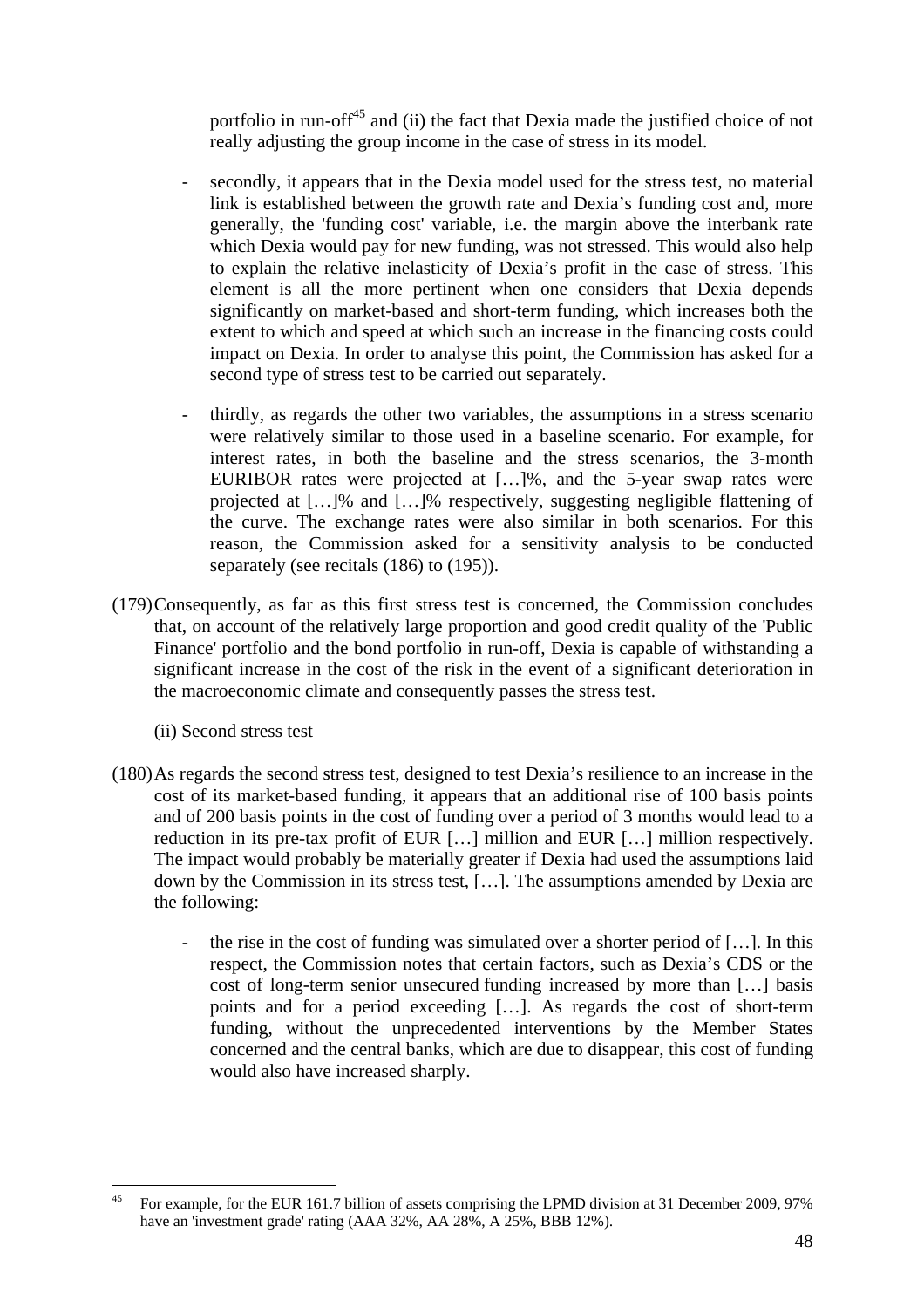portfolio in run-off[45] and (ii) the fact that Dexia made the justified choice of not really adjusting the group income in the case of stress in its model.

- secondly, it appears that in the Dexia model used for the stress test, no material link is established between the growth rate and Dexia's funding cost and, more generally, the 'funding cost' variable, i.e. the margin above the interbank rate which Dexia would pay for new funding, was not stressed. This would also help to explain the relative inelasticity of Dexia's profit in the case of stress. This element is all the more pertinent when one considers that Dexia depends significantly on market-based and short-term funding, which increases both the extent to which and speed at which such an increase in the financing costs could impact on Dexia. In order to analyse this point, the Commission has asked for a second type of stress test to be carried out separately.

- thirdly, as regards the other two variables, the assumptions in a stress scenario were relatively similar to those used in a baseline scenario. For example, for interest rates, in both the baseline and the stress scenarios, the 3-month EURIBOR rates were projected at […]%, and the 5-year swap rates were projected at […]% and […]% respectively, suggesting negligible flattening of the curve. The exchange rates were also similar in both scenarios. For this reason, the Commission asked for a sensitivity analysis to be conducted separately (see recitals (186) to (195)).

(179) Consequently, as far as this first stress test is concerned, the Commission concludes that, on account of the relatively large proportion and good credit quality of the 'Public Finance' portfolio and the bond portfolio in run-off, Dexia is capable of withstanding a significant increase in the cost of the risk in the event of a significant deterioration in the macroeconomic climate and consequently passes the stress test.

(ii) Second stress test

(180) As regards the second stress test, designed to test Dexia's resilience to an increase in the cost of its market-based funding, it appears that an additional rise of 100 basis points and of 200 basis points in the cost of funding over a period of 3 months would lead to a reduction in its pre-tax profit of EUR […] million and EUR […] million respectively. The impact would probably be materially greater if Dexia had used the assumptions laid down by the Commission in its stress test, […]. The assumptions amended by Dexia are the following:

- the rise in the cost of funding was simulated over a shorter period of […]. In this respect, the Commission notes that certain factors, such as Dexia's CDS or the cost of long-term senior unsecured funding increased by more than […] basis points and for a period exceeding […]. As regards the cost of short-term funding, without the unprecedented interventions by the Member States concerned and the central banks, which are due to disappear, this cost of funding would also have increased sharply.

---

[45] For example, for the EUR 161.7 billion of assets comprising the LPMD division at 31 December 2009, 97% have an 'investment grade' rating (AAA 32%, AA 28%, A 25%, BBB 12%).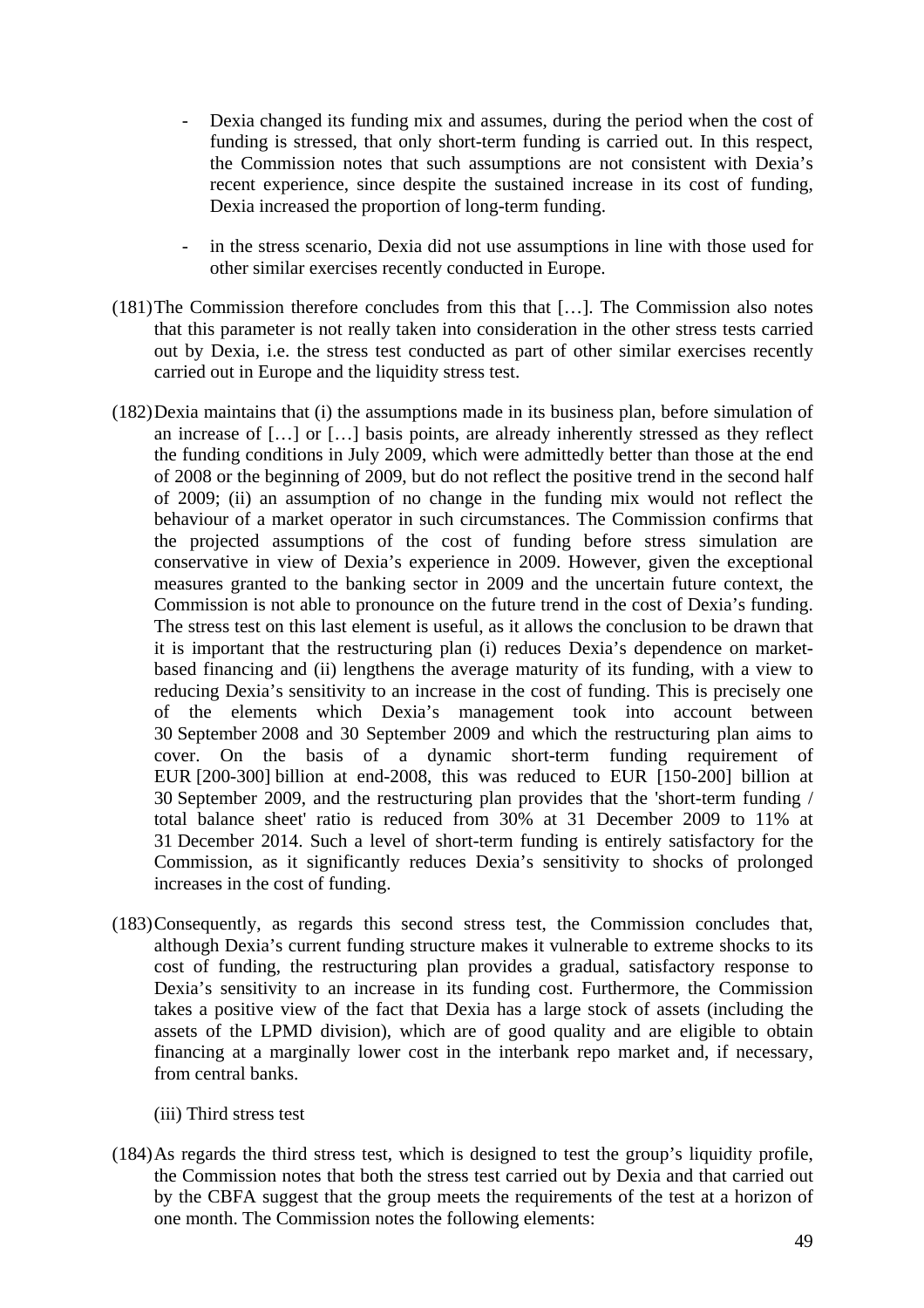- Dexia changed its funding mix and assumes, during the period when the cost of funding is stressed, that only short-term funding is carried out. In this respect, the Commission notes that such assumptions are not consistent with Dexia's recent experience, since despite the sustained increase in its cost of funding, Dexia increased the proportion of long-term funding.

- in the stress scenario, Dexia did not use assumptions in line with those used for other similar exercises recently conducted in Europe.

(181) The Commission therefore concludes from this that […]. The Commission also notes that this parameter is not really taken into consideration in the other stress tests carried out by Dexia, i.e. the stress test conducted as part of other similar exercises recently carried out in Europe and the liquidity stress test.

(182) Dexia maintains that (i) the assumptions made in its business plan, before simulation of an increase of […] or […] basis points, are already inherently stressed as they reflect the funding conditions in July 2009, which were admittedly better than those at the end of 2008 or the beginning of 2009, but do not reflect the positive trend in the second half of 2009; (ii) an assumption of no change in the funding mix would not reflect the behaviour of a market operator in such circumstances. The Commission confirms that the projected assumptions of the cost of funding before stress simulation are conservative in view of Dexia's experience in 2009. However, given the exceptional measures granted to the banking sector in 2009 and the uncertain future context, the Commission is not able to pronounce on the future trend in the cost of Dexia's funding. The stress test on this last element is useful, as it allows the conclusion to be drawn that it is important that the restructuring plan (i) reduces Dexia's dependence on market-based financing and (ii) lengthens the average maturity of its funding, with a view to reducing Dexia's sensitivity to an increase in the cost of funding. This is precisely one of the elements which Dexia's management took into account between 30 September 2008 and 30 September 2009 and which the restructuring plan aims to cover. On the basis of a dynamic short-term funding requirement of EUR [200-300] billion at end-2008, this was reduced to EUR [150-200] billion at 30 September 2009, and the restructuring plan provides that the 'short-term funding / total balance sheet' ratio is reduced from 30% at 31 December 2009 to 11% at 31 December 2014. Such a level of short-term funding is entirely satisfactory for the Commission, as it significantly reduces Dexia's sensitivity to shocks of prolonged increases in the cost of funding.

(183) Consequently, as regards this second stress test, the Commission concludes that, although Dexia's current funding structure makes it vulnerable to extreme shocks to its cost of funding, the restructuring plan provides a gradual, satisfactory response to Dexia's sensitivity to an increase in its funding cost. Furthermore, the Commission takes a positive view of the fact that Dexia has a large stock of assets (including the assets of the LPMD division), which are of good quality and are eligible to obtain financing at a marginally lower cost in the interbank repo market and, if necessary, from central banks.

(iii) Third stress test

(184) As regards the third stress test, which is designed to test the group's liquidity profile, the Commission notes that both the stress test carried out by Dexia and that carried out by the CBFA suggest that the group meets the requirements of the test at a horizon of one month. The Commission notes the following elements: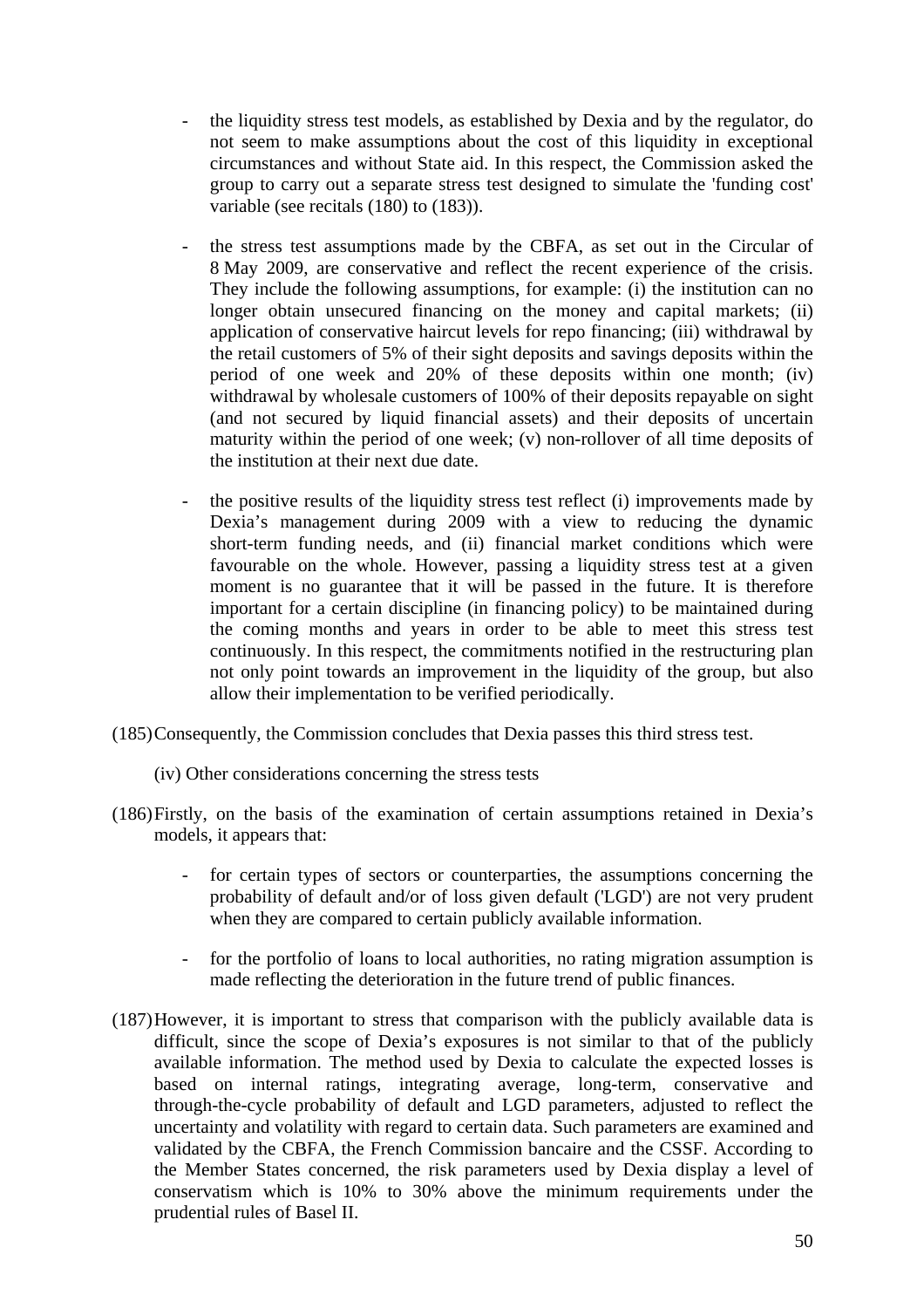- the liquidity stress test models, as established by Dexia and by the regulator, do not seem to make assumptions about the cost of this liquidity in exceptional circumstances and without State aid. In this respect, the Commission asked the group to carry out a separate stress test designed to simulate the 'funding cost' variable (see recitals (180) to (183)).

- the stress test assumptions made by the CBFA, as set out in the Circular of 8 May 2009, are conservative and reflect the recent experience of the crisis. They include the following assumptions, for example: (i) the institution can no longer obtain unsecured financing on the money and capital markets; (ii) application of conservative haircut levels for repo financing; (iii) withdrawal by the retail customers of 5% of their sight deposits and savings deposits within the period of one week and 20% of these deposits within one month; (iv) withdrawal by wholesale customers of 100% of their deposits repayable on sight (and not secured by liquid financial assets) and their deposits of uncertain maturity within the period of one week; (v) non-rollover of all time deposits of the institution at their next due date.

- the positive results of the liquidity stress test reflect (i) improvements made by Dexia's management during 2009 with a view to reducing the dynamic short-term funding needs, and (ii) financial market conditions which were favourable on the whole. However, passing a liquidity stress test at a given moment is no guarantee that it will be passed in the future. It is therefore important for a certain discipline (in financing policy) to be maintained during the coming months and years in order to be able to meet this stress test continuously. In this respect, the commitments notified in the restructuring plan not only point towards an improvement in the liquidity of the group, but also allow their implementation to be verified periodically.

(185) Consequently, the Commission concludes that Dexia passes this third stress test.

(iv) Other considerations concerning the stress tests

(186) Firstly, on the basis of the examination of certain assumptions retained in Dexia's models, it appears that:

- for certain types of sectors or counterparties, the assumptions concerning the probability of default and/or of loss given default ('LGD') are not very prudent when they are compared to certain publicly available information.

- for the portfolio of loans to local authorities, no rating migration assumption is made reflecting the deterioration in the future trend of public finances.

(187) However, it is important to stress that comparison with the publicly available data is difficult, since the scope of Dexia's exposures is not similar to that of the publicly available information. The method used by Dexia to calculate the expected losses is based on internal ratings, integrating average, long-term, conservative and through-the-cycle probability of default and LGD parameters, adjusted to reflect the uncertainty and volatility with regard to certain data. Such parameters are examined and validated by the CBFA, the French Commission bancaire and the CSSF. According to the Member States concerned, the risk parameters used by Dexia display a level of conservatism which is 10% to 30% above the minimum requirements under the prudential rules of Basel II.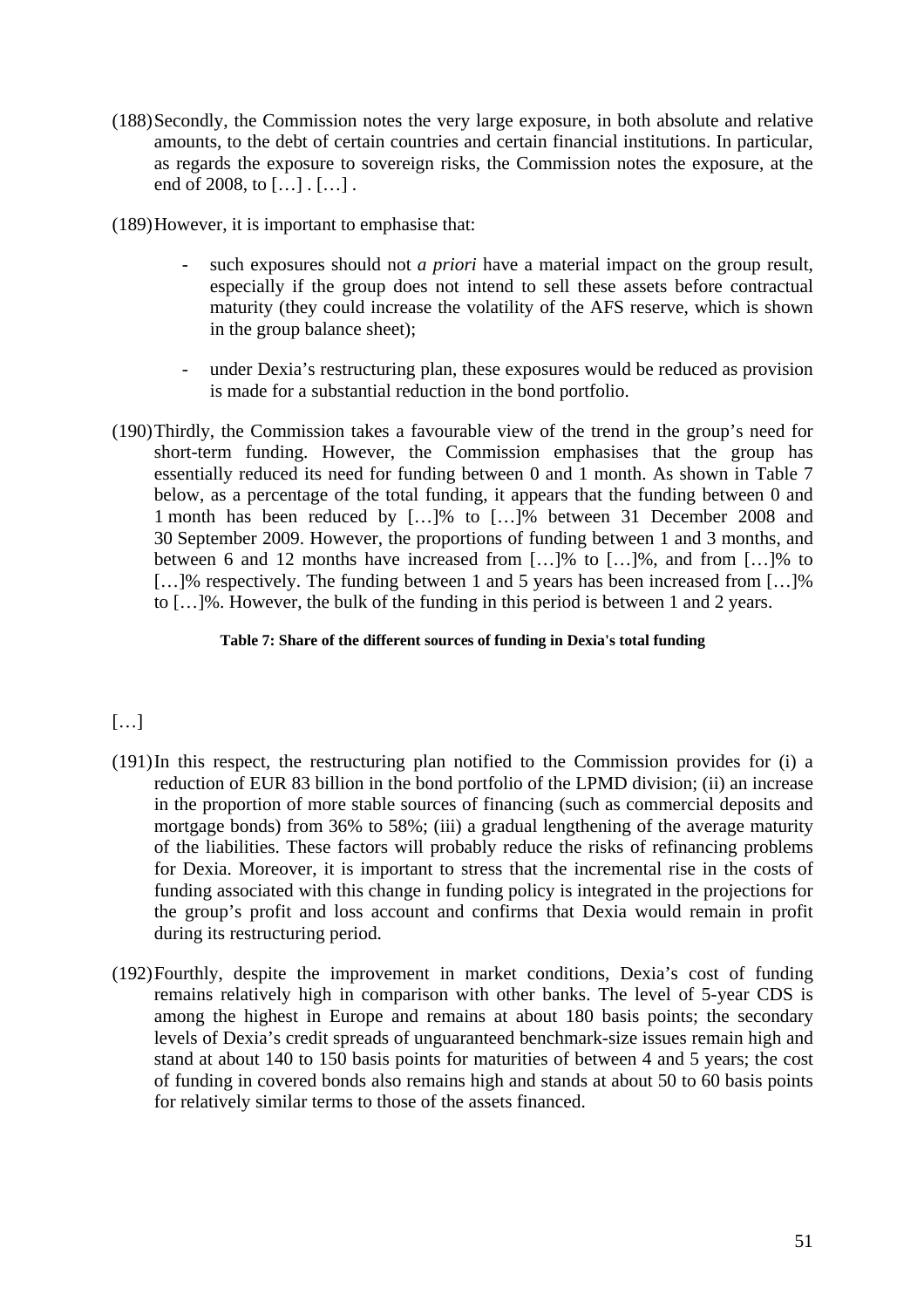(188) Secondly, the Commission notes the very large exposure, in both absolute and relative amounts, to the debt of certain countries and certain financial institutions. In particular, as regards the exposure to sovereign risks, the Commission notes the exposure, at the end of 2008, to […] . […] .

(189) However, it is important to emphasise that:

- such exposures should not *a priori* have a material impact on the group result, especially if the group does not intend to sell these assets before contractual maturity (they could increase the volatility of the AFS reserve, which is shown in the group balance sheet);

- under Dexia's restructuring plan, these exposures would be reduced as provision is made for a substantial reduction in the bond portfolio.

(190) Thirdly, the Commission takes a favourable view of the trend in the group's need for short-term funding. However, the Commission emphasises that the group has essentially reduced its need for funding between 0 and 1 month. As shown in Table 7 below, as a percentage of the total funding, it appears that the funding between 0 and 1 month has been reduced by […]% to […]% between 31 December 2008 and 30 September 2009. However, the proportions of funding between 1 and 3 months, and between 6 and 12 months have increased from […]% to […]%, and from […]% to […]% respectively. The funding between 1 and 5 years has been increased from […]% to […]%. However, the bulk of the funding in this period is between 1 and 2 years.

**Table 7: Share of the different sources of funding in Dexia's total funding**

[…]

(191) In this respect, the restructuring plan notified to the Commission provides for (i) a reduction of EUR 83 billion in the bond portfolio of the LPMD division; (ii) an increase in the proportion of more stable sources of financing (such as commercial deposits and mortgage bonds) from 36% to 58%; (iii) a gradual lengthening of the average maturity of the liabilities. These factors will probably reduce the risks of refinancing problems for Dexia. Moreover, it is important to stress that the incremental rise in the costs of funding associated with this change in funding policy is integrated in the projections for the group's profit and loss account and confirms that Dexia would remain in profit during its restructuring period.

(192) Fourthly, despite the improvement in market conditions, Dexia's cost of funding remains relatively high in comparison with other banks. The level of 5-year CDS is among the highest in Europe and remains at about 180 basis points; the secondary levels of Dexia's credit spreads of unguaranteed benchmark-size issues remain high and stand at about 140 to 150 basis points for maturities of between 4 and 5 years; the cost of funding in covered bonds also remains high and stands at about 50 to 60 basis points for relatively similar terms to those of the assets financed.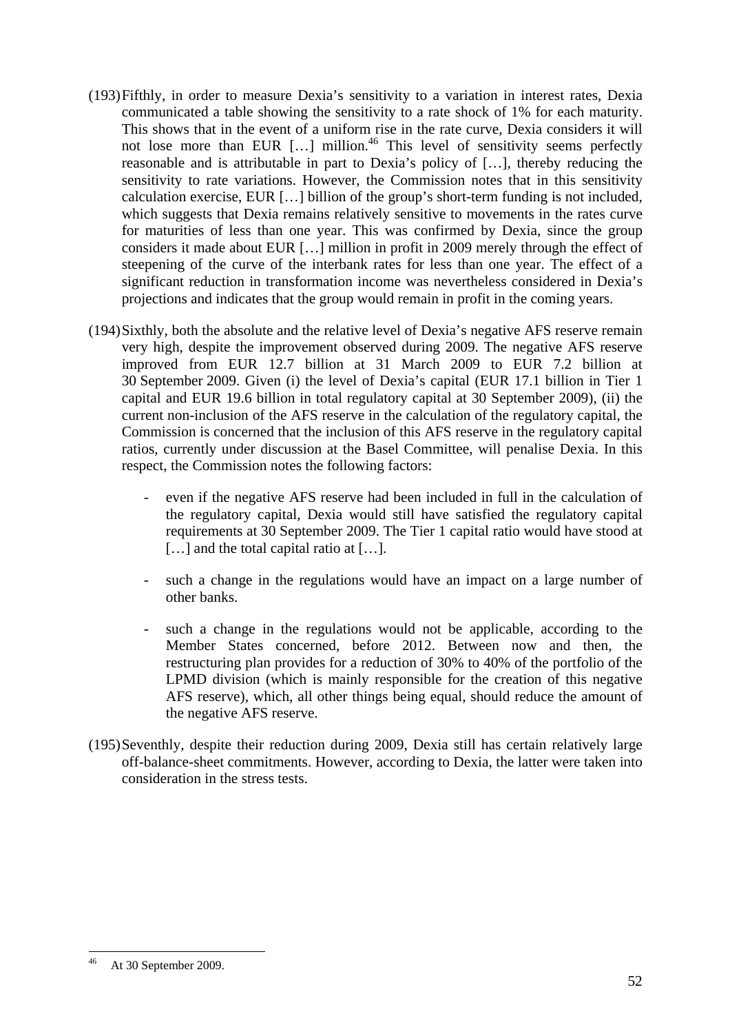(193) Fifthly, in order to measure Dexia's sensitivity to a variation in interest rates, Dexia communicated a table showing the sensitivity to a rate shock of 1% for each maturity. This shows that in the event of a uniform rise in the rate curve, Dexia considers it will not lose more than EUR […] million.[46] This level of sensitivity seems perfectly reasonable and is attributable in part to Dexia's policy of […], thereby reducing the sensitivity to rate variations. However, the Commission notes that in this sensitivity calculation exercise, EUR […] billion of the group's short-term funding is not included, which suggests that Dexia remains relatively sensitive to movements in the rates curve for maturities of less than one year. This was confirmed by Dexia, since the group considers it made about EUR […] million in profit in 2009 merely through the effect of steepening of the curve of the interbank rates for less than one year. The effect of a significant reduction in transformation income was nevertheless considered in Dexia's projections and indicates that the group would remain in profit in the coming years.

(194) Sixthly, both the absolute and the relative level of Dexia's negative AFS reserve remain very high, despite the improvement observed during 2009. The negative AFS reserve improved from EUR 12.7 billion at 31 March 2009 to EUR 7.2 billion at 30 September 2009. Given (i) the level of Dexia's capital (EUR 17.1 billion in Tier 1 capital and EUR 19.6 billion in total regulatory capital at 30 September 2009), (ii) the current non-inclusion of the AFS reserve in the calculation of the regulatory capital, the Commission is concerned that the inclusion of this AFS reserve in the regulatory capital ratios, currently under discussion at the Basel Committee, will penalise Dexia. In this respect, the Commission notes the following factors:

- even if the negative AFS reserve had been included in full in the calculation of the regulatory capital, Dexia would still have satisfied the regulatory capital requirements at 30 September 2009. The Tier 1 capital ratio would have stood at […] and the total capital ratio at […].
- such a change in the regulations would have an impact on a large number of other banks.
- such a change in the regulations would not be applicable, according to the Member States concerned, before 2012. Between now and then, the restructuring plan provides for a reduction of 30% to 40% of the portfolio of the LPMD division (which is mainly responsible for the creation of this negative AFS reserve), which, all other things being equal, should reduce the amount of the negative AFS reserve.

(195) Seventhly, despite their reduction during 2009, Dexia still has certain relatively large off-balance-sheet commitments. However, according to Dexia, the latter were taken into consideration in the stress tests.

---

[46] At 30 September 2009.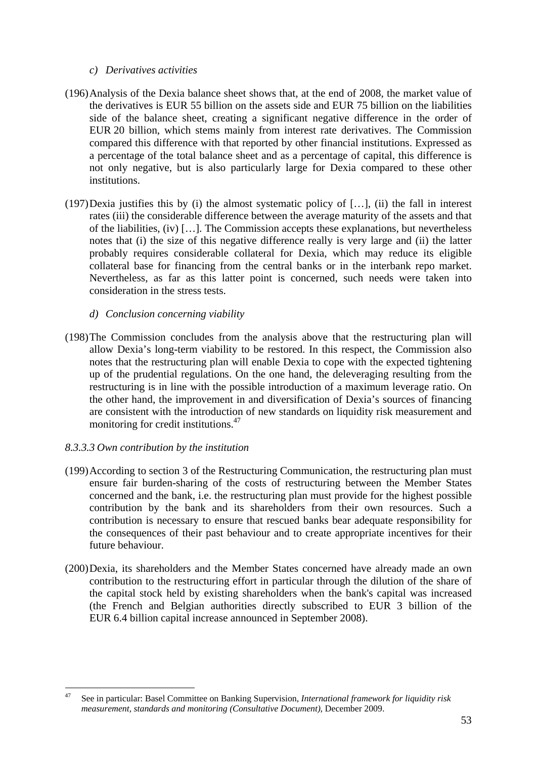*c) Derivatives activities*

(196) Analysis of the Dexia balance sheet shows that, at the end of 2008, the market value of the derivatives is EUR 55 billion on the assets side and EUR 75 billion on the liabilities side of the balance sheet, creating a significant negative difference in the order of EUR 20 billion, which stems mainly from interest rate derivatives. The Commission compared this difference with that reported by other financial institutions. Expressed as a percentage of the total balance sheet and as a percentage of capital, this difference is not only negative, but is also particularly large for Dexia compared to these other institutions.

(197) Dexia justifies this by (i) the almost systematic policy of […], (ii) the fall in interest rates (iii) the considerable difference between the average maturity of the assets and that of the liabilities, (iv) […]. The Commission accepts these explanations, but nevertheless notes that (i) the size of this negative difference really is very large and (ii) the latter probably requires considerable collateral for Dexia, which may reduce its eligible collateral base for financing from the central banks or in the interbank repo market. Nevertheless, as far as this latter point is concerned, such needs were taken into consideration in the stress tests.

*d) Conclusion concerning viability*

(198) The Commission concludes from the analysis above that the restructuring plan will allow Dexia's long-term viability to be restored. In this respect, the Commission also notes that the restructuring plan will enable Dexia to cope with the expected tightening up of the prudential regulations. On the one hand, the deleveraging resulting from the restructuring is in line with the possible introduction of a maximum leverage ratio. On the other hand, the improvement in and diversification of Dexia's sources of financing are consistent with the introduction of new standards on liquidity risk measurement and monitoring for credit institutions.[47]

*8.3.3.3 Own contribution by the institution*

(199) According to section 3 of the Restructuring Communication, the restructuring plan must ensure fair burden-sharing of the costs of restructuring between the Member States concerned and the bank, i.e. the restructuring plan must provide for the highest possible contribution by the bank and its shareholders from their own resources. Such a contribution is necessary to ensure that rescued banks bear adequate responsibility for the consequences of their past behaviour and to create appropriate incentives for their future behaviour.

(200) Dexia, its shareholders and the Member States concerned have already made an own contribution to the restructuring effort in particular through the dilution of the share of the capital stock held by existing shareholders when the bank's capital was increased (the French and Belgian authorities directly subscribed to EUR 3 billion of the EUR 6.4 billion capital increase announced in September 2008).

---

[47] See in particular: Basel Committee on Banking Supervision, *International framework for liquidity risk measurement, standards and monitoring (Consultative Document)*, December 2009.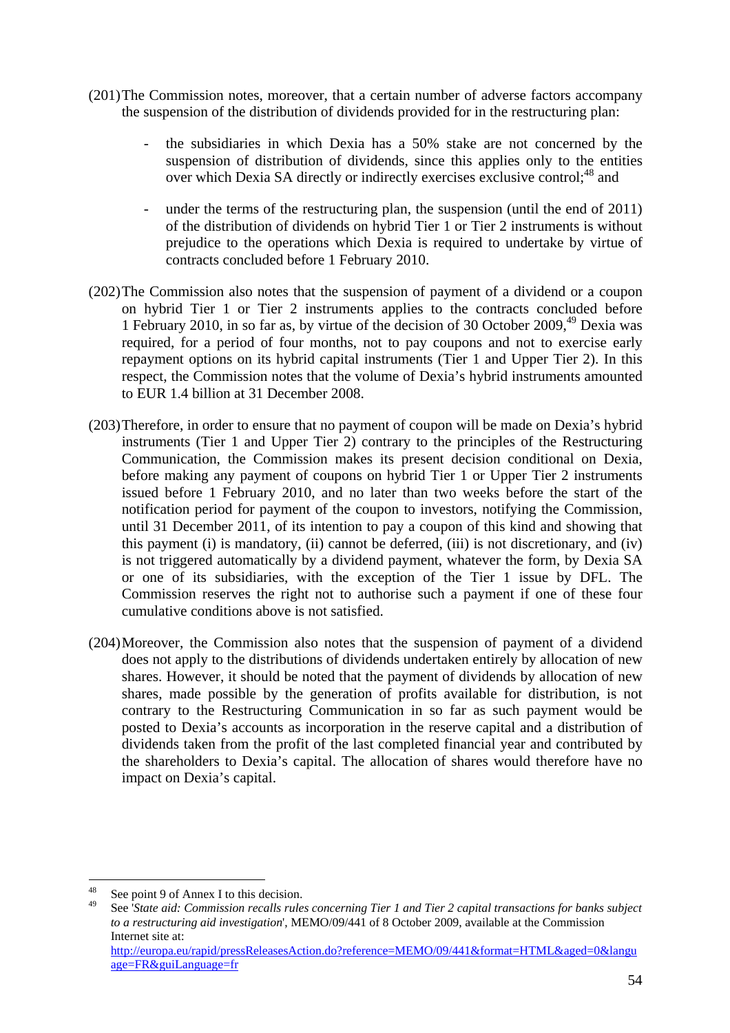(201) The Commission notes, moreover, that a certain number of adverse factors accompany the suspension of the distribution of dividends provided for in the restructuring plan:

- the subsidiaries in which Dexia has a 50% stake are not concerned by the suspension of distribution of dividends, since this applies only to the entities over which Dexia SA directly or indirectly exercises exclusive control;[48] and

- under the terms of the restructuring plan, the suspension (until the end of 2011) of the distribution of dividends on hybrid Tier 1 or Tier 2 instruments is without prejudice to the operations which Dexia is required to undertake by virtue of contracts concluded before 1 February 2010.

(202) The Commission also notes that the suspension of payment of a dividend or a coupon on hybrid Tier 1 or Tier 2 instruments applies to the contracts concluded before 1 February 2010, in so far as, by virtue of the decision of 30 October 2009,[49] Dexia was required, for a period of four months, not to pay coupons and not to exercise early repayment options on its hybrid capital instruments (Tier 1 and Upper Tier 2). In this respect, the Commission notes that the volume of Dexia's hybrid instruments amounted to EUR 1.4 billion at 31 December 2008.

(203) Therefore, in order to ensure that no payment of coupon will be made on Dexia's hybrid instruments (Tier 1 and Upper Tier 2) contrary to the principles of the Restructuring Communication, the Commission makes its present decision conditional on Dexia, before making any payment of coupons on hybrid Tier 1 or Upper Tier 2 instruments issued before 1 February 2010, and no later than two weeks before the start of the notification period for payment of the coupon to investors, notifying the Commission, until 31 December 2011, of its intention to pay a coupon of this kind and showing that this payment (i) is mandatory, (ii) cannot be deferred, (iii) is not discretionary, and (iv) is not triggered automatically by a dividend payment, whatever the form, by Dexia SA or one of its subsidiaries, with the exception of the Tier 1 issue by DFL. The Commission reserves the right not to authorise such a payment if one of these four cumulative conditions above is not satisfied.

(204) Moreover, the Commission also notes that the suspension of payment of a dividend does not apply to the distributions of dividends undertaken entirely by allocation of new shares. However, it should be noted that the payment of dividends by allocation of new shares, made possible by the generation of profits available for distribution, is not contrary to the Restructuring Communication in so far as such payment would be posted to Dexia's accounts as incorporation in the reserve capital and a distribution of dividends taken from the profit of the last completed financial year and contributed by the shareholders to Dexia's capital. The allocation of shares would therefore have no impact on Dexia's capital.

---

[48] See point 9 of Annex I to this decision.

[49] See '*State aid: Commission recalls rules concerning Tier 1 and Tier 2 capital transactions for banks subject to a restructuring aid investigation*', MEMO/09/441 of 8 October 2009, available at the Commission Internet site at: http://europa.eu/rapid/pressReleasesAction.do?reference=MEMO/09/441&format=HTML&aged=0&language=FR&guiLanguage=fr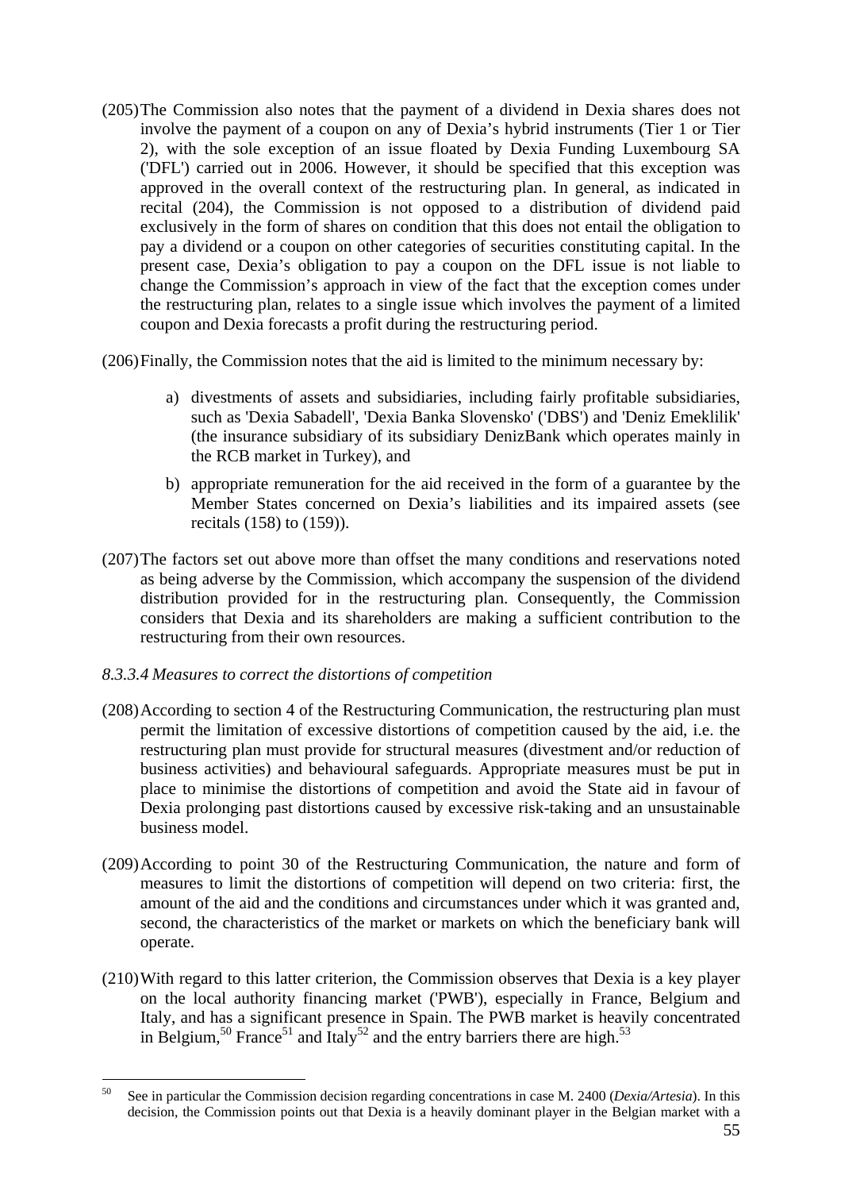(205) The Commission also notes that the payment of a dividend in Dexia shares does not involve the payment of a coupon on any of Dexia's hybrid instruments (Tier 1 or Tier 2), with the sole exception of an issue floated by Dexia Funding Luxembourg SA ('DFL') carried out in 2006. However, it should be specified that this exception was approved in the overall context of the restructuring plan. In general, as indicated in recital (204), the Commission is not opposed to a distribution of dividend paid exclusively in the form of shares on condition that this does not entail the obligation to pay a dividend or a coupon on other categories of securities constituting capital. In the present case, Dexia's obligation to pay a coupon on the DFL issue is not liable to change the Commission's approach in view of the fact that the exception comes under the restructuring plan, relates to a single issue which involves the payment of a limited coupon and Dexia forecasts a profit during the restructuring period.

(206) Finally, the Commission notes that the aid is limited to the minimum necessary by:

a) divestments of assets and subsidiaries, including fairly profitable subsidiaries, such as 'Dexia Sabadell', 'Dexia Banka Slovensko' ('DBS') and 'Deniz Emeklilik' (the insurance subsidiary of its subsidiary DenizBank which operates mainly in the RCB market in Turkey), and

b) appropriate remuneration for the aid received in the form of a guarantee by the Member States concerned on Dexia's liabilities and its impaired assets (see recitals (158) to (159)).

(207) The factors set out above more than offset the many conditions and reservations noted as being adverse by the Commission, which accompany the suspension of the dividend distribution provided for in the restructuring plan. Consequently, the Commission considers that Dexia and its shareholders are making a sufficient contribution to the restructuring from their own resources.

*8.3.3.4 Measures to correct the distortions of competition*

(208) According to section 4 of the Restructuring Communication, the restructuring plan must permit the limitation of excessive distortions of competition caused by the aid, i.e. the restructuring plan must provide for structural measures (divestment and/or reduction of business activities) and behavioural safeguards. Appropriate measures must be put in place to minimise the distortions of competition and avoid the State aid in favour of Dexia prolonging past distortions caused by excessive risk-taking and an unsustainable business model.

(209) According to point 30 of the Restructuring Communication, the nature and form of measures to limit the distortions of competition will depend on two criteria: first, the amount of the aid and the conditions and circumstances under which it was granted and, second, the characteristics of the market or markets on which the beneficiary bank will operate.

(210) With regard to this latter criterion, the Commission observes that Dexia is a key player on the local authority financing market ('PWB'), especially in France, Belgium and Italy, and has a significant presence in Spain. The PWB market is heavily concentrated in Belgium,[50] France[51] and Italy[52] and the entry barriers there are high.[53]

---

[50] See in particular the Commission decision regarding concentrations in case M. 2400 (*Dexia/Artesia*). In this decision, the Commission points out that Dexia is a heavily dominant player in the Belgian market with a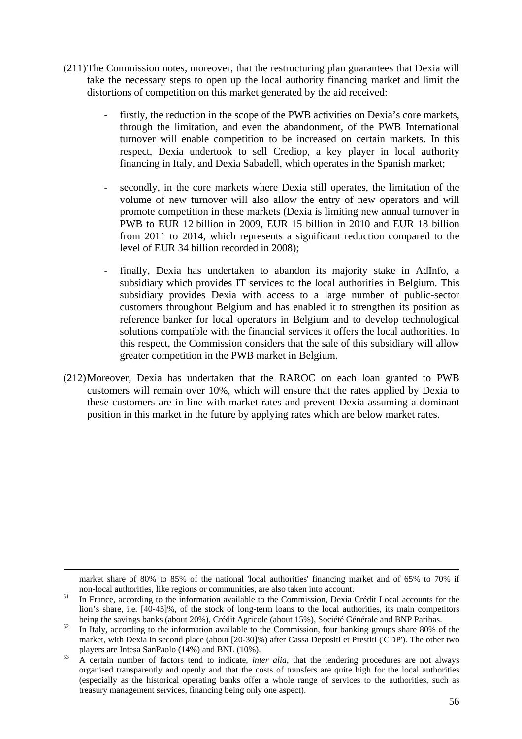(211) The Commission notes, moreover, that the restructuring plan guarantees that Dexia will take the necessary steps to open up the local authority financing market and limit the distortions of competition on this market generated by the aid received:

- firstly, the reduction in the scope of the PWB activities on Dexia's core markets, through the limitation, and even the abandonment, of the PWB International turnover will enable competition to be increased on certain markets. In this respect, Dexia undertook to sell Crediop, a key player in local authority financing in Italy, and Dexia Sabadell, which operates in the Spanish market;

- secondly, in the core markets where Dexia still operates, the limitation of the volume of new turnover will also allow the entry of new operators and will promote competition in these markets (Dexia is limiting new annual turnover in PWB to EUR 12 billion in 2009, EUR 15 billion in 2010 and EUR 18 billion from 2011 to 2014, which represents a significant reduction compared to the level of EUR 34 billion recorded in 2008);

- finally, Dexia has undertaken to abandon its majority stake in AdInfo, a subsidiary which provides IT services to the local authorities in Belgium. This subsidiary provides Dexia with access to a large number of public-sector customers throughout Belgium and has enabled it to strengthen its position as reference banker for local operators in Belgium and to develop technological solutions compatible with the financial services it offers the local authorities. In this respect, the Commission considers that the sale of this subsidiary will allow greater competition in the PWB market in Belgium.

(212) Moreover, Dexia has undertaken that the RAROC on each loan granted to PWB customers will remain over 10%, which will ensure that the rates applied by Dexia to these customers are in line with market rates and prevent Dexia assuming a dominant position in this market in the future by applying rates which are below market rates.

---

market share of 80% to 85% of the national 'local authorities' financing market and of 65% to 70% if non-local authorities, like regions or communities, are also taken into account.

[51] In France, according to the information available to the Commission, Dexia Crédit Local accounts for the lion's share, i.e. [40-45]%, of the stock of long-term loans to the local authorities, its main competitors being the savings banks (about 20%), Crédit Agricole (about 15%), Société Générale and BNP Paribas.

[52] In Italy, according to the information available to the Commission, four banking groups share 80% of the market, with Dexia in second place (about [20-30]%) after Cassa Depositi et Prestiti ('CDP'). The other two players are Intesa SanPaolo (14%) and BNL (10%).

[53] A certain number of factors tend to indicate, *inter alia*, that the tendering procedures are not always organised transparently and openly and that the costs of transfers are quite high for the local authorities (especially as the historical operating banks offer a whole range of services to the authorities, such as treasury management services, financing being only one aspect).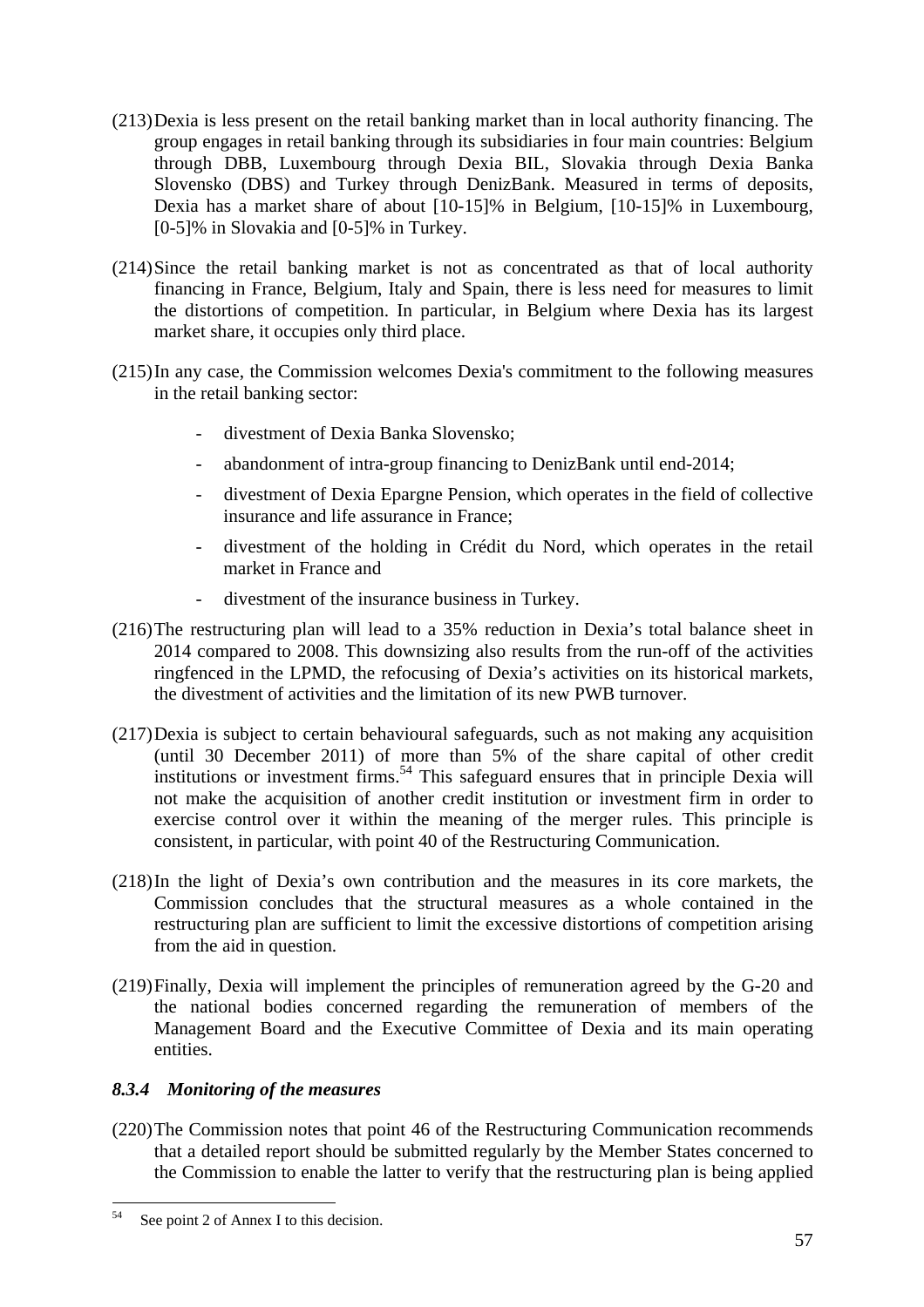(213) Dexia is less present on the retail banking market than in local authority financing. The group engages in retail banking through its subsidiaries in four main countries: Belgium through DBB, Luxembourg through Dexia BIL, Slovakia through Dexia Banka Slovensko (DBS) and Turkey through DenizBank. Measured in terms of deposits, Dexia has a market share of about [10-15]% in Belgium, [10-15]% in Luxembourg, [0-5]% in Slovakia and [0-5]% in Turkey.

(214) Since the retail banking market is not as concentrated as that of local authority financing in France, Belgium, Italy and Spain, there is less need for measures to limit the distortions of competition. In particular, in Belgium where Dexia has its largest market share, it occupies only third place.

(215) In any case, the Commission welcomes Dexia's commitment to the following measures in the retail banking sector:

- divestment of Dexia Banka Slovensko;
- abandonment of intra-group financing to DenizBank until end-2014;
- divestment of Dexia Epargne Pension, which operates in the field of collective insurance and life assurance in France;
- divestment of the holding in Crédit du Nord, which operates in the retail market in France and
- divestment of the insurance business in Turkey.

(216) The restructuring plan will lead to a 35% reduction in Dexia's total balance sheet in 2014 compared to 2008. This downsizing also results from the run-off of the activities ringfenced in the LPMD, the refocusing of Dexia's activities on its historical markets, the divestment of activities and the limitation of its new PWB turnover.

(217) Dexia is subject to certain behavioural safeguards, such as not making any acquisition (until 30 December 2011) of more than 5% of the share capital of other credit institutions or investment firms.[54] This safeguard ensures that in principle Dexia will not make the acquisition of another credit institution or investment firm in order to exercise control over it within the meaning of the merger rules. This principle is consistent, in particular, with point 40 of the Restructuring Communication.

(218) In the light of Dexia's own contribution and the measures in its core markets, the Commission concludes that the structural measures as a whole contained in the restructuring plan are sufficient to limit the excessive distortions of competition arising from the aid in question.

(219) Finally, Dexia will implement the principles of remuneration agreed by the G-20 and the national bodies concerned regarding the remuneration of members of the Management Board and the Executive Committee of Dexia and its main operating entities.

### *8.3.4 Monitoring of the measures*

(220) The Commission notes that point 46 of the Restructuring Communication recommends that a detailed report should be submitted regularly by the Member States concerned to the Commission to enable the latter to verify that the restructuring plan is being applied

---

[54] See point 2 of Annex I to this decision.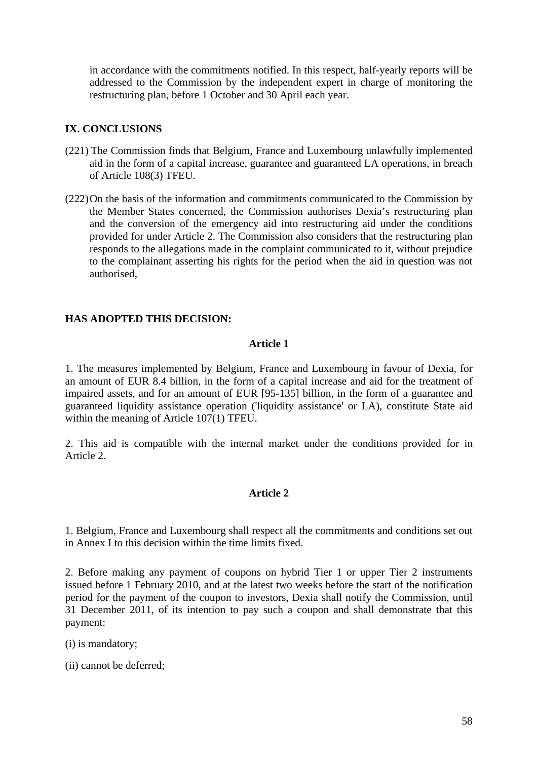in accordance with the commitments notified. In this respect, half-yearly reports will be addressed to the Commission by the independent expert in charge of monitoring the restructuring plan, before 1 October and 30 April each year.

## IX. CONCLUSIONS

(221) The Commission finds that Belgium, France and Luxembourg unlawfully implemented aid in the form of a capital increase, guarantee and guaranteed LA operations, in breach of Article 108(3) TFEU.

(222) On the basis of the information and commitments communicated to the Commission by the Member States concerned, the Commission authorises Dexia's restructuring plan and the conversion of the emergency aid into restructuring aid under the conditions provided for under Article 2. The Commission also considers that the restructuring plan responds to the allegations made in the complaint communicated to it, without prejudice to the complainant asserting his rights for the period when the aid in question was not authorised,

**HAS ADOPTED THIS DECISION:**

### Article 1

1. The measures implemented by Belgium, France and Luxembourg in favour of Dexia, for an amount of EUR 8.4 billion, in the form of a capital increase and aid for the treatment of impaired assets, and for an amount of EUR [95-135] billion, in the form of a guarantee and guaranteed liquidity assistance operation ('liquidity assistance' or LA), constitute State aid within the meaning of Article 107(1) TFEU.

2. This aid is compatible with the internal market under the conditions provided for in Article 2.

### Article 2

1. Belgium, France and Luxembourg shall respect all the commitments and conditions set out in Annex I to this decision within the time limits fixed.

2. Before making any payment of coupons on hybrid Tier 1 or upper Tier 2 instruments issued before 1 February 2010, and at the latest two weeks before the start of the notification period for the payment of the coupon to investors, Dexia shall notify the Commission, until 31 December 2011, of its intention to pay such a coupon and shall demonstrate that this payment:

(i) is mandatory;

(ii) cannot be deferred;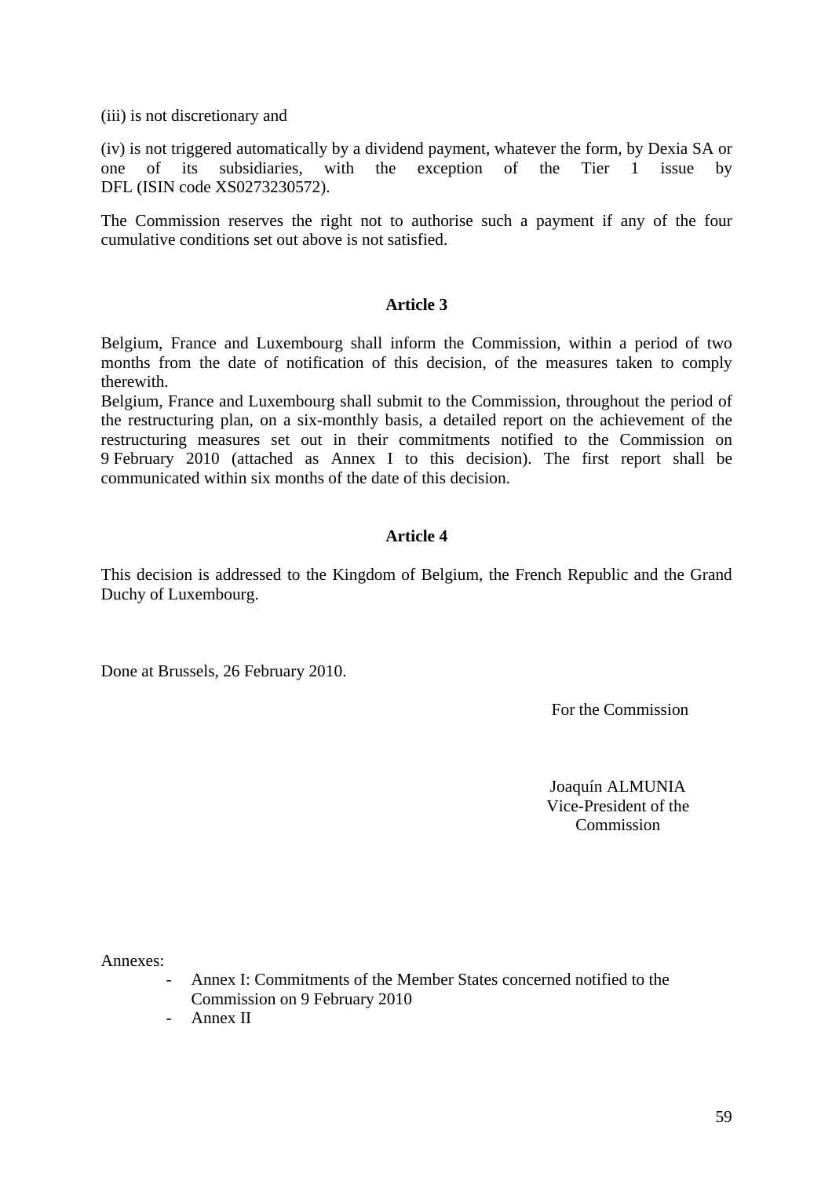(iii) is not discretionary and

(iv) is not triggered automatically by a dividend payment, whatever the form, by Dexia SA or one of its subsidiaries, with the exception of the Tier 1 issue by DFL (ISIN code XS0273230572).

The Commission reserves the right not to authorise such a payment if any of the four cumulative conditions set out above is not satisfied.

### Article 3

Belgium, France and Luxembourg shall inform the Commission, within a period of two months from the date of notification of this decision, of the measures taken to comply therewith.

Belgium, France and Luxembourg shall submit to the Commission, throughout the period of the restructuring plan, on a six-monthly basis, a detailed report on the achievement of the restructuring measures set out in their commitments notified to the Commission on 9 February 2010 (attached as Annex I to this decision). The first report shall be communicated within six months of the date of this decision.

### Article 4

This decision is addressed to the Kingdom of Belgium, the French Republic and the Grand Duchy of Luxembourg.

Done at Brussels, 26 February 2010.

For the Commission

Joaquín ALMUNIA
Vice-President of the Commission

Annexes:

- Annex I: Commitments of the Member States concerned notified to the Commission on 9 February 2010
- Annex II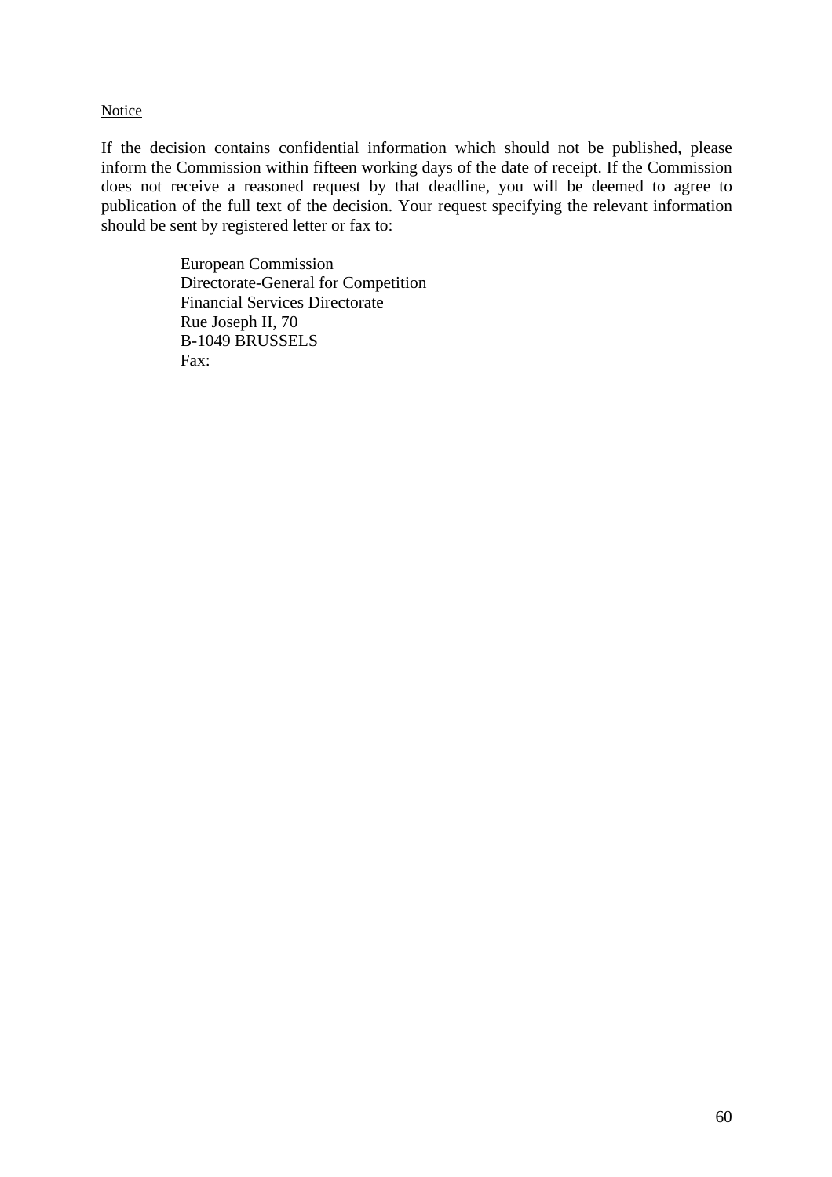<u>Notice</u>

If the decision contains confidential information which should not be published, please inform the Commission within fifteen working days of the date of receipt. If the Commission does not receive a reasoned request by that deadline, you will be deemed to agree to publication of the full text of the decision. Your request specifying the relevant information should be sent by registered letter or fax to:

> European Commission
> Directorate-General for Competition
> Financial Services Directorate
> Rue Joseph II, 70
> B-1049 BRUSSELS
> Fax: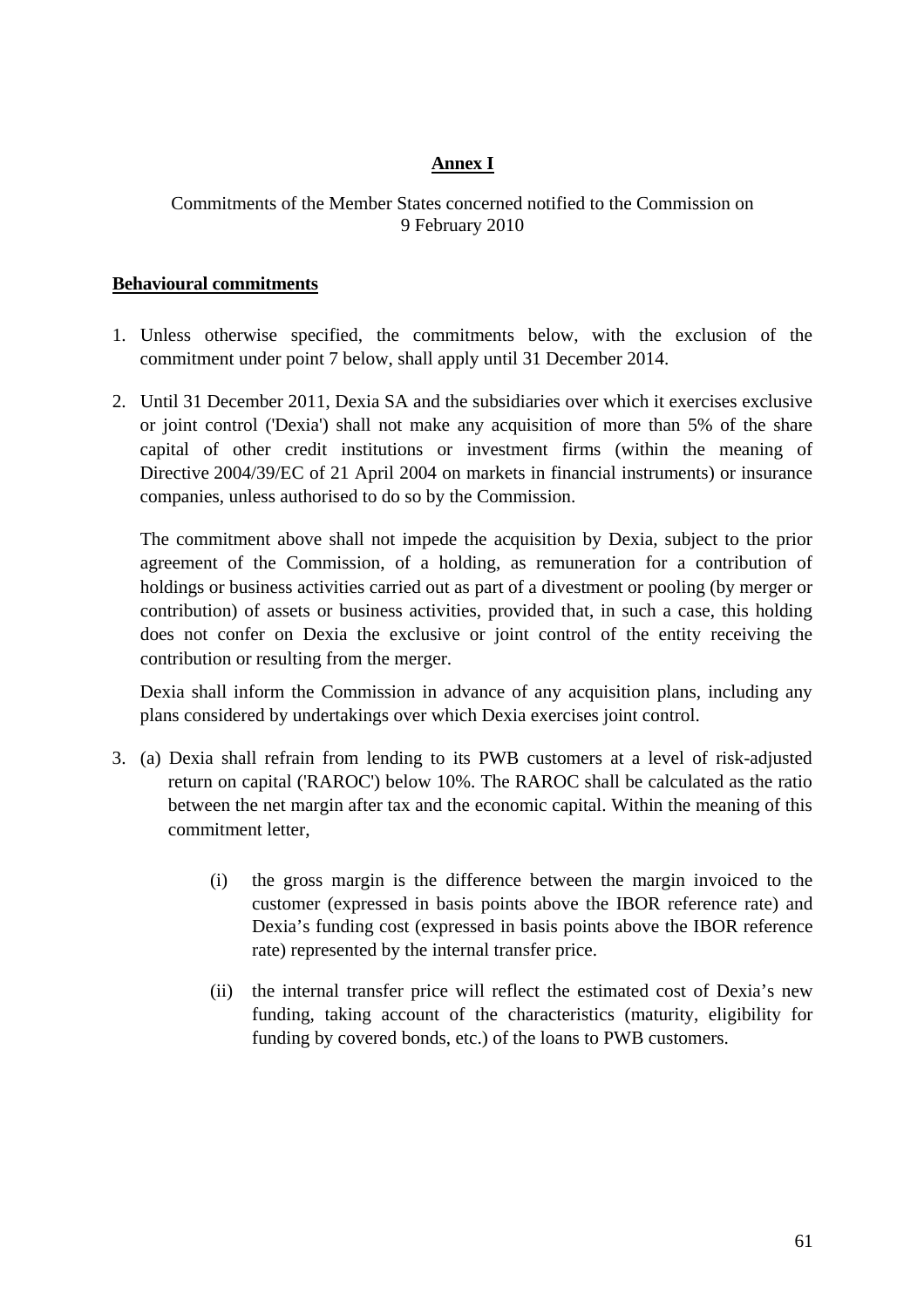# Annex I

Commitments of the Member States concerned notified to the Commission on 9 February 2010

**Behavioural commitments**

1. Unless otherwise specified, the commitments below, with the exclusion of the commitment under point 7 below, shall apply until 31 December 2014.

2. Until 31 December 2011, Dexia SA and the subsidiaries over which it exercises exclusive or joint control ('Dexia') shall not make any acquisition of more than 5% of the share capital of other credit institutions or investment firms (within the meaning of Directive 2004/39/EC of 21 April 2004 on markets in financial instruments) or insurance companies, unless authorised to do so by the Commission.

   The commitment above shall not impede the acquisition by Dexia, subject to the prior agreement of the Commission, of a holding, as remuneration for a contribution of holdings or business activities carried out as part of a divestment or pooling (by merger or contribution) of assets or business activities, provided that, in such a case, this holding does not confer on Dexia the exclusive or joint control of the entity receiving the contribution or resulting from the merger.

   Dexia shall inform the Commission in advance of any acquisition plans, including any plans considered by undertakings over which Dexia exercises joint control.

3. (a) Dexia shall refrain from lending to its PWB customers at a level of risk-adjusted return on capital ('RAROC') below 10%. The RAROC shall be calculated as the ratio between the net margin after tax and the economic capital. Within the meaning of this commitment letter,

   (i) the gross margin is the difference between the margin invoiced to the customer (expressed in basis points above the IBOR reference rate) and Dexia's funding cost (expressed in basis points above the IBOR reference rate) represented by the internal transfer price.

   (ii) the internal transfer price will reflect the estimated cost of Dexia's new funding, taking account of the characteristics (maturity, eligibility for funding by covered bonds, etc.) of the loans to PWB customers.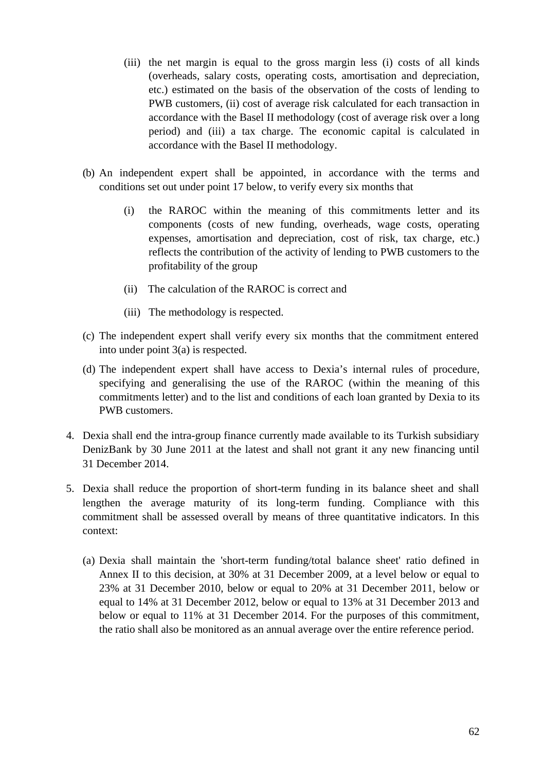(iii) the net margin is equal to the gross margin less (i) costs of all kinds (overheads, salary costs, operating costs, amortisation and depreciation, etc.) estimated on the basis of the observation of the costs of lending to PWB customers, (ii) cost of average risk calculated for each transaction in accordance with the Basel II methodology (cost of average risk over a long period) and (iii) a tax charge. The economic capital is calculated in accordance with the Basel II methodology.

(b) An independent expert shall be appointed, in accordance with the terms and conditions set out under point 17 below, to verify every six months that

(i) the RAROC within the meaning of this commitments letter and its components (costs of new funding, overheads, wage costs, operating expenses, amortisation and depreciation, cost of risk, tax charge, etc.) reflects the contribution of the activity of lending to PWB customers to the profitability of the group

(ii) The calculation of the RAROC is correct and

(iii) The methodology is respected.

(c) The independent expert shall verify every six months that the commitment entered into under point 3(a) is respected.

(d) The independent expert shall have access to Dexia's internal rules of procedure, specifying and generalising the use of the RAROC (within the meaning of this commitments letter) and to the list and conditions of each loan granted by Dexia to its PWB customers.

4. Dexia shall end the intra-group finance currently made available to its Turkish subsidiary DenizBank by 30 June 2011 at the latest and shall not grant it any new financing until 31 December 2014.

5. Dexia shall reduce the proportion of short-term funding in its balance sheet and shall lengthen the average maturity of its long-term funding. Compliance with this commitment shall be assessed overall by means of three quantitative indicators. In this context:

(a) Dexia shall maintain the 'short-term funding/total balance sheet' ratio defined in Annex II to this decision, at 30% at 31 December 2009, at a level below or equal to 23% at 31 December 2010, below or equal to 20% at 31 December 2011, below or equal to 14% at 31 December 2012, below or equal to 13% at 31 December 2013 and below or equal to 11% at 31 December 2014. For the purposes of this commitment, the ratio shall also be monitored as an annual average over the entire reference period.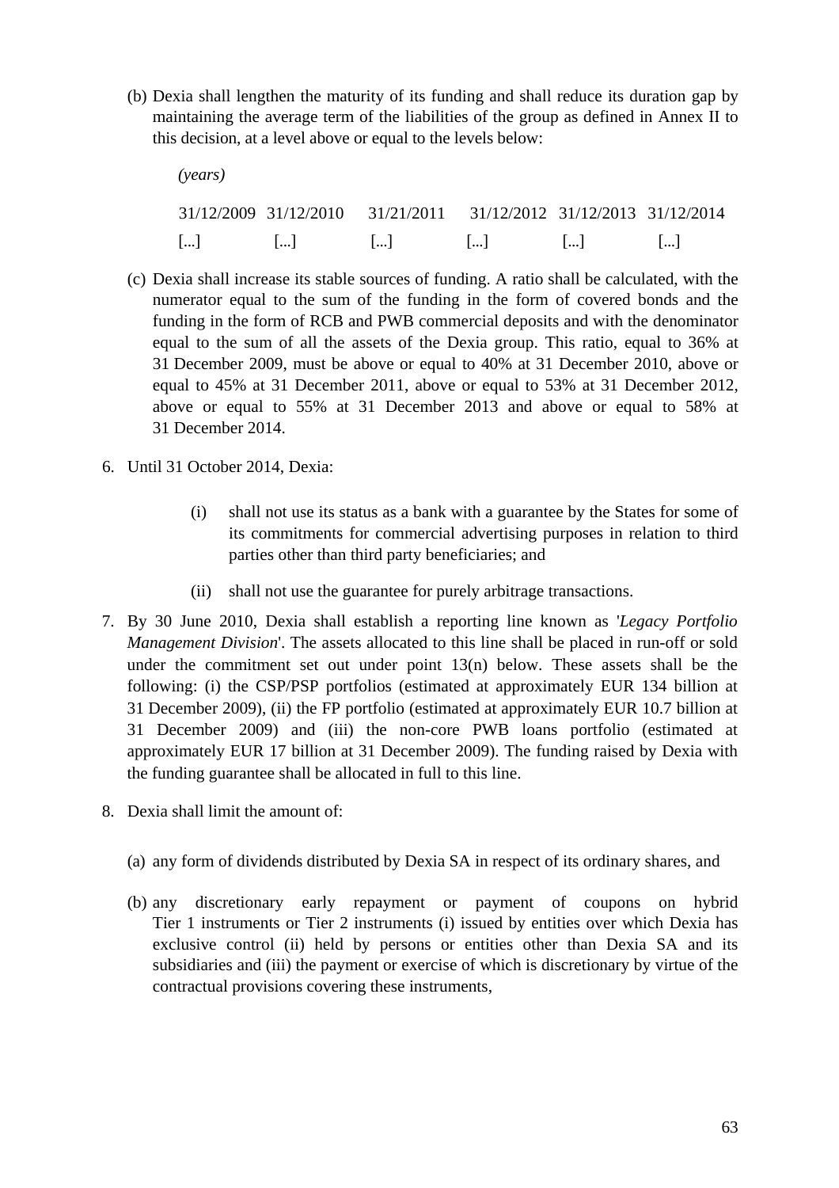(b) Dexia shall lengthen the maturity of its funding and shall reduce its duration gap by maintaining the average term of the liabilities of the group as defined in Annex II to this decision, at a level above or equal to the levels below:

*(years)*

| 31/12/2009 | 31/12/2010 | 31/21/2011 | 31/12/2012 | 31/12/2013 | 31/12/2014 |
|---|---|---|---|---|---|
| [...] | [...] | [...] | [...] | [...] | [...] |

(c) Dexia shall increase its stable sources of funding. A ratio shall be calculated, with the numerator equal to the sum of the funding in the form of covered bonds and the funding in the form of RCB and PWB commercial deposits and with the denominator equal to the sum of all the assets of the Dexia group. This ratio, equal to 36% at 31 December 2009, must be above or equal to 40% at 31 December 2010, above or equal to 45% at 31 December 2011, above or equal to 53% at 31 December 2012, above or equal to 55% at 31 December 2013 and above or equal to 58% at 31 December 2014.

6. Until 31 October 2014, Dexia:

   (i) shall not use its status as a bank with a guarantee by the States for some of its commitments for commercial advertising purposes in relation to third parties other than third party beneficiaries; and

   (ii) shall not use the guarantee for purely arbitrage transactions.

7. By 30 June 2010, Dexia shall establish a reporting line known as '*Legacy Portfolio Management Division*'. The assets allocated to this line shall be placed in run-off or sold under the commitment set out under point 13(n) below. These assets shall be the following: (i) the CSP/PSP portfolios (estimated at approximately EUR 134 billion at 31 December 2009), (ii) the FP portfolio (estimated at approximately EUR 10.7 billion at 31 December 2009) and (iii) the non-core PWB loans portfolio (estimated at approximately EUR 17 billion at 31 December 2009). The funding raised by Dexia with the funding guarantee shall be allocated in full to this line.

8. Dexia shall limit the amount of:

   (a) any form of dividends distributed by Dexia SA in respect of its ordinary shares, and

   (b) any discretionary early repayment or payment of coupons on hybrid Tier 1 instruments or Tier 2 instruments (i) issued by entities over which Dexia has exclusive control (ii) held by persons or entities other than Dexia SA and its subsidiaries and (iii) the payment or exercise of which is discretionary by virtue of the contractual provisions covering these instruments,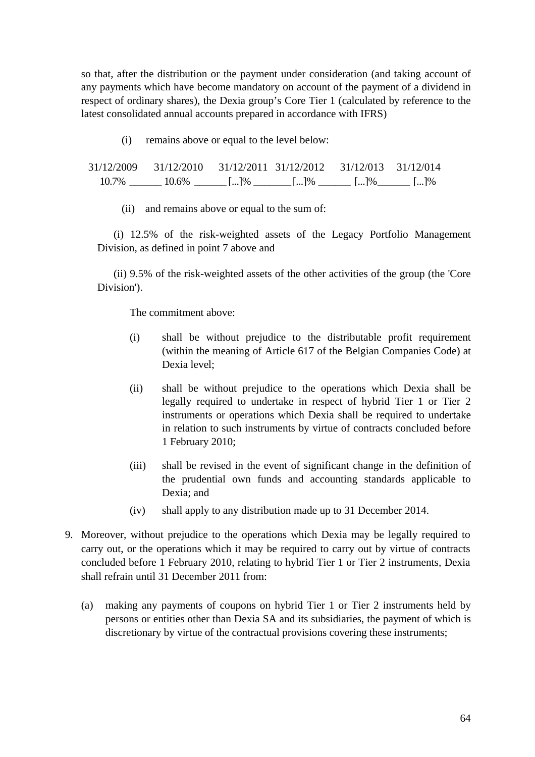so that, after the distribution or the payment under consideration (and taking account of any payments which have become mandatory on account of the payment of a dividend in respect of ordinary shares), the Dexia group's Core Tier 1 (calculated by reference to the latest consolidated annual accounts prepared in accordance with IFRS)

(i) remains above or equal to the level below:

| 31/12/2009 | 31/12/2010 | 31/12/2011 | 31/12/2012 | 31/12/013 | 31/12/014 |
|---|---|---|---|---|---|
| 10.7% | 10.6% | [...]% | [...]% | [...]% | [...]% |

(ii) and remains above or equal to the sum of:

(i) 12.5% of the risk-weighted assets of the Legacy Portfolio Management Division, as defined in point 7 above and

(ii) 9.5% of the risk-weighted assets of the other activities of the group (the 'Core Division').

The commitment above:

(i) shall be without prejudice to the distributable profit requirement (within the meaning of Article 617 of the Belgian Companies Code) at Dexia level;

(ii) shall be without prejudice to the operations which Dexia shall be legally required to undertake in respect of hybrid Tier 1 or Tier 2 instruments or operations which Dexia shall be required to undertake in relation to such instruments by virtue of contracts concluded before 1 February 2010;

(iii) shall be revised in the event of significant change in the definition of the prudential own funds and accounting standards applicable to Dexia; and

(iv) shall apply to any distribution made up to 31 December 2014.

9. Moreover, without prejudice to the operations which Dexia may be legally required to carry out, or the operations which it may be required to carry out by virtue of contracts concluded before 1 February 2010, relating to hybrid Tier 1 or Tier 2 instruments, Dexia shall refrain until 31 December 2011 from:

   (a) making any payments of coupons on hybrid Tier 1 or Tier 2 instruments held by persons or entities other than Dexia SA and its subsidiaries, the payment of which is discretionary by virtue of the contractual provisions covering these instruments;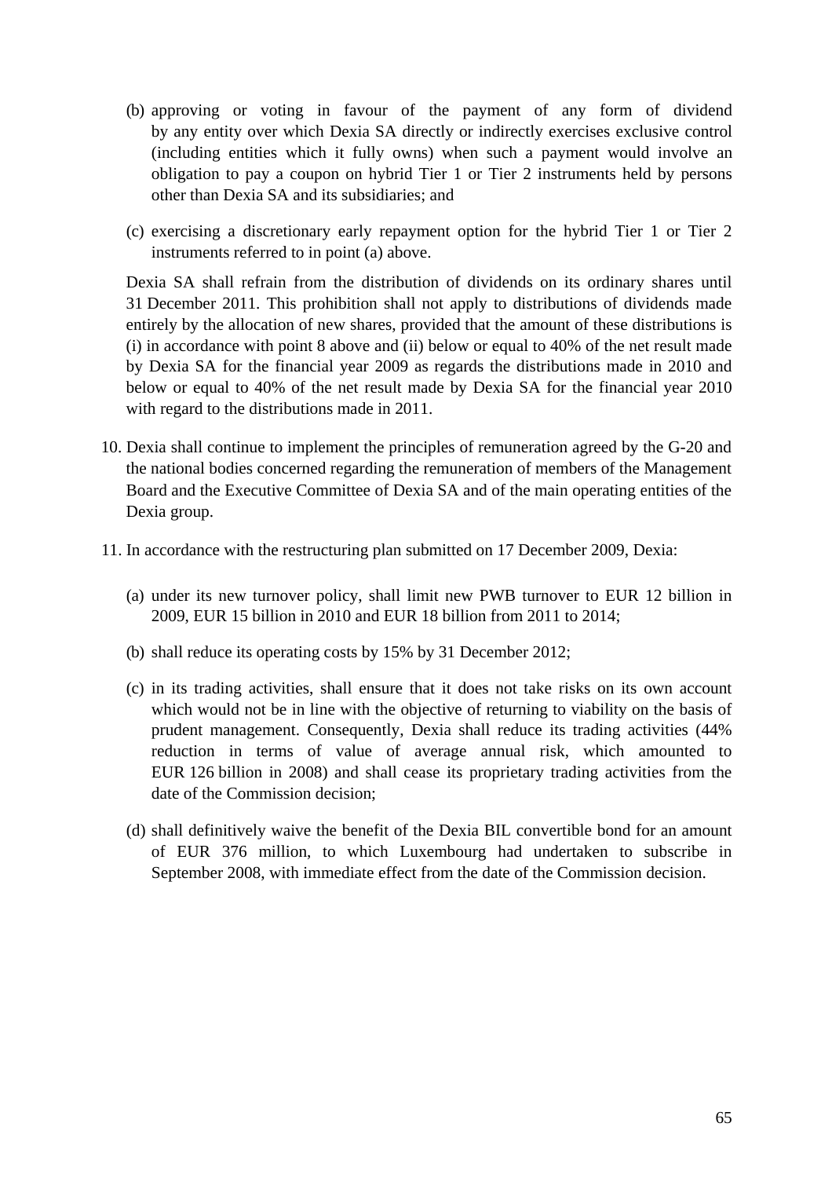(b) approving or voting in favour of the payment of any form of dividend by any entity over which Dexia SA directly or indirectly exercises exclusive control (including entities which it fully owns) when such a payment would involve an obligation to pay a coupon on hybrid Tier 1 or Tier 2 instruments held by persons other than Dexia SA and its subsidiaries; and

(c) exercising a discretionary early repayment option for the hybrid Tier 1 or Tier 2 instruments referred to in point (a) above.

Dexia SA shall refrain from the distribution of dividends on its ordinary shares until 31 December 2011. This prohibition shall not apply to distributions of dividends made entirely by the allocation of new shares, provided that the amount of these distributions is (i) in accordance with point 8 above and (ii) below or equal to 40% of the net result made by Dexia SA for the financial year 2009 as regards the distributions made in 2010 and below or equal to 40% of the net result made by Dexia SA for the financial year 2010 with regard to the distributions made in 2011.

10. Dexia shall continue to implement the principles of remuneration agreed by the G-20 and the national bodies concerned regarding the remuneration of members of the Management Board and the Executive Committee of Dexia SA and of the main operating entities of the Dexia group.

11. In accordance with the restructuring plan submitted on 17 December 2009, Dexia:

    (a) under its new turnover policy, shall limit new PWB turnover to EUR 12 billion in 2009, EUR 15 billion in 2010 and EUR 18 billion from 2011 to 2014;

    (b) shall reduce its operating costs by 15% by 31 December 2012;

    (c) in its trading activities, shall ensure that it does not take risks on its own account which would not be in line with the objective of returning to viability on the basis of prudent management. Consequently, Dexia shall reduce its trading activities (44% reduction in terms of value of average annual risk, which amounted to EUR 126 billion in 2008) and shall cease its proprietary trading activities from the date of the Commission decision;

    (d) shall definitively waive the benefit of the Dexia BIL convertible bond for an amount of EUR 376 million, to which Luxembourg had undertaken to subscribe in September 2008, with immediate effect from the date of the Commission decision.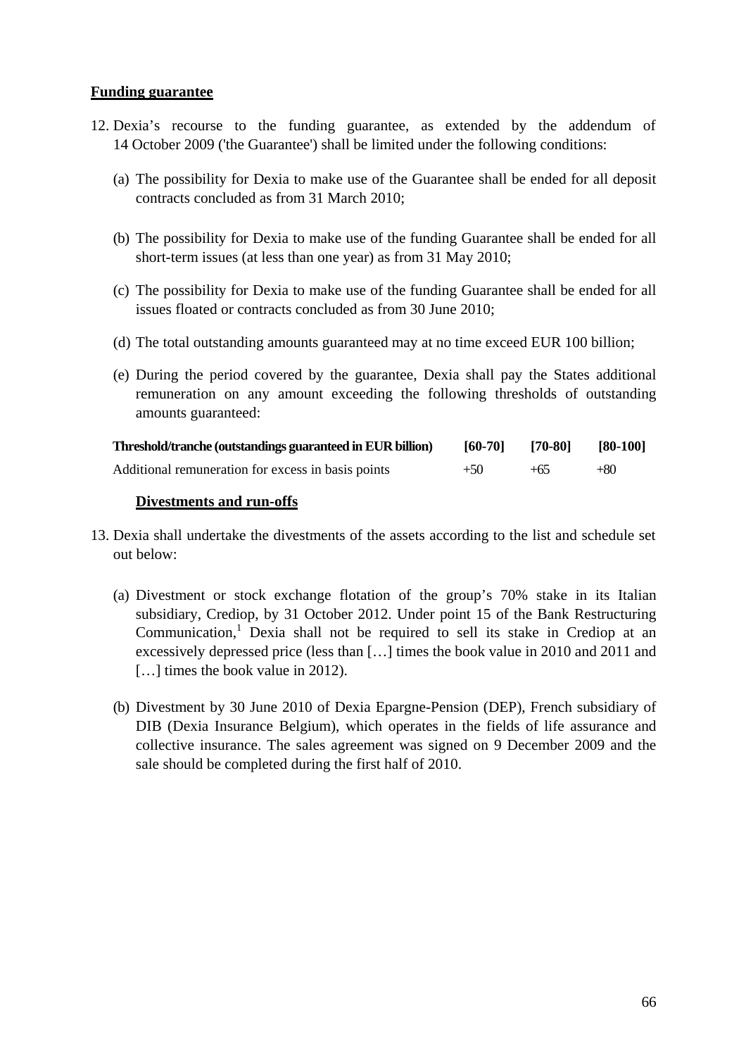**Funding guarantee**

12. Dexia's recourse to the funding guarantee, as extended by the addendum of 14 October 2009 ('the Guarantee') shall be limited under the following conditions:

    (a) The possibility for Dexia to make use of the Guarantee shall be ended for all deposit contracts concluded as from 31 March 2010;

    (b) The possibility for Dexia to make use of the funding Guarantee shall be ended for all short-term issues (at less than one year) as from 31 May 2010;

    (c) The possibility for Dexia to make use of the funding Guarantee shall be ended for all issues floated or contracts concluded as from 30 June 2010;

    (d) The total outstanding amounts guaranteed may at no time exceed EUR 100 billion;

    (e) During the period covered by the guarantee, Dexia shall pay the States additional remuneration on any amount exceeding the following thresholds of outstanding amounts guaranteed:

| Threshold/tranche (outstandings guaranteed in EUR billion) | [60-70] | [70-80] | [80-100] |
|---|---|---|---|
| Additional remuneration for excess in basis points | +50 | +65 | +80 |

**Divestments and run-offs**

13. Dexia shall undertake the divestments of the assets according to the list and schedule set out below:

    (a) Divestment or stock exchange flotation of the group's 70% stake in its Italian subsidiary, Crediop, by 31 October 2012. Under point 15 of the Bank Restructuring Communication,[1] Dexia shall not be required to sell its stake in Crediop at an excessively depressed price (less than […] times the book value in 2010 and 2011 and […] times the book value in 2012).

    (b) Divestment by 30 June 2010 of Dexia Epargne-Pension (DEP), French subsidiary of DIB (Dexia Insurance Belgium), which operates in the fields of life assurance and collective insurance. The sales agreement was signed on 9 December 2009 and the sale should be completed during the first half of 2010.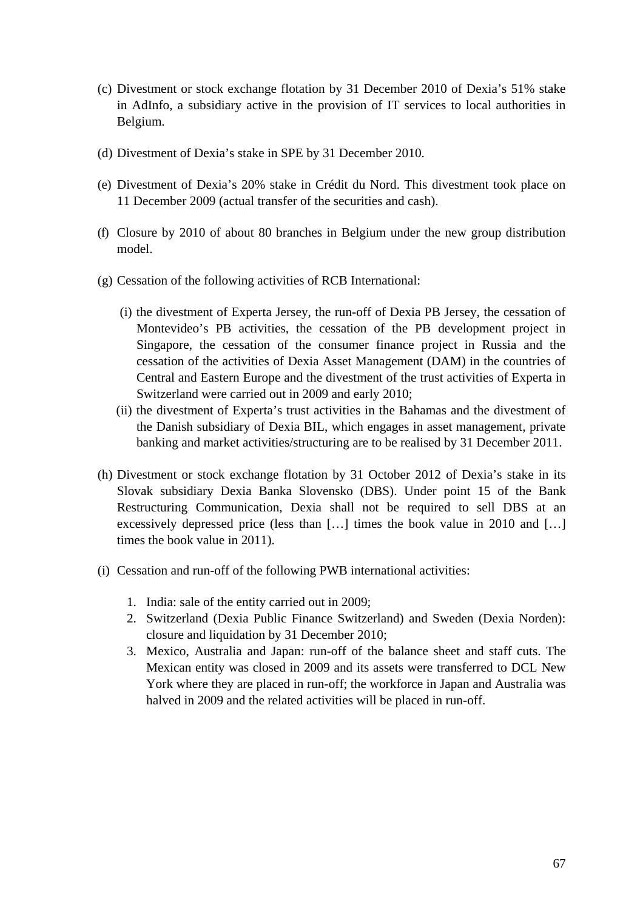(c) Divestment or stock exchange flotation by 31 December 2010 of Dexia's 51% stake in AdInfo, a subsidiary active in the provision of IT services to local authorities in Belgium.

(d) Divestment of Dexia's stake in SPE by 31 December 2010.

(e) Divestment of Dexia's 20% stake in Crédit du Nord. This divestment took place on 11 December 2009 (actual transfer of the securities and cash).

(f) Closure by 2010 of about 80 branches in Belgium under the new group distribution model.

(g) Cessation of the following activities of RCB International:

  (i) the divestment of Experta Jersey, the run-off of Dexia PB Jersey, the cessation of Montevideo's PB activities, the cessation of the PB development project in Singapore, the cessation of the consumer finance project in Russia and the cessation of the activities of Dexia Asset Management (DAM) in the countries of Central and Eastern Europe and the divestment of the trust activities of Experta in Switzerland were carried out in 2009 and early 2010;

  (ii) the divestment of Experta's trust activities in the Bahamas and the divestment of the Danish subsidiary of Dexia BIL, which engages in asset management, private banking and market activities/structuring are to be realised by 31 December 2011.

(h) Divestment or stock exchange flotation by 31 October 2012 of Dexia's stake in its Slovak subsidiary Dexia Banka Slovensko (DBS). Under point 15 of the Bank Restructuring Communication, Dexia shall not be required to sell DBS at an excessively depressed price (less than […] times the book value in 2010 and […] times the book value in 2011).

(i) Cessation and run-off of the following PWB international activities:

  1. India: sale of the entity carried out in 2009;
  2. Switzerland (Dexia Public Finance Switzerland) and Sweden (Dexia Norden): closure and liquidation by 31 December 2010;
  3. Mexico, Australia and Japan: run-off of the balance sheet and staff cuts. The Mexican entity was closed in 2009 and its assets were transferred to DCL New York where they are placed in run-off; the workforce in Japan and Australia was halved in 2009 and the related activities will be placed in run-off.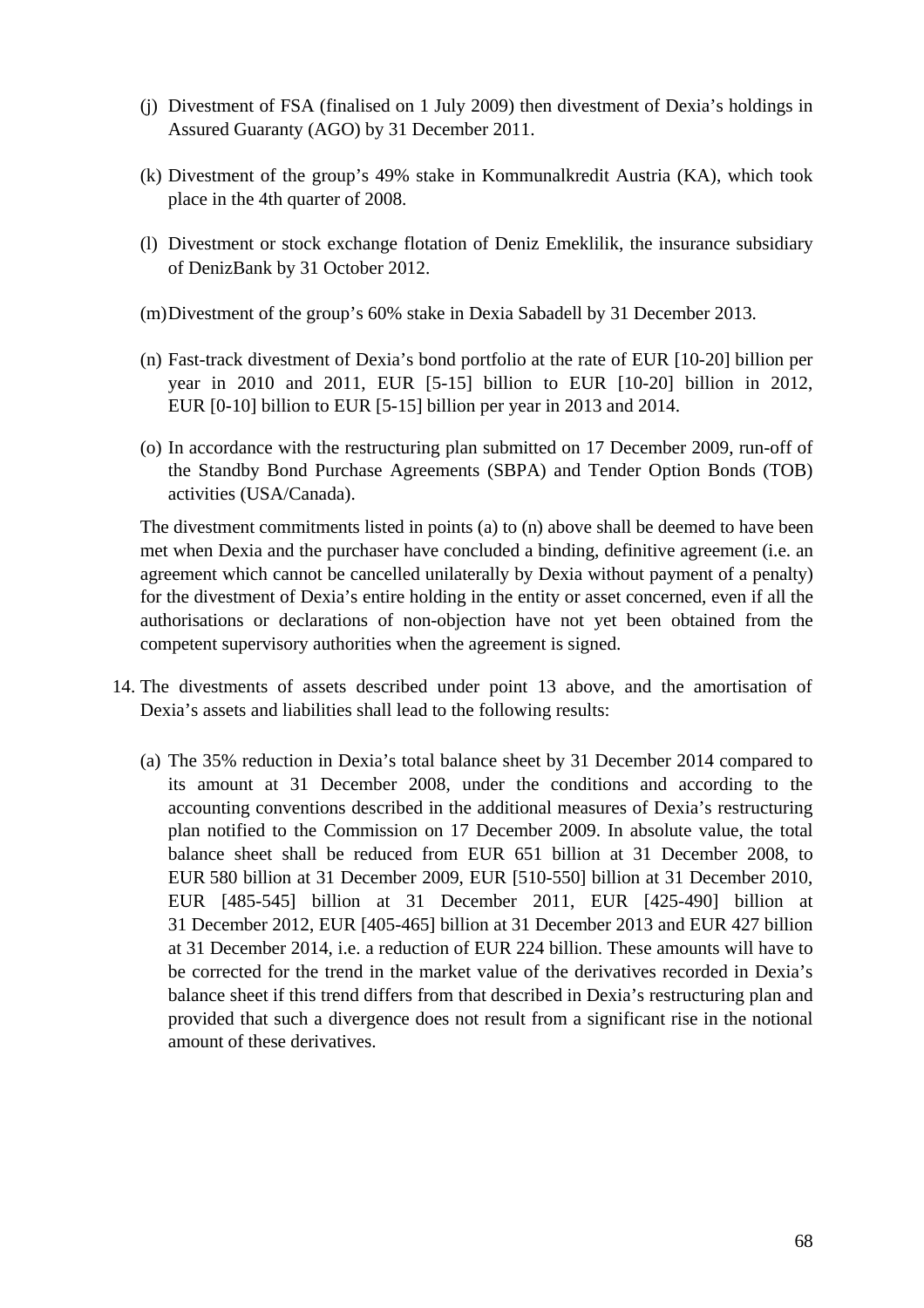(j) Divestment of FSA (finalised on 1 July 2009) then divestment of Dexia's holdings in Assured Guaranty (AGO) by 31 December 2011.

(k) Divestment of the group's 49% stake in Kommunalkredit Austria (KA), which took place in the 4th quarter of 2008.

(l) Divestment or stock exchange flotation of Deniz Emeklilik, the insurance subsidiary of DenizBank by 31 October 2012.

(m) Divestment of the group's 60% stake in Dexia Sabadell by 31 December 2013.

(n) Fast-track divestment of Dexia's bond portfolio at the rate of EUR [10-20] billion per year in 2010 and 2011, EUR [5-15] billion to EUR [10-20] billion in 2012, EUR [0-10] billion to EUR [5-15] billion per year in 2013 and 2014.

(o) In accordance with the restructuring plan submitted on 17 December 2009, run-off of the Standby Bond Purchase Agreements (SBPA) and Tender Option Bonds (TOB) activities (USA/Canada).

The divestment commitments listed in points (a) to (n) above shall be deemed to have been met when Dexia and the purchaser have concluded a binding, definitive agreement (i.e. an agreement which cannot be cancelled unilaterally by Dexia without payment of a penalty) for the divestment of Dexia's entire holding in the entity or asset concerned, even if all the authorisations or declarations of non-objection have not yet been obtained from the competent supervisory authorities when the agreement is signed.

14. The divestments of assets described under point 13 above, and the amortisation of Dexia's assets and liabilities shall lead to the following results:

(a) The 35% reduction in Dexia's total balance sheet by 31 December 2014 compared to its amount at 31 December 2008, under the conditions and according to the accounting conventions described in the additional measures of Dexia's restructuring plan notified to the Commission on 17 December 2009. In absolute value, the total balance sheet shall be reduced from EUR 651 billion at 31 December 2008, to EUR 580 billion at 31 December 2009, EUR [510-550] billion at 31 December 2010, EUR [485-545] billion at 31 December 2011, EUR [425-490] billion at 31 December 2012, EUR [405-465] billion at 31 December 2013 and EUR 427 billion at 31 December 2014, i.e. a reduction of EUR 224 billion. These amounts will have to be corrected for the trend in the market value of the derivatives recorded in Dexia's balance sheet if this trend differs from that described in Dexia's restructuring plan and provided that such a divergence does not result from a significant rise in the notional amount of these derivatives.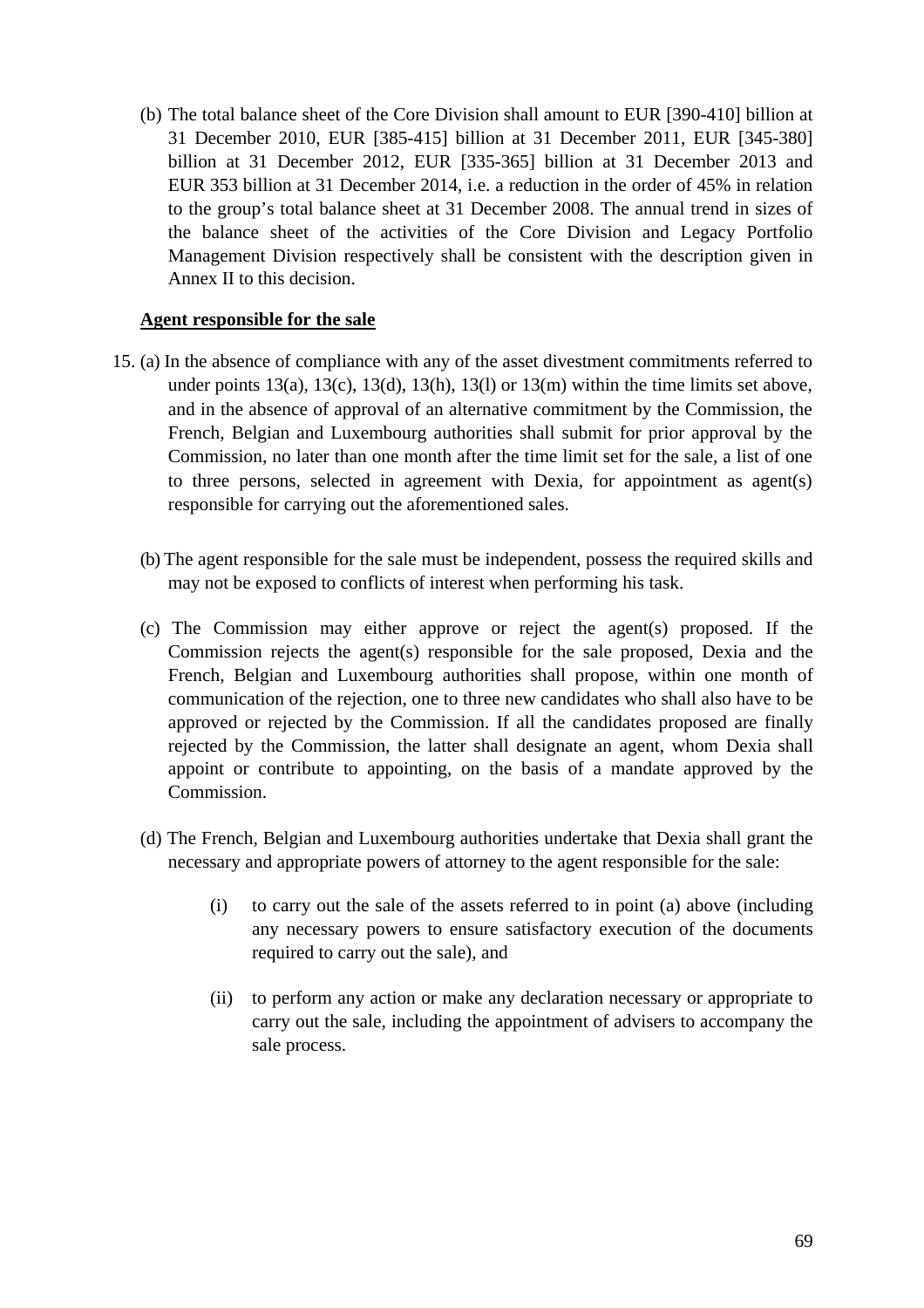(b) The total balance sheet of the Core Division shall amount to EUR [390-410] billion at 31 December 2010, EUR [385-415] billion at 31 December 2011, EUR [345-380] billion at 31 December 2012, EUR [335-365] billion at 31 December 2013 and EUR 353 billion at 31 December 2014, i.e. a reduction in the order of 45% in relation to the group's total balance sheet at 31 December 2008. The annual trend in sizes of the balance sheet of the activities of the Core Division and Legacy Portfolio Management Division respectively shall be consistent with the description given in Annex II to this decision.

**Agent responsible for the sale**

15. (a) In the absence of compliance with any of the asset divestment commitments referred to under points 13(a), 13(c), 13(d), 13(h), 13(l) or 13(m) within the time limits set above, and in the absence of approval of an alternative commitment by the Commission, the French, Belgian and Luxembourg authorities shall submit for prior approval by the Commission, no later than one month after the time limit set for the sale, a list of one to three persons, selected in agreement with Dexia, for appointment as agent(s) responsible for carrying out the aforementioned sales.

(b) The agent responsible for the sale must be independent, possess the required skills and may not be exposed to conflicts of interest when performing his task.

(c) The Commission may either approve or reject the agent(s) proposed. If the Commission rejects the agent(s) responsible for the sale proposed, Dexia and the French, Belgian and Luxembourg authorities shall propose, within one month of communication of the rejection, one to three new candidates who shall also have to be approved or rejected by the Commission. If all the candidates proposed are finally rejected by the Commission, the latter shall designate an agent, whom Dexia shall appoint or contribute to appointing, on the basis of a mandate approved by the Commission.

(d) The French, Belgian and Luxembourg authorities undertake that Dexia shall grant the necessary and appropriate powers of attorney to the agent responsible for the sale:

(i) to carry out the sale of the assets referred to in point (a) above (including any necessary powers to ensure satisfactory execution of the documents required to carry out the sale), and

(ii) to perform any action or make any declaration necessary or appropriate to carry out the sale, including the appointment of advisers to accompany the sale process.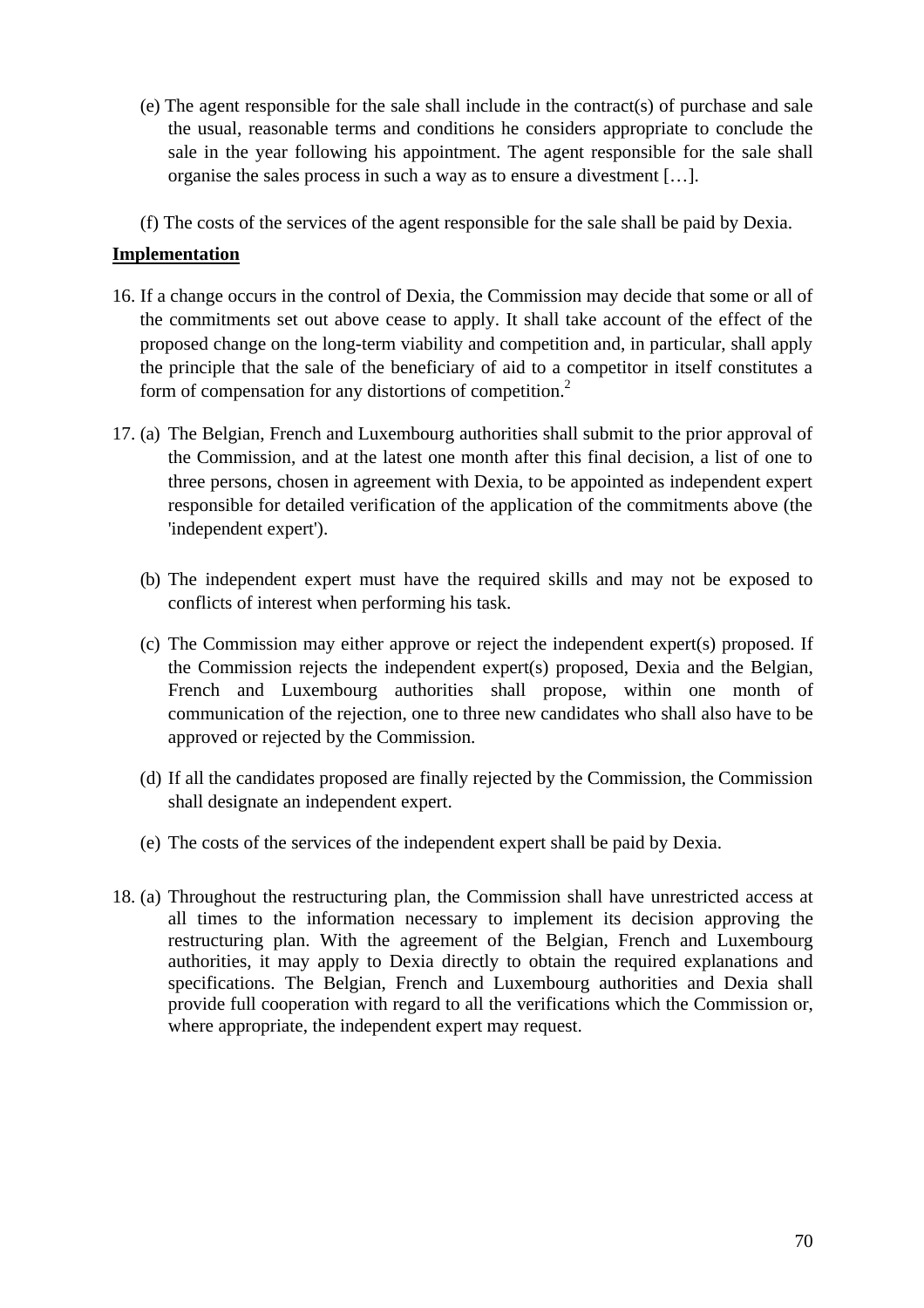(e) The agent responsible for the sale shall include in the contract(s) of purchase and sale the usual, reasonable terms and conditions he considers appropriate to conclude the sale in the year following his appointment. The agent responsible for the sale shall organise the sales process in such a way as to ensure a divestment […].

(f) The costs of the services of the agent responsible for the sale shall be paid by Dexia.

**Implementation**

16. If a change occurs in the control of Dexia, the Commission may decide that some or all of the commitments set out above cease to apply. It shall take account of the effect of the proposed change on the long-term viability and competition and, in particular, shall apply the principle that the sale of the beneficiary of aid to a competitor in itself constitutes a form of compensation for any distortions of competition.[2]

17. (a) The Belgian, French and Luxembourg authorities shall submit to the prior approval of the Commission, and at the latest one month after this final decision, a list of one to three persons, chosen in agreement with Dexia, to be appointed as independent expert responsible for detailed verification of the application of the commitments above (the 'independent expert').

    (b) The independent expert must have the required skills and may not be exposed to conflicts of interest when performing his task.

    (c) The Commission may either approve or reject the independent expert(s) proposed. If the Commission rejects the independent expert(s) proposed, Dexia and the Belgian, French and Luxembourg authorities shall propose, within one month of communication of the rejection, one to three new candidates who shall also have to be approved or rejected by the Commission.

    (d) If all the candidates proposed are finally rejected by the Commission, the Commission shall designate an independent expert.

    (e) The costs of the services of the independent expert shall be paid by Dexia.

18. (a) Throughout the restructuring plan, the Commission shall have unrestricted access at all times to the information necessary to implement its decision approving the restructuring plan. With the agreement of the Belgian, French and Luxembourg authorities, it may apply to Dexia directly to obtain the required explanations and specifications. The Belgian, French and Luxembourg authorities and Dexia shall provide full cooperation with regard to all the verifications which the Commission or, where appropriate, the independent expert may request.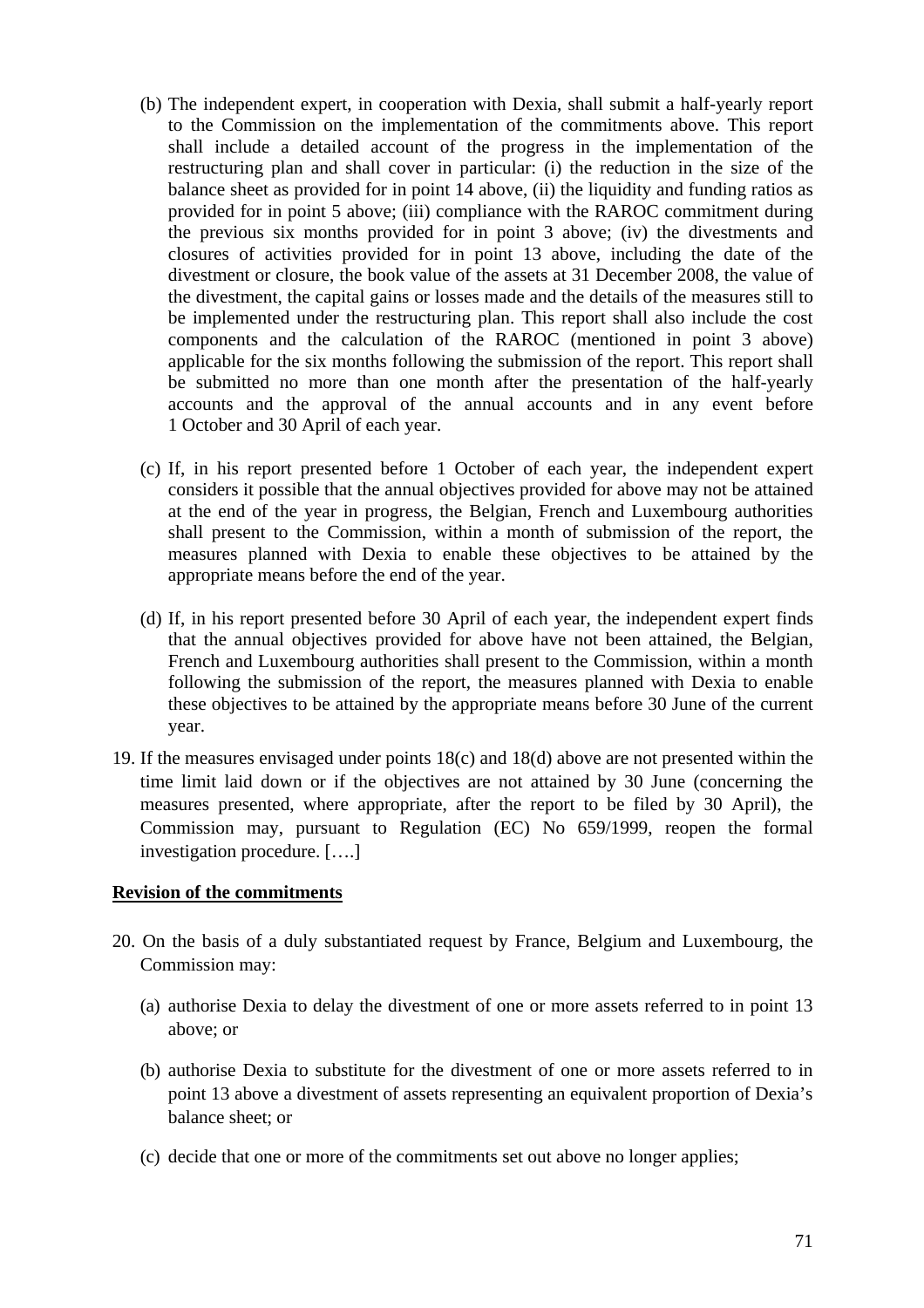(b) The independent expert, in cooperation with Dexia, shall submit a half-yearly report to the Commission on the implementation of the commitments above. This report shall include a detailed account of the progress in the implementation of the restructuring plan and shall cover in particular: (i) the reduction in the size of the balance sheet as provided for in point 14 above, (ii) the liquidity and funding ratios as provided for in point 5 above; (iii) compliance with the RAROC commitment during the previous six months provided for in point 3 above; (iv) the divestments and closures of activities provided for in point 13 above, including the date of the divestment or closure, the book value of the assets at 31 December 2008, the value of the divestment, the capital gains or losses made and the details of the measures still to be implemented under the restructuring plan. This report shall also include the cost components and the calculation of the RAROC (mentioned in point 3 above) applicable for the six months following the submission of the report. This report shall be submitted no more than one month after the presentation of the half-yearly accounts and the approval of the annual accounts and in any event before 1 October and 30 April of each year.

(c) If, in his report presented before 1 October of each year, the independent expert considers it possible that the annual objectives provided for above may not be attained at the end of the year in progress, the Belgian, French and Luxembourg authorities shall present to the Commission, within a month of submission of the report, the measures planned with Dexia to enable these objectives to be attained by the appropriate means before the end of the year.

(d) If, in his report presented before 30 April of each year, the independent expert finds that the annual objectives provided for above have not been attained, the Belgian, French and Luxembourg authorities shall present to the Commission, within a month following the submission of the report, the measures planned with Dexia to enable these objectives to be attained by the appropriate means before 30 June of the current year.

19. If the measures envisaged under points 18(c) and 18(d) above are not presented within the time limit laid down or if the objectives are not attained by 30 June (concerning the measures presented, where appropriate, after the report to be filed by 30 April), the Commission may, pursuant to Regulation (EC) No 659/1999, reopen the formal investigation procedure. [….]

**Revision of the commitments**

20. On the basis of a duly substantiated request by France, Belgium and Luxembourg, the Commission may:

(a) authorise Dexia to delay the divestment of one or more assets referred to in point 13 above; or

(b) authorise Dexia to substitute for the divestment of one or more assets referred to in point 13 above a divestment of assets representing an equivalent proportion of Dexia's balance sheet; or

(c) decide that one or more of the commitments set out above no longer applies;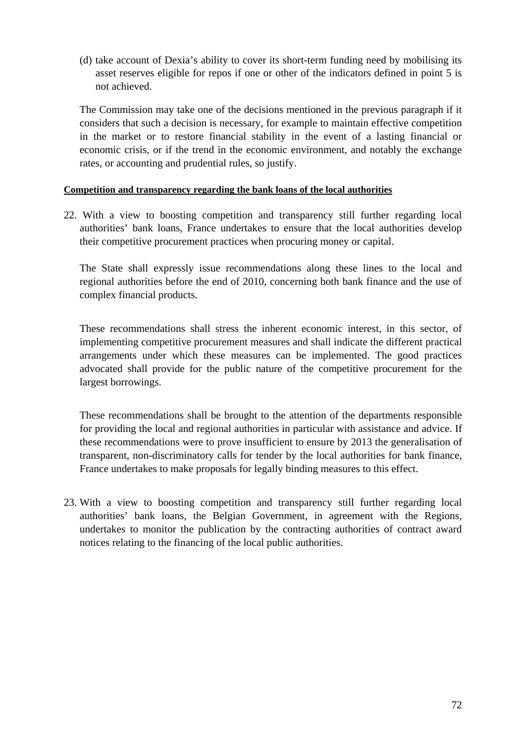(d) take account of Dexia's ability to cover its short-term funding need by mobilising its asset reserves eligible for repos if one or other of the indicators defined in point 5 is not achieved.

The Commission may take one of the decisions mentioned in the previous paragraph if it considers that such a decision is necessary, for example to maintain effective competition in the market or to restore financial stability in the event of a lasting financial or economic crisis, or if the trend in the economic environment, and notably the exchange rates, or accounting and prudential rules, so justify.

**Competition and transparency regarding the bank loans of the local authorities**

22. With a view to boosting competition and transparency still further regarding local authorities' bank loans, France undertakes to ensure that the local authorities develop their competitive procurement practices when procuring money or capital.

The State shall expressly issue recommendations along these lines to the local and regional authorities before the end of 2010, concerning both bank finance and the use of complex financial products.

These recommendations shall stress the inherent economic interest, in this sector, of implementing competitive procurement measures and shall indicate the different practical arrangements under which these measures can be implemented. The good practices advocated shall provide for the public nature of the competitive procurement for the largest borrowings.

These recommendations shall be brought to the attention of the departments responsible for providing the local and regional authorities in particular with assistance and advice. If these recommendations were to prove insufficient to ensure by 2013 the generalisation of transparent, non-discriminatory calls for tender by the local authorities for bank finance, France undertakes to make proposals for legally binding measures to this effect.

23. With a view to boosting competition and transparency still further regarding local authorities' bank loans, the Belgian Government, in agreement with the Regions, undertakes to monitor the publication by the contracting authorities of contract award notices relating to the financing of the local public authorities.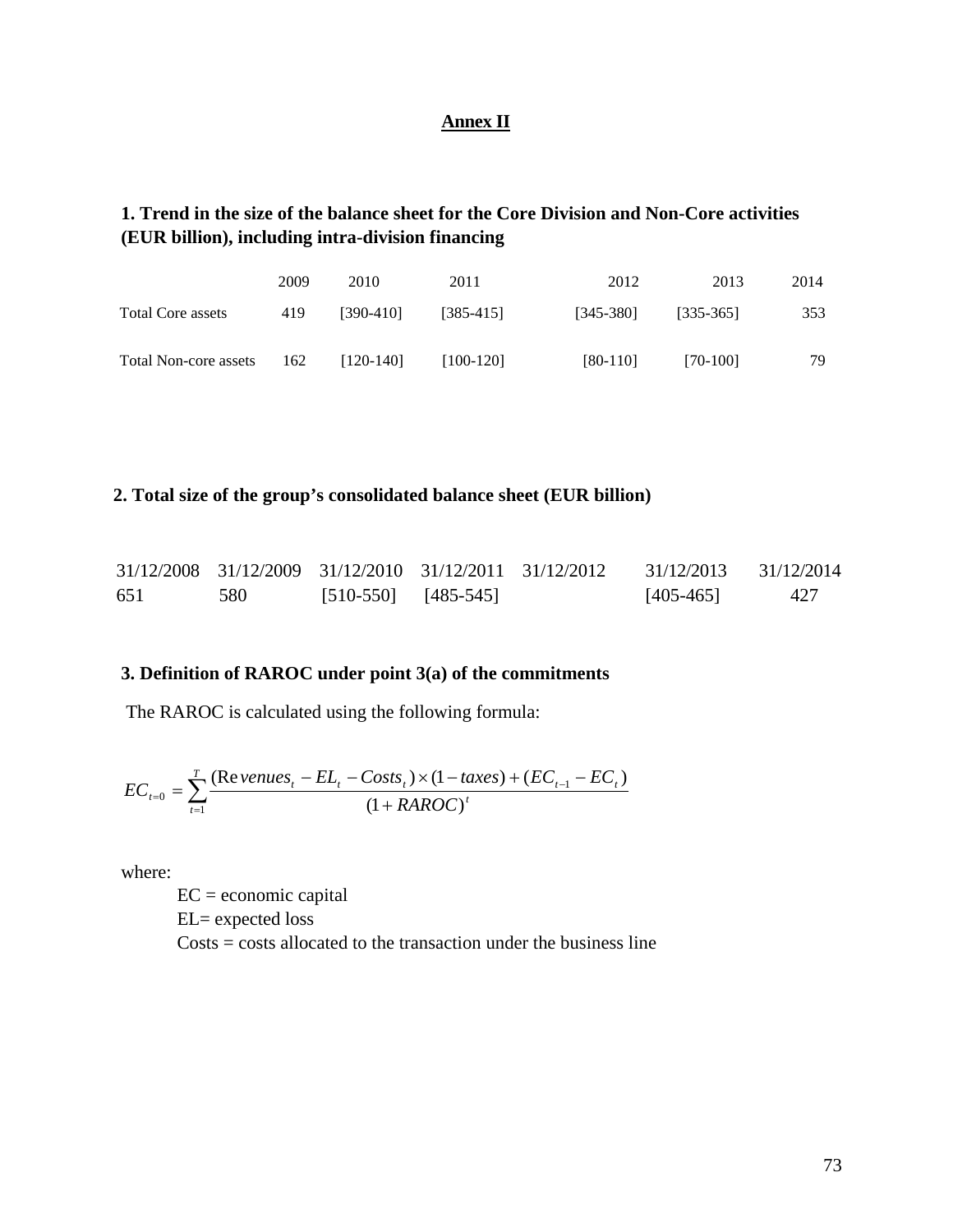## Annex II

### 1. Trend in the size of the balance sheet for the Core Division and Non-Core activities (EUR billion), including intra-division financing

| | 2009 | 2010 | 2011 | 2012 | 2013 | 2014 |
|---|---|---|---|---|---|---|
| Total Core assets | 419 | [390-410] | [385-415] | [345-380] | [335-365] | 353 |
| Total Non-core assets | 162 | [120-140] | [100-120] | [80-110] | [70-100] | 79 |

### 2. Total size of the group's consolidated balance sheet (EUR billion)

| 31/12/2008 | 31/12/2009 | 31/12/2010 | 31/12/2011 | 31/12/2012 | 31/12/2013 | 31/12/2014 |
|---|---|---|---|---|---|---|
| 651 | 580 | [510-550] | [485-545] | | [405-465] | 427 |

### 3. Definition of RAROC under point 3(a) of the commitments

The RAROC is calculated using the following formula:

$$EC_{t=0} = \sum_{t=1}^{T} \frac{(Revenues_t - EL_t - Costs_t) \times (1 - taxes) + (EC_{t-1} - EC_t)}{(1 + RAROC)^t}$$

where:

EC = economic capital

EL= expected loss

Costs = costs allocated to the transaction under the business line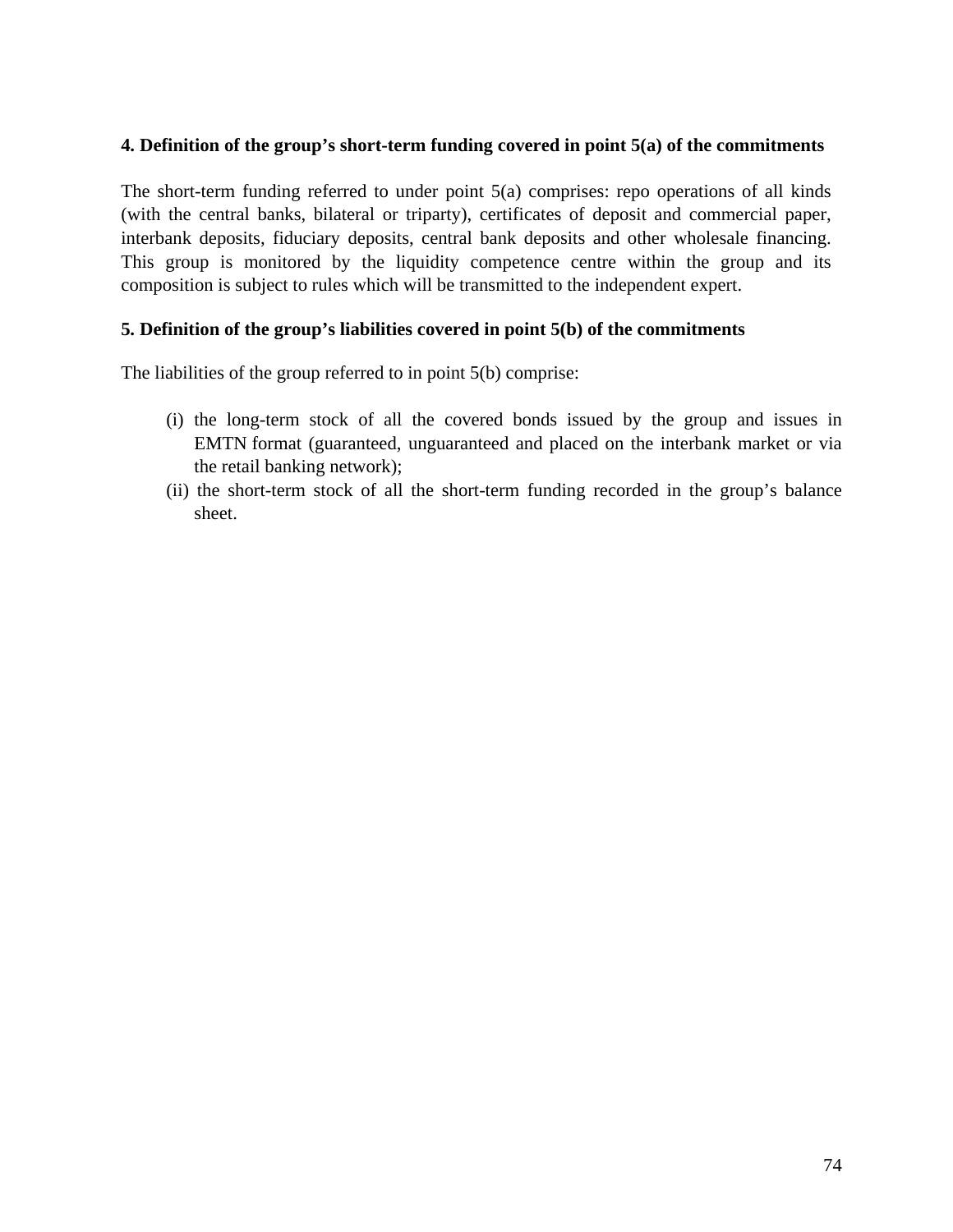**4. Definition of the group's short-term funding covered in point 5(a) of the commitments**

The short-term funding referred to under point 5(a) comprises: repo operations of all kinds (with the central banks, bilateral or triparty), certificates of deposit and commercial paper, interbank deposits, fiduciary deposits, central bank deposits and other wholesale financing. This group is monitored by the liquidity competence centre within the group and its composition is subject to rules which will be transmitted to the independent expert.

**5. Definition of the group's liabilities covered in point 5(b) of the commitments**

The liabilities of the group referred to in point 5(b) comprise:

(i) the long-term stock of all the covered bonds issued by the group and issues in EMTN format (guaranteed, unguaranteed and placed on the interbank market or via the retail banking network);

(ii) the short-term stock of all the short-term funding recorded in the group's balance sheet.